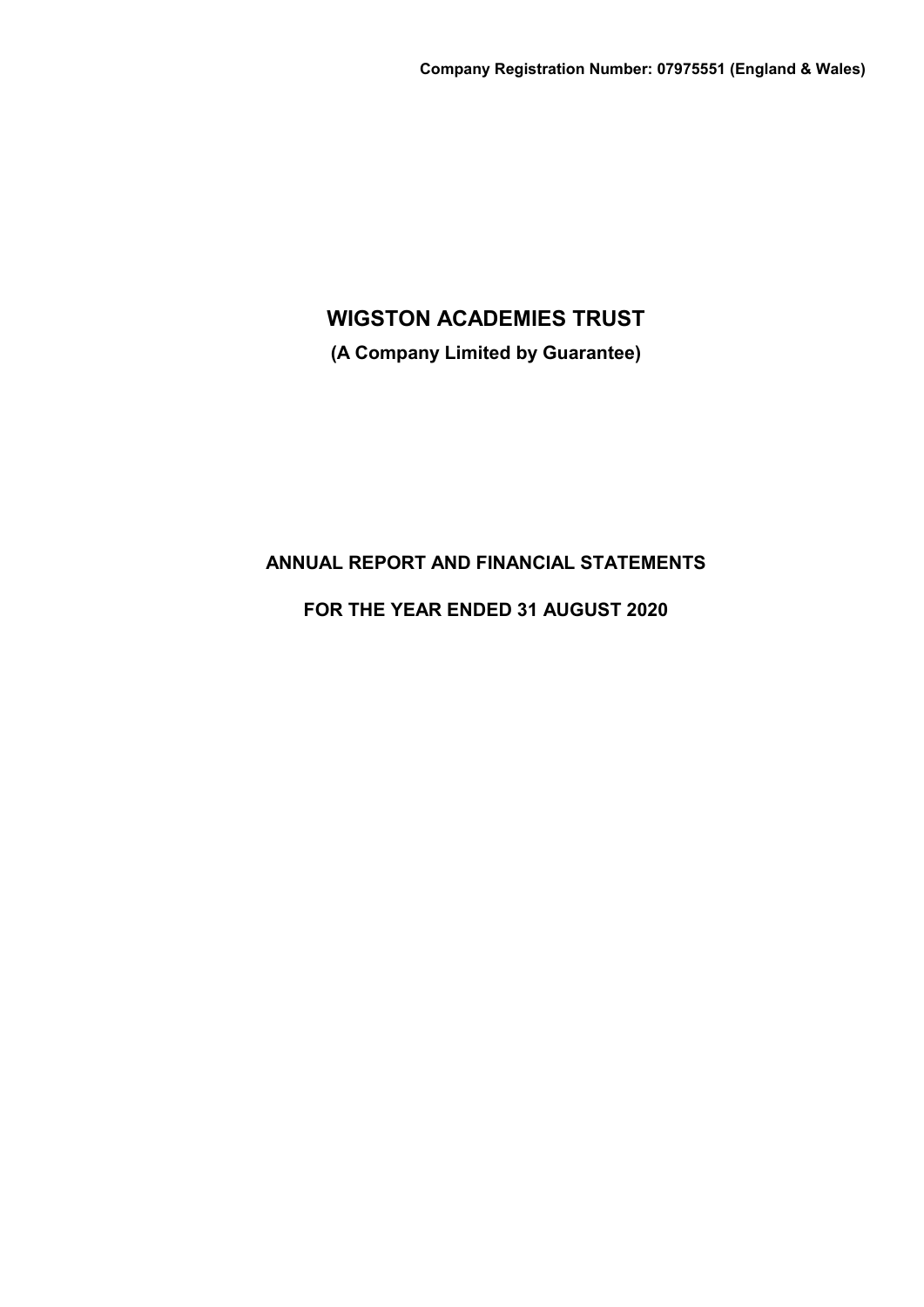**Company Registration Number: 07975551 (England & Wales)**

# WIGSTON ACADEMIES TRUST

**(A Company Limited by Guarantee)**

## ANNUAL REPORT AND FINANCIAL STATEMENTS

## FOR THE YEAR ENDED 31 AUGUST 2020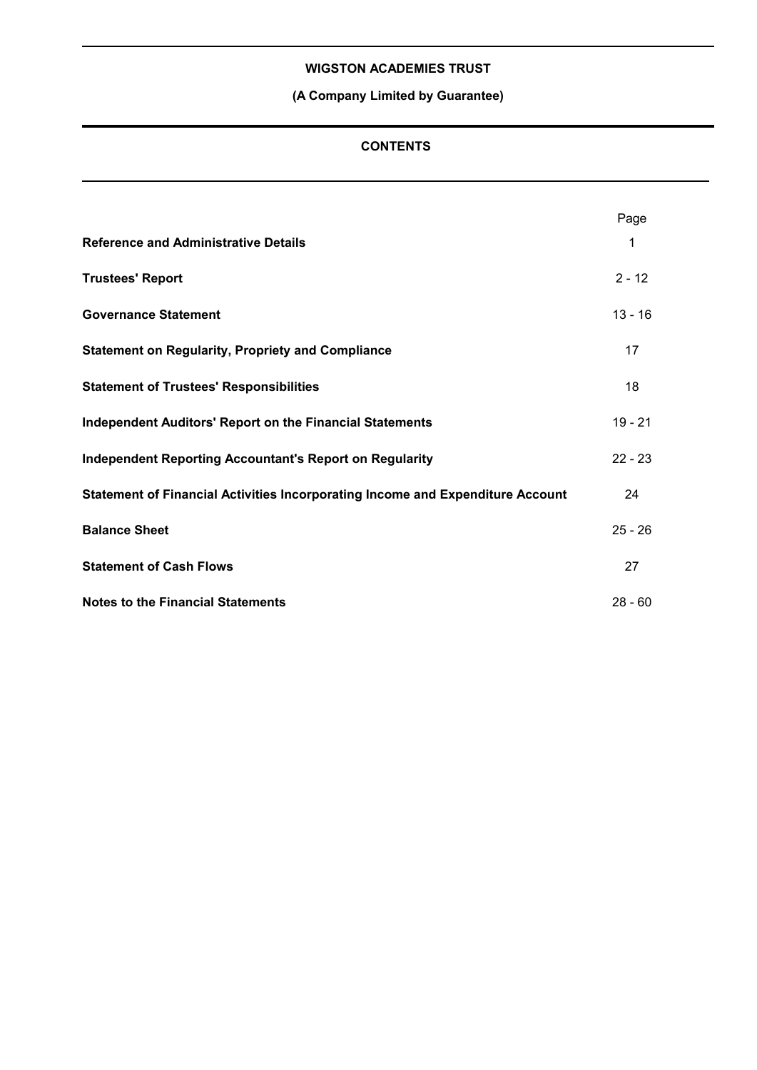**WIGSTON ACADEMIES TRUST**

**(A Company Limited by Guarantee)**

## CONTENTS

| | Page |
|---|---|
| **Reference and Administrative Details** | 1 |
| **Trustees' Report** | 2 - 12 |
| **Governance Statement** | 13 - 16 |
| **Statement on Regularity, Propriety and Compliance** | 17 |
| **Statement of Trustees' Responsibilities** | 18 |
| **Independent Auditors' Report on the Financial Statements** | 19 - 21 |
| **Independent Reporting Accountant's Report on Regularity** | 22 - 23 |
| **Statement of Financial Activities Incorporating Income and Expenditure Account** | 24 |
| **Balance Sheet** | 25 - 26 |
| **Statement of Cash Flows** | 27 |
| **Notes to the Financial Statements** | 28 - 60 |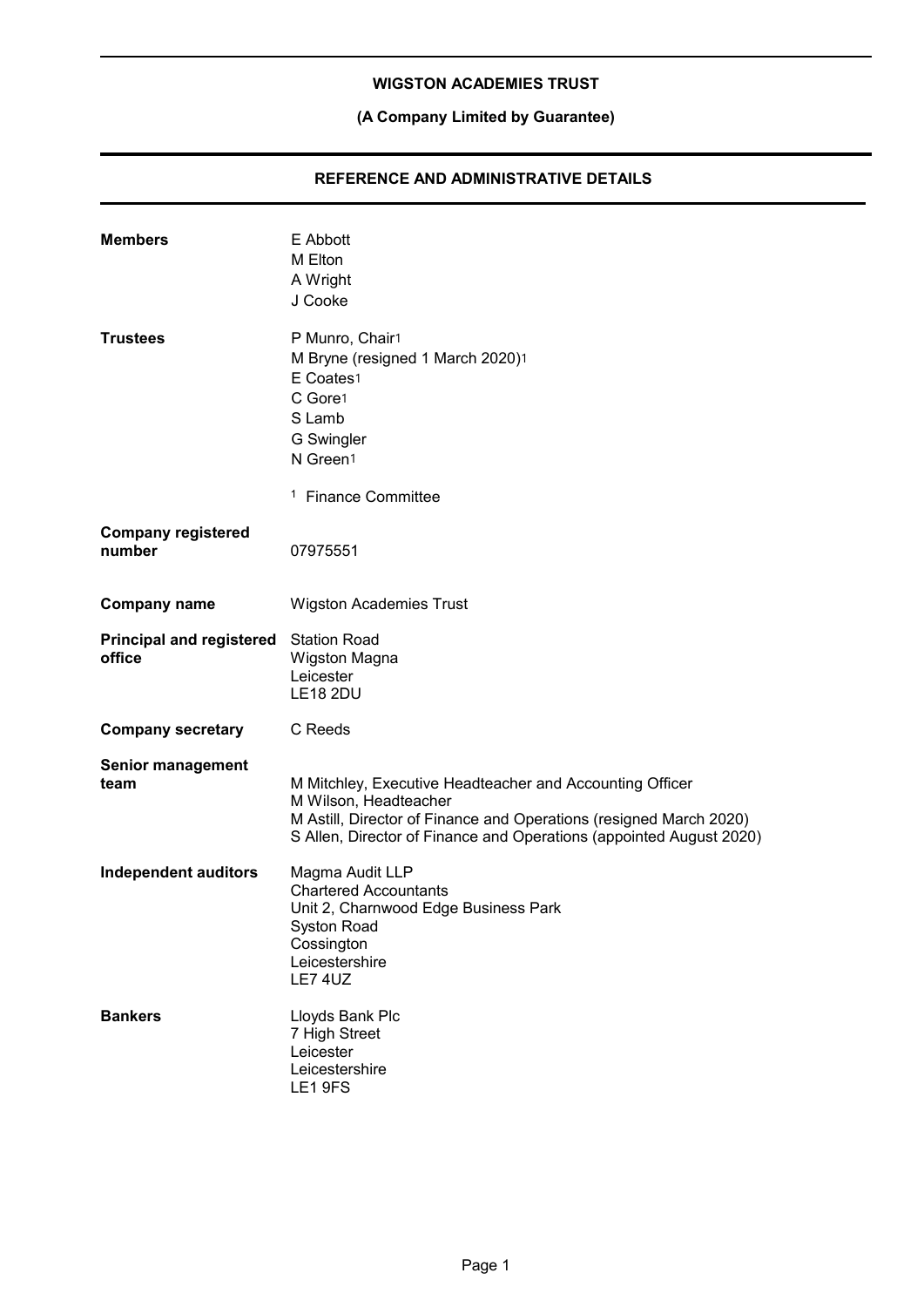**WIGSTON ACADEMIES TRUST**

**(A Company Limited by Guarantee)**

## REFERENCE AND ADMINISTRATIVE DETAILS

| | |
|---|---|
| **Members** | E Abbott<br>M Elton<br>A Wright<br>J Cooke |
| **Trustees** | P Munro, Chair[1]<br>M Bryne (resigned 1 March 2020)[1]<br>E Coates[1]<br>C Gore[1]<br>S Lamb<br>G Swingler<br>N Green[1]<br><br>[1] Finance Committee |
| **Company registered number** | 07975551 |
| **Company name** | Wigston Academies Trust |
| **Principal and registered office** | Station Road<br>Wigston Magna<br>Leicester<br>LE18 2DU |
| **Company secretary** | C Reeds |
| **Senior management team** | M Mitchley, Executive Headteacher and Accounting Officer<br>M Wilson, Headteacher<br>M Astill, Director of Finance and Operations (resigned March 2020)<br>S Allen, Director of Finance and Operations (appointed August 2020) |
| **Independent auditors** | Magma Audit LLP<br>Chartered Accountants<br>Unit 2, Charnwood Edge Business Park<br>Syston Road<br>Cossington<br>Leicestershire<br>LE7 4UZ |
| **Bankers** | Lloyds Bank Plc<br>7 High Street<br>Leicester<br>Leicestershire<br>LE1 9FS |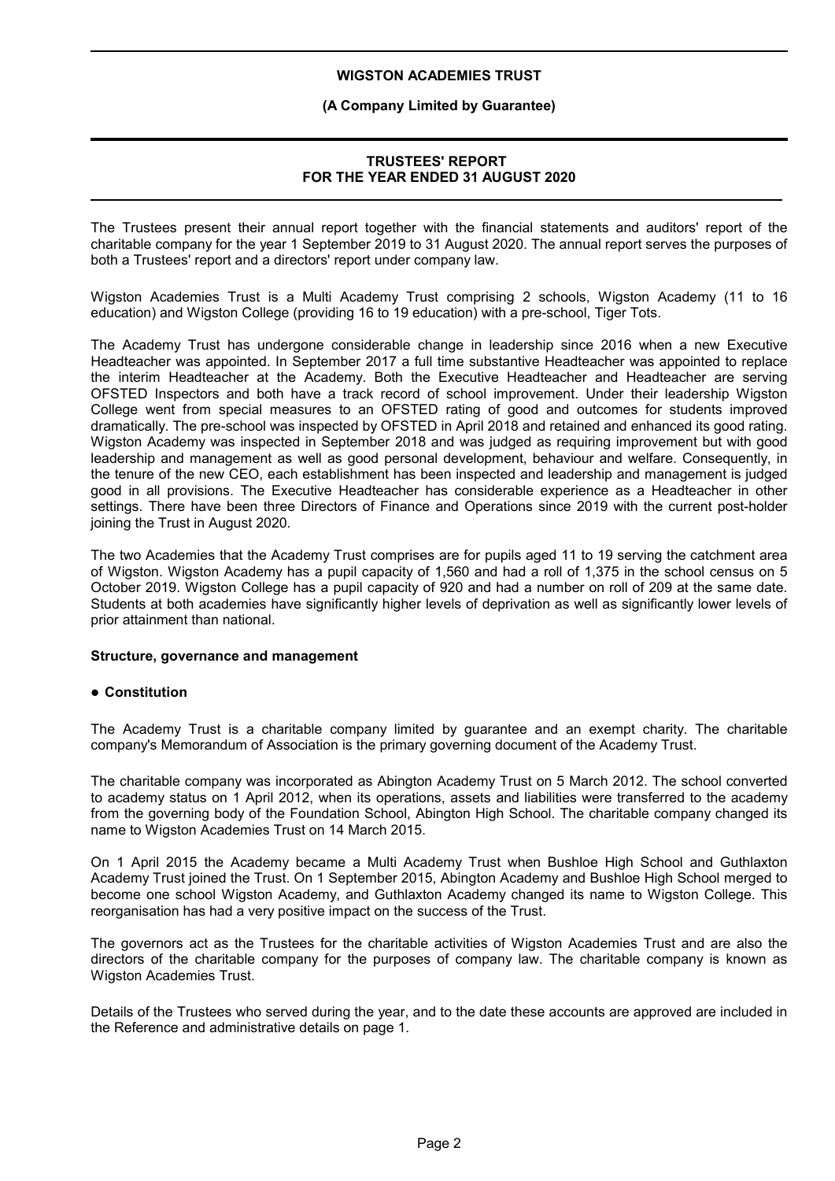# WIGSTON ACADEMIES TRUST

**(A Company Limited by Guarantee)**

## TRUSTEES' REPORT FOR THE YEAR ENDED 31 AUGUST 2020

The Trustees present their annual report together with the financial statements and auditors' report of the charitable company for the year 1 September 2019 to 31 August 2020. The annual report serves the purposes of both a Trustees' report and a directors' report under company law.

Wigston Academies Trust is a Multi Academy Trust comprising 2 schools, Wigston Academy (11 to 16 education) and Wigston College (providing 16 to 19 education) with a pre-school, Tiger Tots.

The Academy Trust has undergone considerable change in leadership since 2016 when a new Executive Headteacher was appointed. In September 2017 a full time substantive Headteacher was appointed to replace the interim Headteacher at the Academy. Both the Executive Headteacher and Headteacher are serving OFSTED Inspectors and both have a track record of school improvement. Under their leadership Wigston College went from special measures to an OFSTED rating of good and outcomes for students improved dramatically. The pre-school was inspected by OFSTED in April 2018 and retained and enhanced its good rating. Wigston Academy was inspected in September 2018 and was judged as requiring improvement but with good leadership and management as well as good personal development, behaviour and welfare. Consequently, in the tenure of the new CEO, each establishment has been inspected and leadership and management is judged good in all provisions. The Executive Headteacher has considerable experience as a Headteacher in other settings. There have been three Directors of Finance and Operations since 2019 with the current post-holder joining the Trust in August 2020.

The two Academies that the Academy Trust comprises are for pupils aged 11 to 19 serving the catchment area of Wigston. Wigston Academy has a pupil capacity of 1,560 and had a roll of 1,375 in the school census on 5 October 2019. Wigston College has a pupil capacity of 920 and had a number on roll of 209 at the same date. Students at both academies have significantly higher levels of deprivation as well as significantly lower levels of prior attainment than national.

### Structure, governance and management

- **Constitution**

The Academy Trust is a charitable company limited by guarantee and an exempt charity. The charitable company's Memorandum of Association is the primary governing document of the Academy Trust.

The charitable company was incorporated as Abington Academy Trust on 5 March 2012. The school converted to academy status on 1 April 2012, when its operations, assets and liabilities were transferred to the academy from the governing body of the Foundation School, Abington High School. The charitable company changed its name to Wigston Academies Trust on 14 March 2015.

On 1 April 2015 the Academy became a Multi Academy Trust when Bushloe High School and Guthlaxton Academy Trust joined the Trust. On 1 September 2015, Abington Academy and Bushloe High School merged to become one school Wigston Academy, and Guthlaxton Academy changed its name to Wigston College. This reorganisation has had a very positive impact on the success of the Trust.

The governors act as the Trustees for the charitable activities of Wigston Academies Trust and are also the directors of the charitable company for the purposes of company law. The charitable company is known as Wigston Academies Trust.

Details of the Trustees who served during the year, and to the date these accounts are approved are included in the Reference and administrative details on page 1.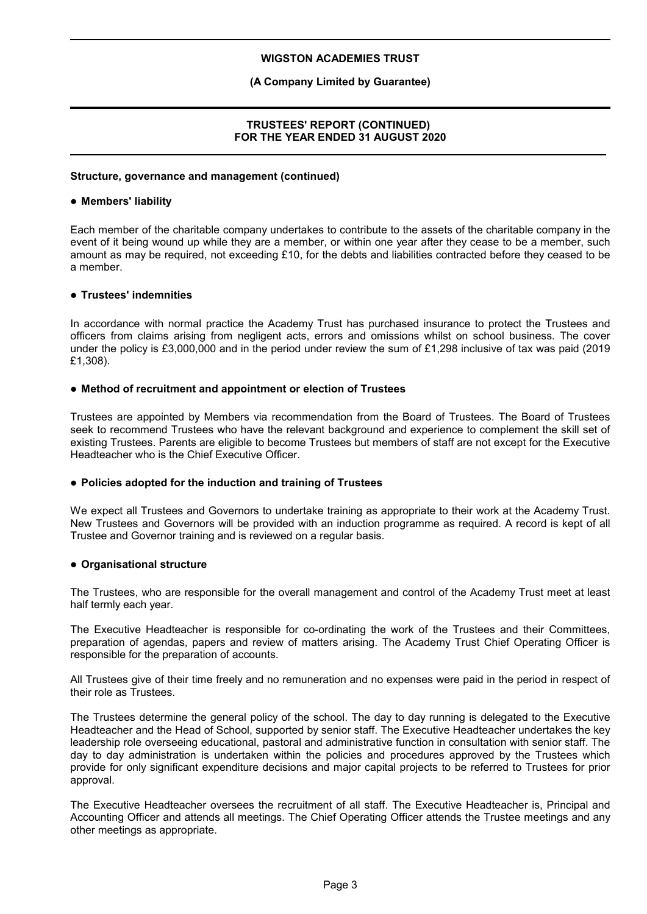**Structure, governance and management (continued)**

- **Members' liability**

Each member of the charitable company undertakes to contribute to the assets of the charitable company in the event of it being wound up while they are a member, or within one year after they cease to be a member, such amount as may be required, not exceeding £10, for the debts and liabilities contracted before they ceased to be a member.

- **Trustees' indemnities**

In accordance with normal practice the Academy Trust has purchased insurance to protect the Trustees and officers from claims arising from negligent acts, errors and omissions whilst on school business. The cover under the policy is £3,000,000 and in the period under review the sum of £1,298 inclusive of tax was paid (2019 £1,308).

- **Method of recruitment and appointment or election of Trustees**

Trustees are appointed by Members via recommendation from the Board of Trustees. The Board of Trustees seek to recommend Trustees who have the relevant background and experience to complement the skill set of existing Trustees. Parents are eligible to become Trustees but members of staff are not except for the Executive Headteacher who is the Chief Executive Officer.

- **Policies adopted for the induction and training of Trustees**

We expect all Trustees and Governors to undertake training as appropriate to their work at the Academy Trust. New Trustees and Governors will be provided with an induction programme as required. A record is kept of all Trustee and Governor training and is reviewed on a regular basis.

- **Organisational structure**

The Trustees, who are responsible for the overall management and control of the Academy Trust meet at least half termly each year.

The Executive Headteacher is responsible for co-ordinating the work of the Trustees and their Committees, preparation of agendas, papers and review of matters arising. The Academy Trust Chief Operating Officer is responsible for the preparation of accounts.

All Trustees give of their time freely and no remuneration and no expenses were paid in the period in respect of their role as Trustees.

The Trustees determine the general policy of the school. The day to day running is delegated to the Executive Headteacher and the Head of School, supported by senior staff. The Executive Headteacher undertakes the key leadership role overseeing educational, pastoral and administrative function in consultation with senior staff. The day to day administration is undertaken within the policies and procedures approved by the Trustees which provide for only significant expenditure decisions and major capital projects to be referred to Trustees for prior approval.

The Executive Headteacher oversees the recruitment of all staff. The Executive Headteacher is, Principal and Accounting Officer and attends all meetings. The Chief Operating Officer attends the Trustee meetings and any other meetings as appropriate.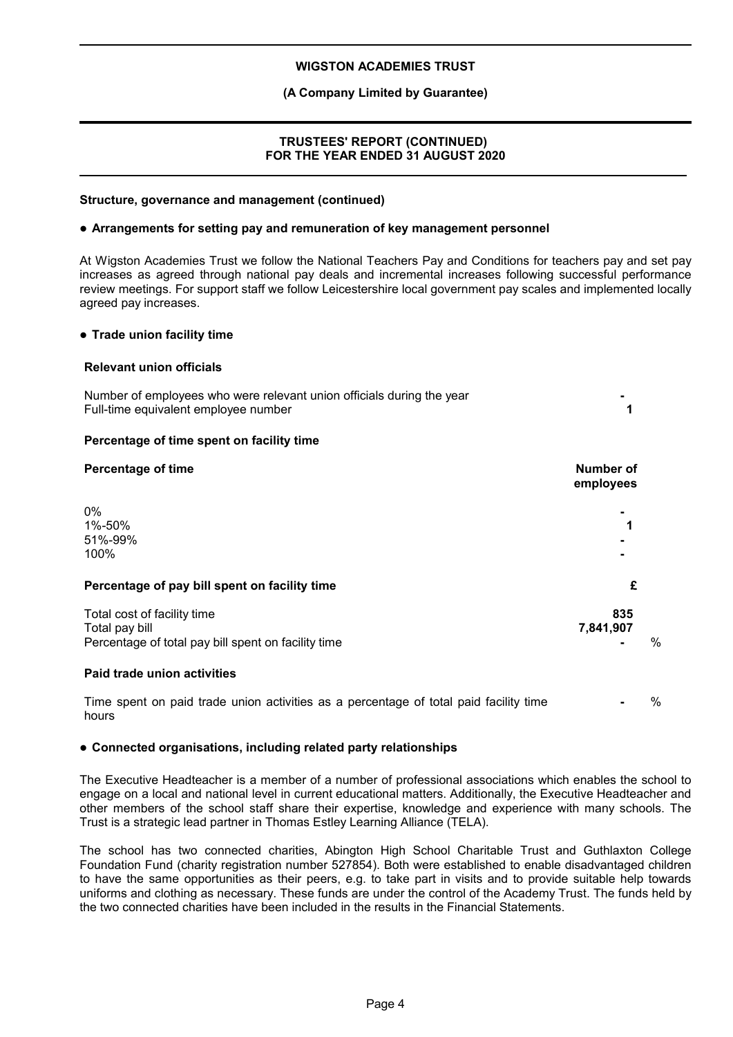**Structure, governance and management (continued)**

**● Arrangements for setting pay and remuneration of key management personnel**

At Wigston Academies Trust we follow the National Teachers Pay and Conditions for teachers pay and set pay increases as agreed through national pay deals and incremental increases following successful performance review meetings. For support staff we follow Leicestershire local government pay scales and implemented locally agreed pay increases.

**● Trade union facility time**

**Relevant union officials**

| | |
|---|---|
| Number of employees who were relevant union officials during the year | **-** |
| Full-time equivalent employee number | **1** |

**Percentage of time spent on facility time**

| Percentage of time | Number of employees |
|---|---|
| 0% | **-** |
| 1%-50% | **1** |
| 51%-99% | **-** |
| 100% | **-** |

**Percentage of pay bill spent on facility time**

| | £ | |
|---|---|---|
| Total cost of facility time | **835** | |
| Total pay bill | **7,841,907** | |
| Percentage of total pay bill spent on facility time | **-** | % |

**Paid trade union activities**

| | | |
|---|---|---|
| Time spent on paid trade union activities as a percentage of total paid facility time hours | **-** | % |

**● Connected organisations, including related party relationships**

The Executive Headteacher is a member of a number of professional associations which enables the school to engage on a local and national level in current educational matters. Additionally, the Executive Headteacher and other members of the school staff share their expertise, knowledge and experience with many schools. The Trust is a strategic lead partner in Thomas Estley Learning Alliance (TELA).

The school has two connected charities, Abington High School Charitable Trust and Guthlaxton College Foundation Fund (charity registration number 527854). Both were established to enable disadvantaged children to have the same opportunities as their peers, e.g. to take part in visits and to provide suitable help towards uniforms and clothing as necessary. These funds are under the control of the Academy Trust. The funds held by the two connected charities have been included in the results in the Financial Statements.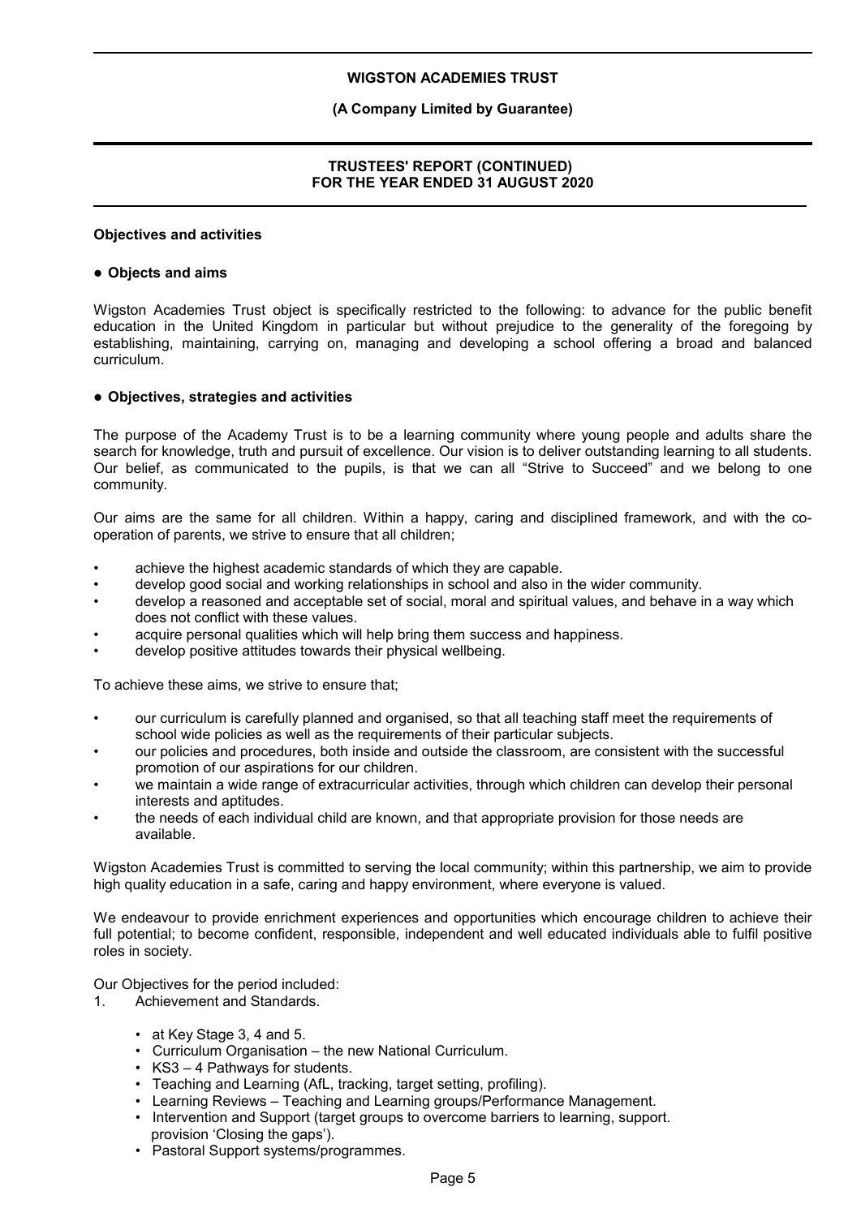## Objectives and activities

### ● Objects and aims

Wigston Academies Trust object is specifically restricted to the following: to advance for the public benefit education in the United Kingdom in particular but without prejudice to the generality of the foregoing by establishing, maintaining, carrying on, managing and developing a school offering a broad and balanced curriculum.

### ● Objectives, strategies and activities

The purpose of the Academy Trust is to be a learning community where young people and adults share the search for knowledge, truth and pursuit of excellence. Our vision is to deliver outstanding learning to all students. Our belief, as communicated to the pupils, is that we can all "Strive to Succeed" and we belong to one community.

Our aims are the same for all children. Within a happy, caring and disciplined framework, and with the co-operation of parents, we strive to ensure that all children;

- achieve the highest academic standards of which they are capable.
- develop good social and working relationships in school and also in the wider community.
- develop a reasoned and acceptable set of social, moral and spiritual values, and behave in a way which does not conflict with these values.
- acquire personal qualities which will help bring them success and happiness.
- develop positive attitudes towards their physical wellbeing.

To achieve these aims, we strive to ensure that;

- our curriculum is carefully planned and organised, so that all teaching staff meet the requirements of school wide policies as well as the requirements of their particular subjects.
- our policies and procedures, both inside and outside the classroom, are consistent with the successful promotion of our aspirations for our children.
- we maintain a wide range of extracurricular activities, through which children can develop their personal interests and aptitudes.
- the needs of each individual child are known, and that appropriate provision for those needs are available.

Wigston Academies Trust is committed to serving the local community; within this partnership, we aim to provide high quality education in a safe, caring and happy environment, where everyone is valued.

We endeavour to provide enrichment experiences and opportunities which encourage children to achieve their full potential; to become confident, responsible, independent and well educated individuals able to fulfil positive roles in society.

Our Objectives for the period included:

1. Achievement and Standards.
   - at Key Stage 3, 4 and 5.
   - Curriculum Organisation – the new National Curriculum.
   - KS3 – 4 Pathways for students.
   - Teaching and Learning (AfL, tracking, target setting, profiling).
   - Learning Reviews – Teaching and Learning groups/Performance Management.
   - Intervention and Support (target groups to overcome barriers to learning, support. provision 'Closing the gaps').
   - Pastoral Support systems/programmes.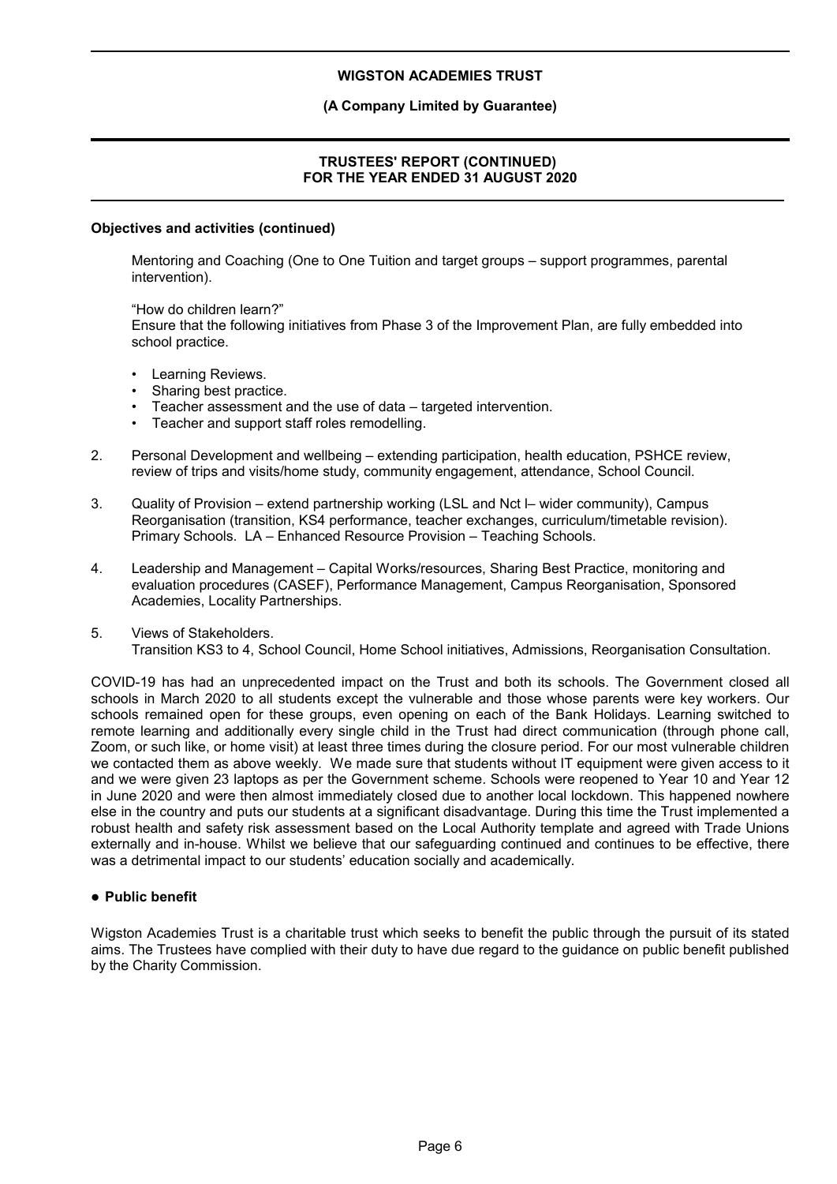### Objectives and activities (continued)

Mentoring and Coaching (One to One Tuition and target groups – support programmes, parental intervention).

"How do children learn?"
Ensure that the following initiatives from Phase 3 of the Improvement Plan, are fully embedded into school practice.

- Learning Reviews.
- Sharing best practice.
- Teacher assessment and the use of data – targeted intervention.
- Teacher and support staff roles remodelling.

2. Personal Development and wellbeing – extending participation, health education, PSHCE review, review of trips and visits/home study, community engagement, attendance, School Council.

3. Quality of Provision – extend partnership working (LSL and Nct l– wider community), Campus Reorganisation (transition, KS4 performance, teacher exchanges, curriculum/timetable revision). Primary Schools. LA – Enhanced Resource Provision – Teaching Schools.

4. Leadership and Management – Capital Works/resources, Sharing Best Practice, monitoring and evaluation procedures (CASEF), Performance Management, Campus Reorganisation, Sponsored Academies, Locality Partnerships.

5. Views of Stakeholders.
   Transition KS3 to 4, School Council, Home School initiatives, Admissions, Reorganisation Consultation.

COVID-19 has had an unprecedented impact on the Trust and both its schools. The Government closed all schools in March 2020 to all students except the vulnerable and those whose parents were key workers. Our schools remained open for these groups, even opening on each of the Bank Holidays. Learning switched to remote learning and additionally every single child in the Trust had direct communication (through phone call, Zoom, or such like, or home visit) at least three times during the closure period. For our most vulnerable children we contacted them as above weekly. We made sure that students without IT equipment were given access to it and we were given 23 laptops as per the Government scheme. Schools were reopened to Year 10 and Year 12 in June 2020 and were then almost immediately closed due to another local lockdown. This happened nowhere else in the country and puts our students at a significant disadvantage. During this time the Trust implemented a robust health and safety risk assessment based on the Local Authority template and agreed with Trade Unions externally and in-house. Whilst we believe that our safeguarding continued and continues to be effective, there was a detrimental impact to our students' education socially and academically.

### ● Public benefit

Wigston Academies Trust is a charitable trust which seeks to benefit the public through the pursuit of its stated aims. The Trustees have complied with their duty to have due regard to the guidance on public benefit published by the Charity Commission.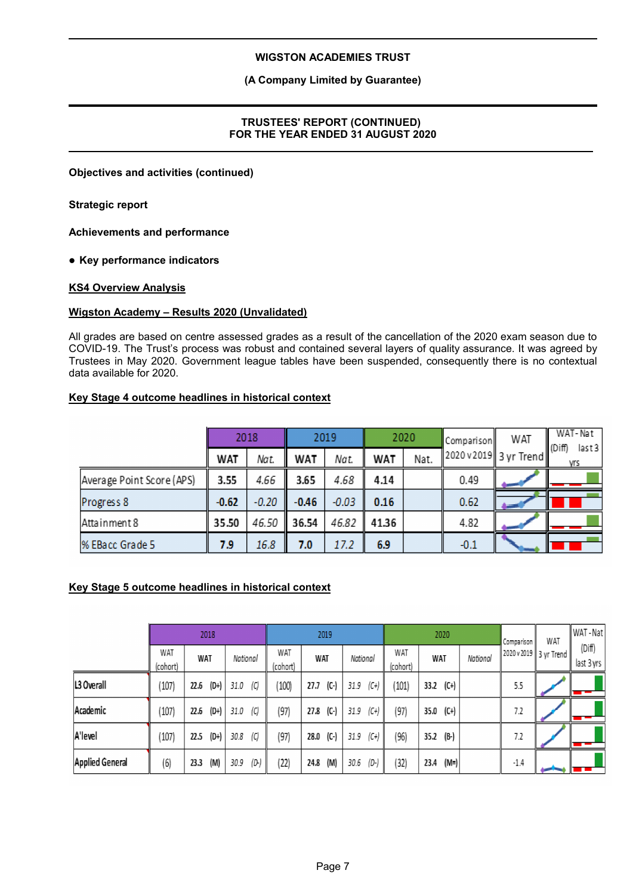**Objectives and activities (continued)**

**Strategic report**

**Achievements and performance**

- **Key performance indicators**

**KS4 Overview Analysis**

**Wigston Academy – Results 2020 (Unvalidated)**

All grades are based on centre assessed grades as a result of the cancellation of the 2020 exam season due to COVID-19. The Trust's process was robust and contained several layers of quality assurance. It was agreed by Trustees in May 2020. Government league tables have been suspended, consequently there is no contextual data available for 2020.

**Key Stage 4 outcome headlines in historical context**

| | 2018 | | 2019 | | 2020 | | Comparison 2020 v 2019 | WAT 3 yr Trend | WAT - Nat (Diff) last 3 yrs |
|---|---|---|---|---|---|---|---|---|---|
| | WAT | Nat. | WAT | Nat. | WAT | Nat. | | | |
| Average Point Score (APS) | 3.55 | 4.66 | 3.65 | 4.68 | 4.14 | | 0.49 | | |
| Progress 8 | -0.62 | -0.20 | -0.46 | -0.03 | 0.16 | | 0.62 | | |
| Attainment 8 | 35.50 | 46.50 | 36.54 | 46.82 | 41.36 | | 4.82 | | |
| % EBacc Grade 5 | 7.9 | 16.8 | 7.0 | 17.2 | 6.9 | | -0.1 | | |

**Key Stage 5 outcome headlines in historical context**

| | 2018 | | | 2019 | | | 2020 | | | Comparison 2020 v 2019 | WAT 3 yr Trend | WAT - Nat (Diff) last 3 yrs |
|---|---|---|---|---|---|---|---|---|---|---|---|---|
| | WAT (cohort) | WAT | National | WAT (cohort) | WAT | National | WAT (cohort) | WAT | National | | | |
| L3 Overall | (107) | 22.6 (D+) | 31.0 (C) | (100) | 27.7 (C-) | 31.9 (C+) | (101) | 33.2 (C+) | | 5.5 | | |
| Academic | (107) | 22.6 (D+) | 31.0 (C) | (97) | 27.8 (C-) | 31.9 (C+) | (97) | 35.0 (C+) | | 7.2 | | |
| A'level | (107) | 22.5 (D+) | 30.8 (C) | (97) | 28.0 (C-) | 31.9 (C+) | (96) | 35.2 (B-) | | 7.2 | | |
| Applied General | (6) | 23.3 (M) | 30.9 (D-) | (22) | 24.8 (M) | 30.6 (D-) | (32) | 23.4 (M=) | | -1.4 | | |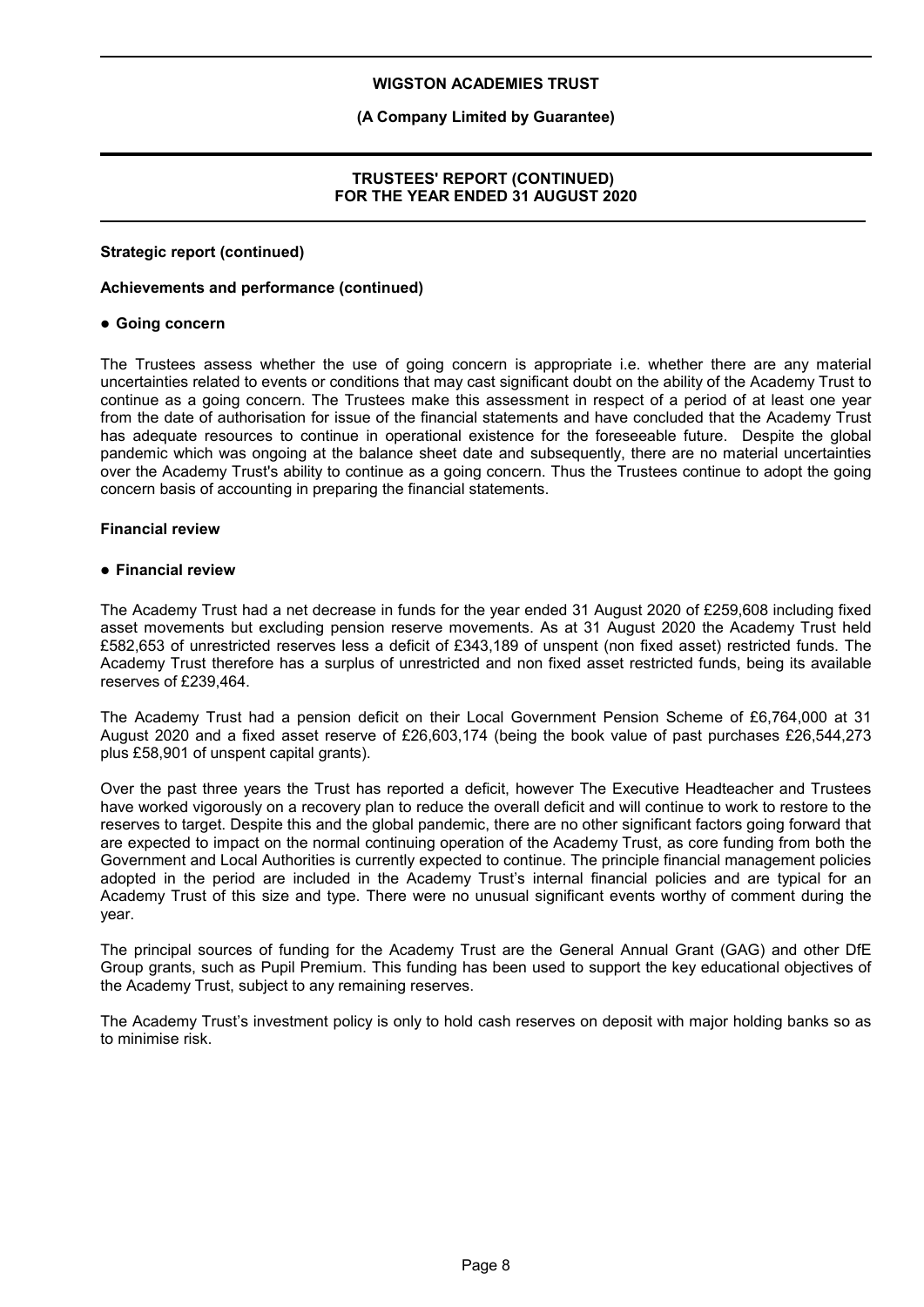**Strategic report (continued)**

**Achievements and performance (continued)**

- **Going concern**

The Trustees assess whether the use of going concern is appropriate i.e. whether there are any material uncertainties related to events or conditions that may cast significant doubt on the ability of the Academy Trust to continue as a going concern. The Trustees make this assessment in respect of a period of at least one year from the date of authorisation for issue of the financial statements and have concluded that the Academy Trust has adequate resources to continue in operational existence for the foreseeable future. Despite the global pandemic which was ongoing at the balance sheet date and subsequently, there are no material uncertainties over the Academy Trust's ability to continue as a going concern. Thus the Trustees continue to adopt the going concern basis of accounting in preparing the financial statements.

**Financial review**

- **Financial review**

The Academy Trust had a net decrease in funds for the year ended 31 August 2020 of £259,608 including fixed asset movements but excluding pension reserve movements. As at 31 August 2020 the Academy Trust held £582,653 of unrestricted reserves less a deficit of £343,189 of unspent (non fixed asset) restricted funds. The Academy Trust therefore has a surplus of unrestricted and non fixed asset restricted funds, being its available reserves of £239,464.

The Academy Trust had a pension deficit on their Local Government Pension Scheme of £6,764,000 at 31 August 2020 and a fixed asset reserve of £26,603,174 (being the book value of past purchases £26,544,273 plus £58,901 of unspent capital grants).

Over the past three years the Trust has reported a deficit, however The Executive Headteacher and Trustees have worked vigorously on a recovery plan to reduce the overall deficit and will continue to work to restore to the reserves to target. Despite this and the global pandemic, there are no other significant factors going forward that are expected to impact on the normal continuing operation of the Academy Trust, as core funding from both the Government and Local Authorities is currently expected to continue. The principle financial management policies adopted in the period are included in the Academy Trust's internal financial policies and are typical for an Academy Trust of this size and type. There were no unusual significant events worthy of comment during the year.

The principal sources of funding for the Academy Trust are the General Annual Grant (GAG) and other DfE Group grants, such as Pupil Premium. This funding has been used to support the key educational objectives of the Academy Trust, subject to any remaining reserves.

The Academy Trust's investment policy is only to hold cash reserves on deposit with major holding banks so as to minimise risk.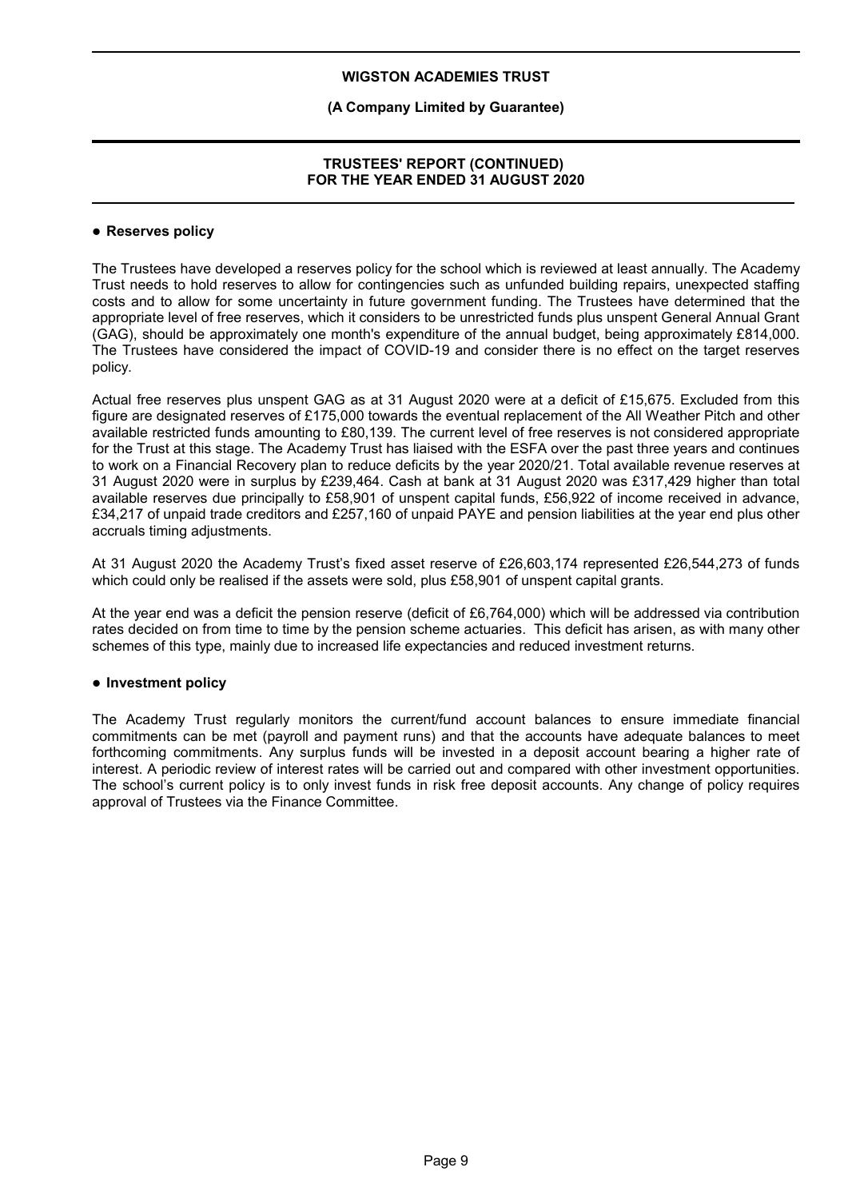### ● Reserves policy

The Trustees have developed a reserves policy for the school which is reviewed at least annually. The Academy Trust needs to hold reserves to allow for contingencies such as unfunded building repairs, unexpected staffing costs and to allow for some uncertainty in future government funding. The Trustees have determined that the appropriate level of free reserves, which it considers to be unrestricted funds plus unspent General Annual Grant (GAG), should be approximately one month's expenditure of the annual budget, being approximately £814,000. The Trustees have considered the impact of COVID-19 and consider there is no effect on the target reserves policy.

Actual free reserves plus unspent GAG as at 31 August 2020 were at a deficit of £15,675. Excluded from this figure are designated reserves of £175,000 towards the eventual replacement of the All Weather Pitch and other available restricted funds amounting to £80,139. The current level of free reserves is not considered appropriate for the Trust at this stage. The Academy Trust has liaised with the ESFA over the past three years and continues to work on a Financial Recovery plan to reduce deficits by the year 2020/21. Total available revenue reserves at 31 August 2020 were in surplus by £239,464. Cash at bank at 31 August 2020 was £317,429 higher than total available reserves due principally to £58,901 of unspent capital funds, £56,922 of income received in advance, £34,217 of unpaid trade creditors and £257,160 of unpaid PAYE and pension liabilities at the year end plus other accruals timing adjustments.

At 31 August 2020 the Academy Trust's fixed asset reserve of £26,603,174 represented £26,544,273 of funds which could only be realised if the assets were sold, plus £58,901 of unspent capital grants.

At the year end was a deficit the pension reserve (deficit of £6,764,000) which will be addressed via contribution rates decided on from time to time by the pension scheme actuaries. This deficit has arisen, as with many other schemes of this type, mainly due to increased life expectancies and reduced investment returns.

### ● Investment policy

The Academy Trust regularly monitors the current/fund account balances to ensure immediate financial commitments can be met (payroll and payment runs) and that the accounts have adequate balances to meet forthcoming commitments. Any surplus funds will be invested in a deposit account bearing a higher rate of interest. A periodic review of interest rates will be carried out and compared with other investment opportunities. The school's current policy is to only invest funds in risk free deposit accounts. Any change of policy requires approval of Trustees via the Finance Committee.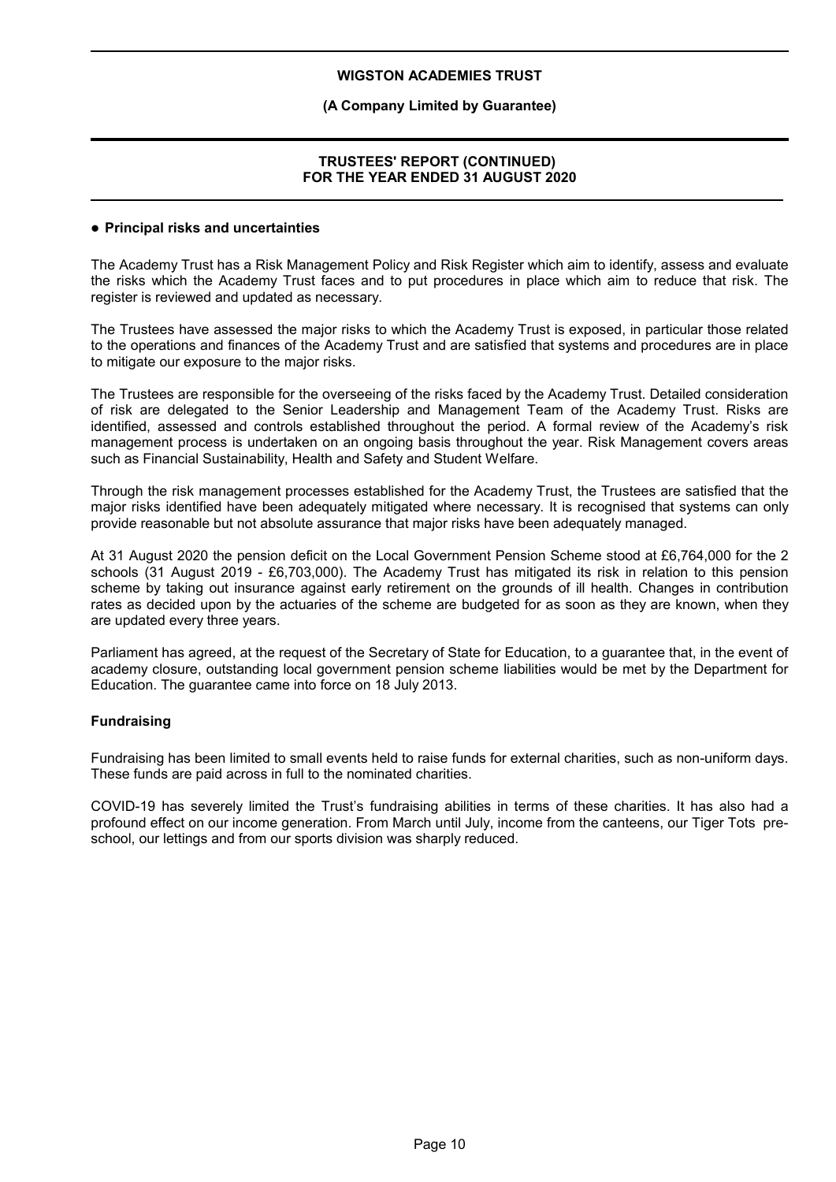## Principal risks and uncertainties

The Academy Trust has a Risk Management Policy and Risk Register which aim to identify, assess and evaluate the risks which the Academy Trust faces and to put procedures in place which aim to reduce that risk. The register is reviewed and updated as necessary.

The Trustees have assessed the major risks to which the Academy Trust is exposed, in particular those related to the operations and finances of the Academy Trust and are satisfied that systems and procedures are in place to mitigate our exposure to the major risks.

The Trustees are responsible for the overseeing of the risks faced by the Academy Trust. Detailed consideration of risk are delegated to the Senior Leadership and Management Team of the Academy Trust. Risks are identified, assessed and controls established throughout the period. A formal review of the Academy's risk management process is undertaken on an ongoing basis throughout the year. Risk Management covers areas such as Financial Sustainability, Health and Safety and Student Welfare.

Through the risk management processes established for the Academy Trust, the Trustees are satisfied that the major risks identified have been adequately mitigated where necessary. It is recognised that systems can only provide reasonable but not absolute assurance that major risks have been adequately managed.

At 31 August 2020 the pension deficit on the Local Government Pension Scheme stood at £6,764,000 for the 2 schools (31 August 2019 - £6,703,000). The Academy Trust has mitigated its risk in relation to this pension scheme by taking out insurance against early retirement on the grounds of ill health. Changes in contribution rates as decided upon by the actuaries of the scheme are budgeted for as soon as they are known, when they are updated every three years.

Parliament has agreed, at the request of the Secretary of State for Education, to a guarantee that, in the event of academy closure, outstanding local government pension scheme liabilities would be met by the Department for Education. The guarantee came into force on 18 July 2013.

## Fundraising

Fundraising has been limited to small events held to raise funds for external charities, such as non-uniform days. These funds are paid across in full to the nominated charities.

COVID-19 has severely limited the Trust's fundraising abilities in terms of these charities. It has also had a profound effect on our income generation. From March until July, income from the canteens, our Tiger Tots pre-school, our lettings and from our sports division was sharply reduced.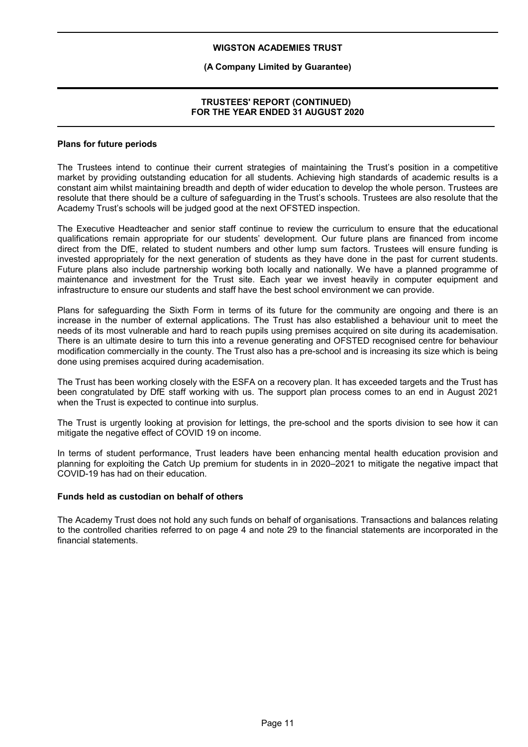### Plans for future periods

The Trustees intend to continue their current strategies of maintaining the Trust's position in a competitive market by providing outstanding education for all students. Achieving high standards of academic results is a constant aim whilst maintaining breadth and depth of wider education to develop the whole person. Trustees are resolute that there should be a culture of safeguarding in the Trust's schools. Trustees are also resolute that the Academy Trust's schools will be judged good at the next OFSTED inspection.

The Executive Headteacher and senior staff continue to review the curriculum to ensure that the educational qualifications remain appropriate for our students' development. Our future plans are financed from income direct from the DfE, related to student numbers and other lump sum factors. Trustees will ensure funding is invested appropriately for the next generation of students as they have done in the past for current students. Future plans also include partnership working both locally and nationally. We have a planned programme of maintenance and investment for the Trust site. Each year we invest heavily in computer equipment and infrastructure to ensure our students and staff have the best school environment we can provide.

Plans for safeguarding the Sixth Form in terms of its future for the community are ongoing and there is an increase in the number of external applications. The Trust has also established a behaviour unit to meet the needs of its most vulnerable and hard to reach pupils using premises acquired on site during its academisation. There is an ultimate desire to turn this into a revenue generating and OFSTED recognised centre for behaviour modification commercially in the county. The Trust also has a pre-school and is increasing its size which is being done using premises acquired during academisation.

The Trust has been working closely with the ESFA on a recovery plan. It has exceeded targets and the Trust has been congratulated by DfE staff working with us. The support plan process comes to an end in August 2021 when the Trust is expected to continue into surplus.

The Trust is urgently looking at provision for lettings, the pre-school and the sports division to see how it can mitigate the negative effect of COVID 19 on income.

In terms of student performance, Trust leaders have been enhancing mental health education provision and planning for exploiting the Catch Up premium for students in in 2020–2021 to mitigate the negative impact that COVID-19 has had on their education.

### Funds held as custodian on behalf of others

The Academy Trust does not hold any such funds on behalf of organisations. Transactions and balances relating to the controlled charities referred to on page 4 and note 29 to the financial statements are incorporated in the financial statements.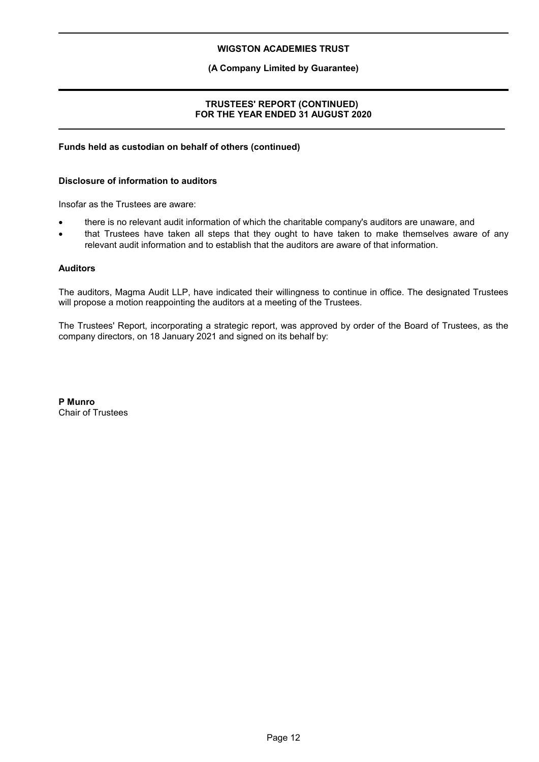### Funds held as custodian on behalf of others (continued)

### Disclosure of information to auditors

Insofar as the Trustees are aware:

- there is no relevant audit information of which the charitable company's auditors are unaware, and
- that Trustees have taken all steps that they ought to have taken to make themselves aware of any relevant audit information and to establish that the auditors are aware of that information.

### Auditors

The auditors, Magma Audit LLP, have indicated their willingness to continue in office. The designated Trustees will propose a motion reappointing the auditors at a meeting of the Trustees.

The Trustees' Report, incorporating a strategic report, was approved by order of the Board of Trustees, as the company directors, on 18 January 2021 and signed on its behalf by:

**P Munro**
Chair of Trustees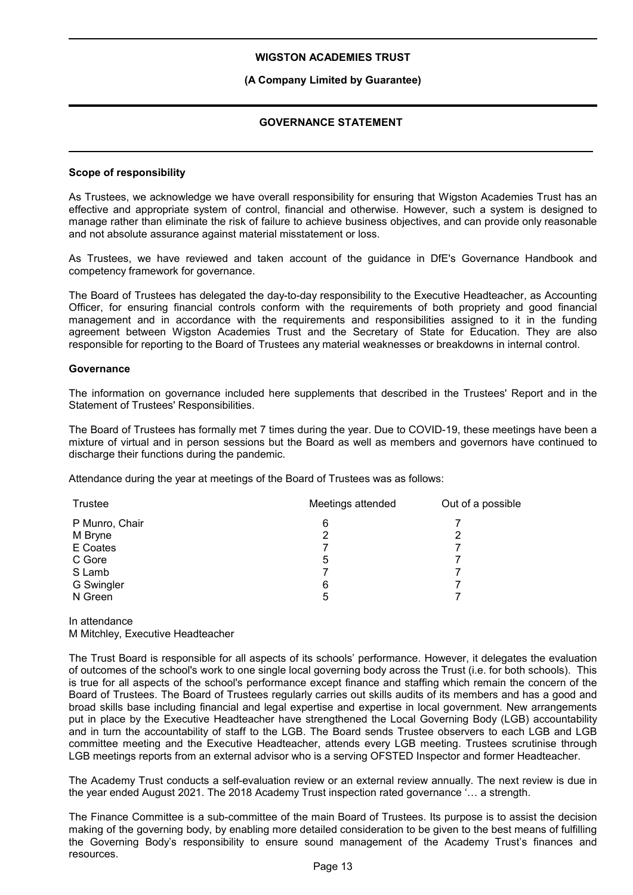# WIGSTON ACADEMIES TRUST

**(A Company Limited by Guarantee)**

## GOVERNANCE STATEMENT

### Scope of responsibility

As Trustees, we acknowledge we have overall responsibility for ensuring that Wigston Academies Trust has an effective and appropriate system of control, financial and otherwise. However, such a system is designed to manage rather than eliminate the risk of failure to achieve business objectives, and can provide only reasonable and not absolute assurance against material misstatement or loss.

As Trustees, we have reviewed and taken account of the guidance in DfE's Governance Handbook and competency framework for governance.

The Board of Trustees has delegated the day-to-day responsibility to the Executive Headteacher, as Accounting Officer, for ensuring financial controls conform with the requirements of both propriety and good financial management and in accordance with the requirements and responsibilities assigned to it in the funding agreement between Wigston Academies Trust and the Secretary of State for Education. They are also responsible for reporting to the Board of Trustees any material weaknesses or breakdowns in internal control.

### Governance

The information on governance included here supplements that described in the Trustees' Report and in the Statement of Trustees' Responsibilities.

The Board of Trustees has formally met 7 times during the year. Due to COVID-19, these meetings have been a mixture of virtual and in person sessions but the Board as well as members and governors have continued to discharge their functions during the pandemic.

Attendance during the year at meetings of the Board of Trustees was as follows:

| Trustee | Meetings attended | Out of a possible |
|---|---|---|
| P Munro, Chair | 6 | 7 |
| M Bryne | 2 | 2 |
| E Coates | 7 | 7 |
| C Gore | 5 | 7 |
| S Lamb | 7 | 7 |
| G Swingler | 6 | 7 |
| N Green | 5 | 7 |

In attendance
M Mitchley, Executive Headteacher

The Trust Board is responsible for all aspects of its schools' performance. However, it delegates the evaluation of outcomes of the school's work to one single local governing body across the Trust (i.e. for both schools). This is true for all aspects of the school's performance except finance and staffing which remain the concern of the Board of Trustees. The Board of Trustees regularly carries out skills audits of its members and has a good and broad skills base including financial and legal expertise and expertise in local government. New arrangements put in place by the Executive Headteacher have strengthened the Local Governing Body (LGB) accountability and in turn the accountability of staff to the LGB. The Board sends Trustee observers to each LGB and LGB committee meeting and the Executive Headteacher, attends every LGB meeting. Trustees scrutinise through LGB meetings reports from an external advisor who is a serving OFSTED Inspector and former Headteacher.

The Academy Trust conducts a self-evaluation review or an external review annually. The next review is due in the year ended August 2021. The 2018 Academy Trust inspection rated governance '… a strength.

The Finance Committee is a sub-committee of the main Board of Trustees. Its purpose is to assist the decision making of the governing body, by enabling more detailed consideration to be given to the best means of fulfilling the Governing Body's responsibility to ensure sound management of the Academy Trust's finances and resources.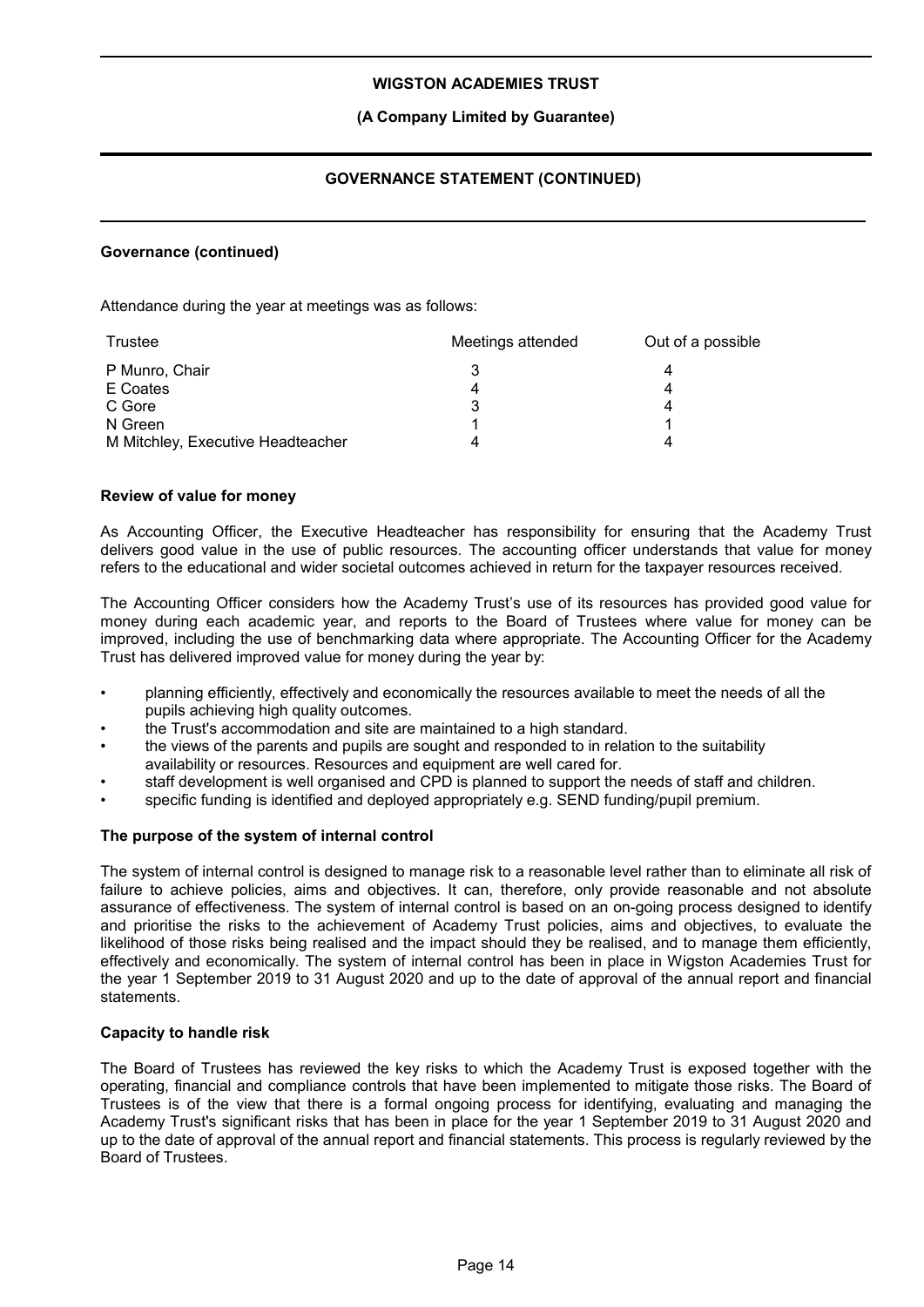**Governance (continued)**

Attendance during the year at meetings was as follows:

| Trustee | Meetings attended | Out of a possible |
|---|---|---|
| P Munro, Chair | 3 | 4 |
| E Coates | 4 | 4 |
| C Gore | 3 | 4 |
| N Green | 1 | 1 |
| M Mitchley, Executive Headteacher | 4 | 4 |

**Review of value for money**

As Accounting Officer, the Executive Headteacher has responsibility for ensuring that the Academy Trust delivers good value in the use of public resources. The accounting officer understands that value for money refers to the educational and wider societal outcomes achieved in return for the taxpayer resources received.

The Accounting Officer considers how the Academy Trust's use of its resources has provided good value for money during each academic year, and reports to the Board of Trustees where value for money can be improved, including the use of benchmarking data where appropriate. The Accounting Officer for the Academy Trust has delivered improved value for money during the year by:

- planning efficiently, effectively and economically the resources available to meet the needs of all the pupils achieving high quality outcomes.
- the Trust's accommodation and site are maintained to a high standard.
- the views of the parents and pupils are sought and responded to in relation to the suitability availability or resources. Resources and equipment are well cared for.
- staff development is well organised and CPD is planned to support the needs of staff and children.
- specific funding is identified and deployed appropriately e.g. SEND funding/pupil premium.

**The purpose of the system of internal control**

The system of internal control is designed to manage risk to a reasonable level rather than to eliminate all risk of failure to achieve policies, aims and objectives. It can, therefore, only provide reasonable and not absolute assurance of effectiveness. The system of internal control is based on an on-going process designed to identify and prioritise the risks to the achievement of Academy Trust policies, aims and objectives, to evaluate the likelihood of those risks being realised and the impact should they be realised, and to manage them efficiently, effectively and economically. The system of internal control has been in place in Wigston Academies Trust for the year 1 September 2019 to 31 August 2020 and up to the date of approval of the annual report and financial statements.

**Capacity to handle risk**

The Board of Trustees has reviewed the key risks to which the Academy Trust is exposed together with the operating, financial and compliance controls that have been implemented to mitigate those risks. The Board of Trustees is of the view that there is a formal ongoing process for identifying, evaluating and managing the Academy Trust's significant risks that has been in place for the year 1 September 2019 to 31 August 2020 and up to the date of approval of the annual report and financial statements. This process is regularly reviewed by the Board of Trustees.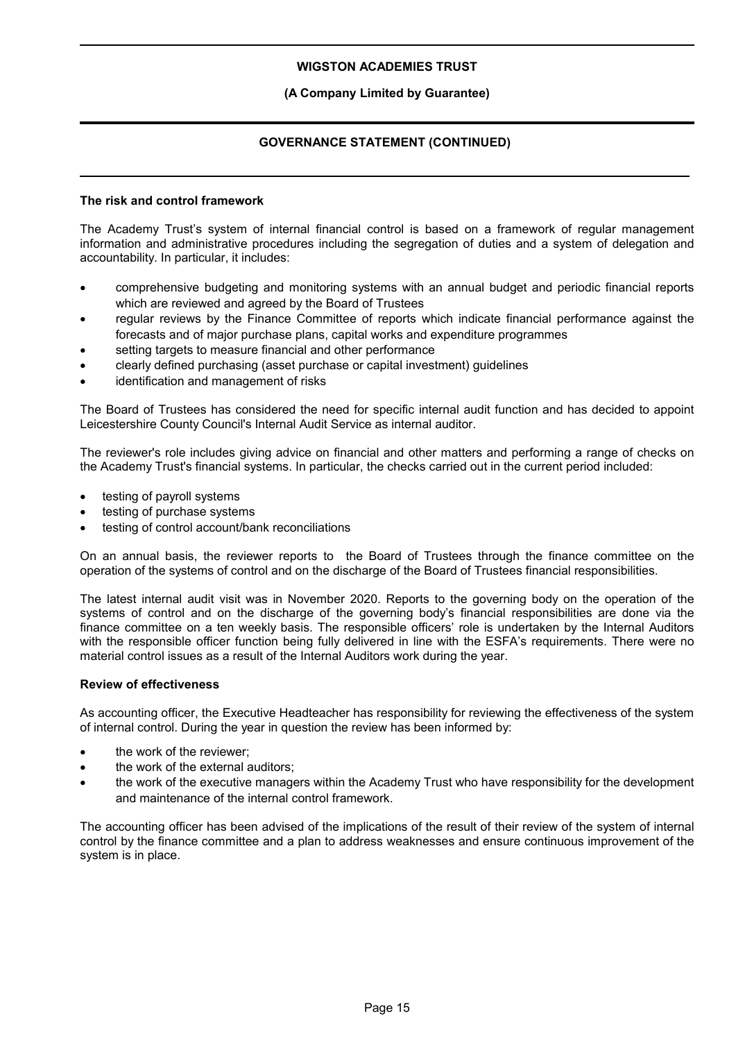**The risk and control framework**

The Academy Trust's system of internal financial control is based on a framework of regular management information and administrative procedures including the segregation of duties and a system of delegation and accountability. In particular, it includes:

- comprehensive budgeting and monitoring systems with an annual budget and periodic financial reports which are reviewed and agreed by the Board of Trustees
- regular reviews by the Finance Committee of reports which indicate financial performance against the forecasts and of major purchase plans, capital works and expenditure programmes
- setting targets to measure financial and other performance
- clearly defined purchasing (asset purchase or capital investment) guidelines
- identification and management of risks

The Board of Trustees has considered the need for specific internal audit function and has decided to appoint Leicestershire County Council's Internal Audit Service as internal auditor.

The reviewer's role includes giving advice on financial and other matters and performing a range of checks on the Academy Trust's financial systems. In particular, the checks carried out in the current period included:

- testing of payroll systems
- testing of purchase systems
- testing of control account/bank reconciliations

On an annual basis, the reviewer reports to the Board of Trustees through the finance committee on the operation of the systems of control and on the discharge of the Board of Trustees financial responsibilities.

The latest internal audit visit was in November 2020. Reports to the governing body on the operation of the systems of control and on the discharge of the governing body's financial responsibilities are done via the finance committee on a ten weekly basis. The responsible officers' role is undertaken by the Internal Auditors with the responsible officer function being fully delivered in line with the ESFA's requirements. There were no material control issues as a result of the Internal Auditors work during the year.

**Review of effectiveness**

As accounting officer, the Executive Headteacher has responsibility for reviewing the effectiveness of the system of internal control. During the year in question the review has been informed by:

- the work of the reviewer;
- the work of the external auditors;
- the work of the executive managers within the Academy Trust who have responsibility for the development and maintenance of the internal control framework.

The accounting officer has been advised of the implications of the result of their review of the system of internal control by the finance committee and a plan to address weaknesses and ensure continuous improvement of the system is in place.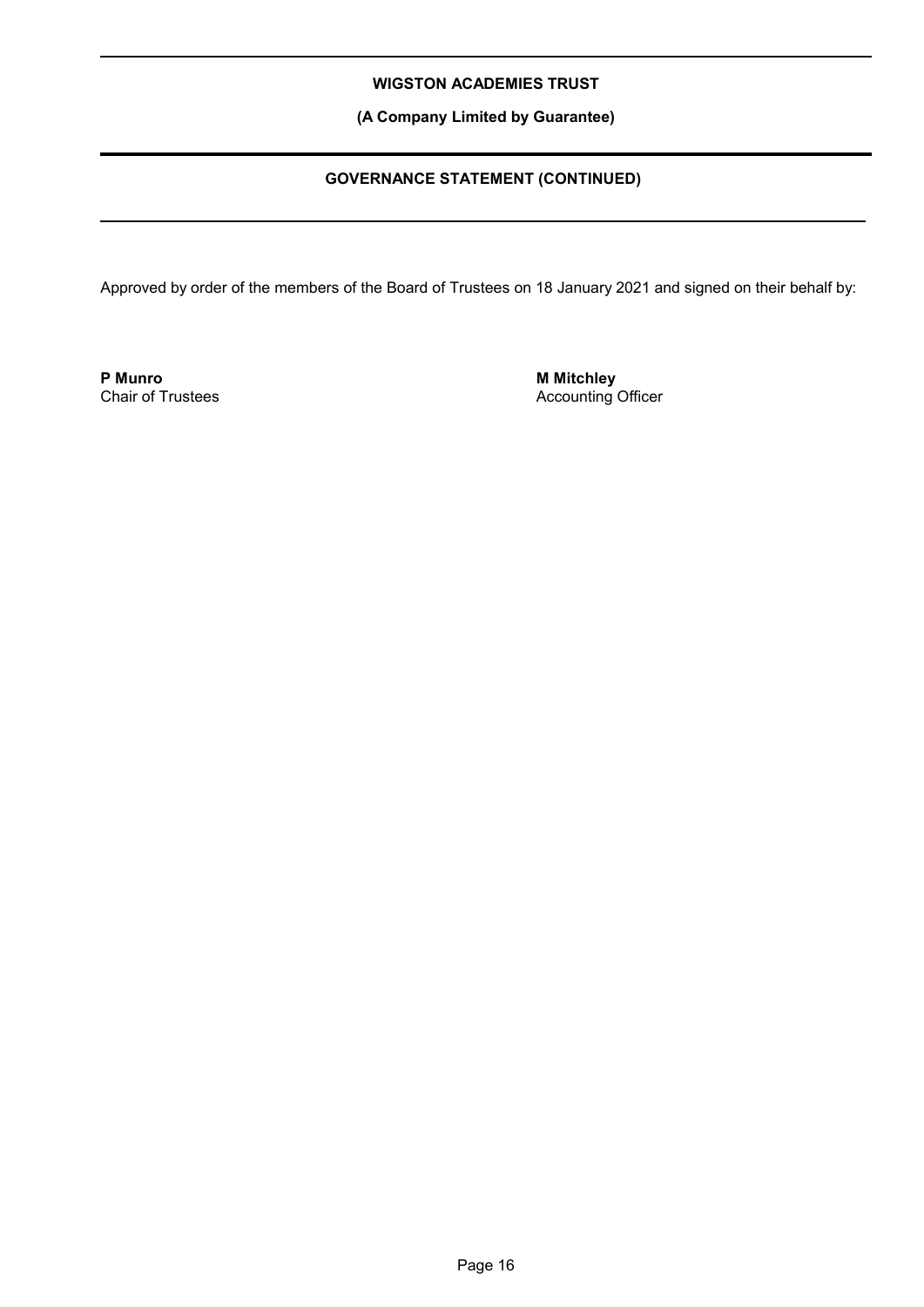Approved by order of the members of the Board of Trustees on 18 January 2021 and signed on their behalf by:

**P Munro**
Chair of Trustees

**M Mitchley**
Accounting Officer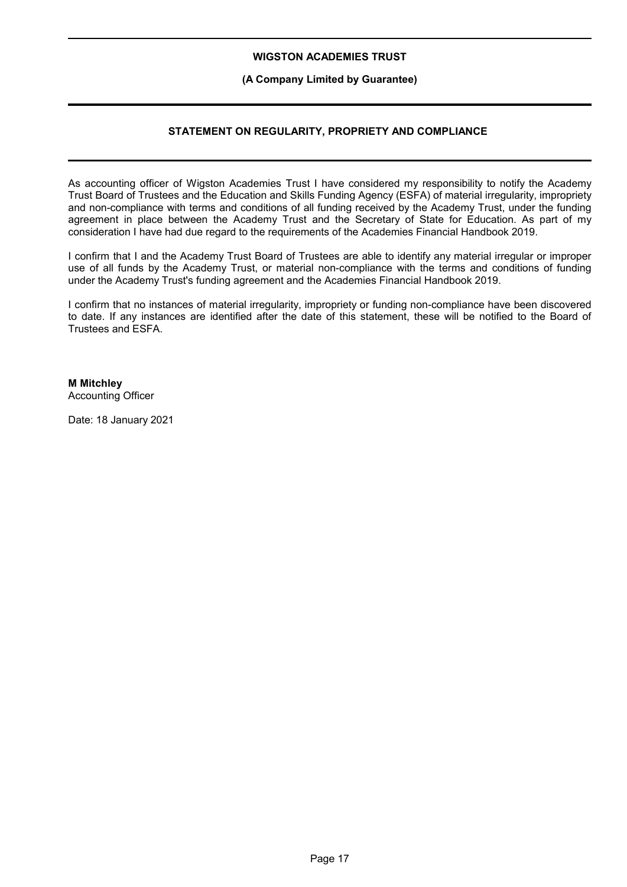# STATEMENT ON REGULARITY, PROPRIETY AND COMPLIANCE

As accounting officer of Wigston Academies Trust I have considered my responsibility to notify the Academy Trust Board of Trustees and the Education and Skills Funding Agency (ESFA) of material irregularity, impropriety and non-compliance with terms and conditions of all funding received by the Academy Trust, under the funding agreement in place between the Academy Trust and the Secretary of State for Education. As part of my consideration I have had due regard to the requirements of the Academies Financial Handbook 2019.

I confirm that I and the Academy Trust Board of Trustees are able to identify any material irregular or improper use of all funds by the Academy Trust, or material non-compliance with the terms and conditions of funding under the Academy Trust's funding agreement and the Academies Financial Handbook 2019.

I confirm that no instances of material irregularity, impropriety or funding non-compliance have been discovered to date. If any instances are identified after the date of this statement, these will be notified to the Board of Trustees and ESFA.

**M Mitchley**
Accounting Officer

Date: 18 January 2021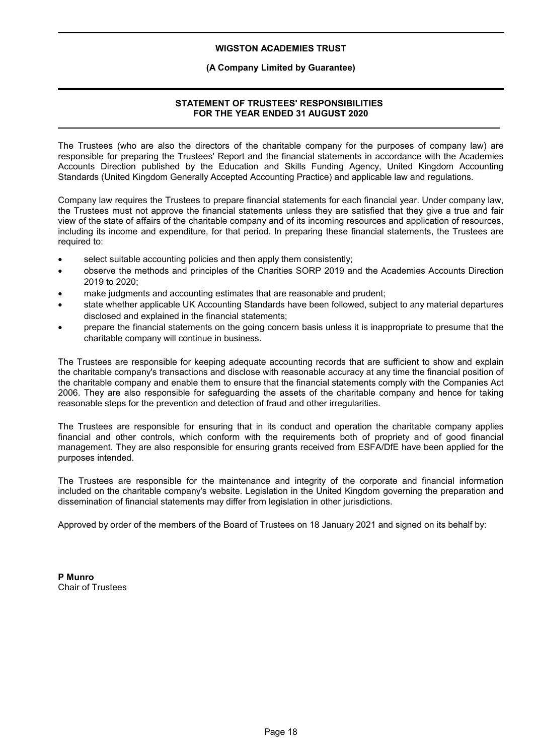**WIGSTON ACADEMIES TRUST**

**(A Company Limited by Guarantee)**

## STATEMENT OF TRUSTEES' RESPONSIBILITIES FOR THE YEAR ENDED 31 AUGUST 2020

The Trustees (who are also the directors of the charitable company for the purposes of company law) are responsible for preparing the Trustees' Report and the financial statements in accordance with the Academies Accounts Direction published by the Education and Skills Funding Agency, United Kingdom Accounting Standards (United Kingdom Generally Accepted Accounting Practice) and applicable law and regulations.

Company law requires the Trustees to prepare financial statements for each financial year. Under company law, the Trustees must not approve the financial statements unless they are satisfied that they give a true and fair view of the state of affairs of the charitable company and of its incoming resources and application of resources, including its income and expenditure, for that period. In preparing these financial statements, the Trustees are required to:

- select suitable accounting policies and then apply them consistently;
- observe the methods and principles of the Charities SORP 2019 and the Academies Accounts Direction 2019 to 2020;
- make judgments and accounting estimates that are reasonable and prudent;
- state whether applicable UK Accounting Standards have been followed, subject to any material departures disclosed and explained in the financial statements;
- prepare the financial statements on the going concern basis unless it is inappropriate to presume that the charitable company will continue in business.

The Trustees are responsible for keeping adequate accounting records that are sufficient to show and explain the charitable company's transactions and disclose with reasonable accuracy at any time the financial position of the charitable company and enable them to ensure that the financial statements comply with the Companies Act 2006. They are also responsible for safeguarding the assets of the charitable company and hence for taking reasonable steps for the prevention and detection of fraud and other irregularities.

The Trustees are responsible for ensuring that in its conduct and operation the charitable company applies financial and other controls, which conform with the requirements both of propriety and of good financial management. They are also responsible for ensuring grants received from ESFA/DfE have been applied for the purposes intended.

The Trustees are responsible for the maintenance and integrity of the corporate and financial information included on the charitable company's website. Legislation in the United Kingdom governing the preparation and dissemination of financial statements may differ from legislation in other jurisdictions.

Approved by order of the members of the Board of Trustees on 18 January 2021 and signed on its behalf by:

**P Munro**
Chair of Trustees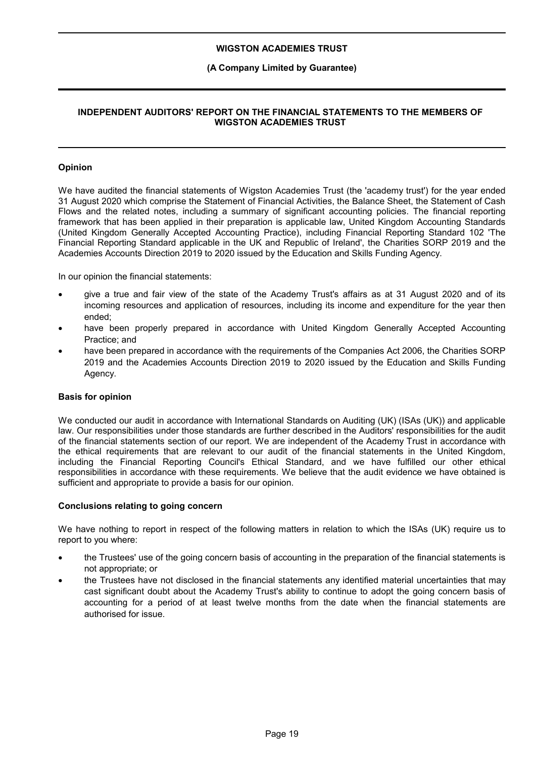# INDEPENDENT AUDITORS' REPORT ON THE FINANCIAL STATEMENTS TO THE MEMBERS OF WIGSTON ACADEMIES TRUST

## Opinion

We have audited the financial statements of Wigston Academies Trust (the 'academy trust') for the year ended 31 August 2020 which comprise the Statement of Financial Activities, the Balance Sheet, the Statement of Cash Flows and the related notes, including a summary of significant accounting policies. The financial reporting framework that has been applied in their preparation is applicable law, United Kingdom Accounting Standards (United Kingdom Generally Accepted Accounting Practice), including Financial Reporting Standard 102 'The Financial Reporting Standard applicable in the UK and Republic of Ireland', the Charities SORP 2019 and the Academies Accounts Direction 2019 to 2020 issued by the Education and Skills Funding Agency.

In our opinion the financial statements:

- give a true and fair view of the state of the Academy Trust's affairs as at 31 August 2020 and of its incoming resources and application of resources, including its income and expenditure for the year then ended;
- have been properly prepared in accordance with United Kingdom Generally Accepted Accounting Practice; and
- have been prepared in accordance with the requirements of the Companies Act 2006, the Charities SORP 2019 and the Academies Accounts Direction 2019 to 2020 issued by the Education and Skills Funding Agency.

## Basis for opinion

We conducted our audit in accordance with International Standards on Auditing (UK) (ISAs (UK)) and applicable law. Our responsibilities under those standards are further described in the Auditors' responsibilities for the audit of the financial statements section of our report. We are independent of the Academy Trust in accordance with the ethical requirements that are relevant to our audit of the financial statements in the United Kingdom, including the Financial Reporting Council's Ethical Standard, and we have fulfilled our other ethical responsibilities in accordance with these requirements. We believe that the audit evidence we have obtained is sufficient and appropriate to provide a basis for our opinion.

## Conclusions relating to going concern

We have nothing to report in respect of the following matters in relation to which the ISAs (UK) require us to report to you where:

- the Trustees' use of the going concern basis of accounting in the preparation of the financial statements is not appropriate; or
- the Trustees have not disclosed in the financial statements any identified material uncertainties that may cast significant doubt about the Academy Trust's ability to continue to adopt the going concern basis of accounting for a period of at least twelve months from the date when the financial statements are authorised for issue.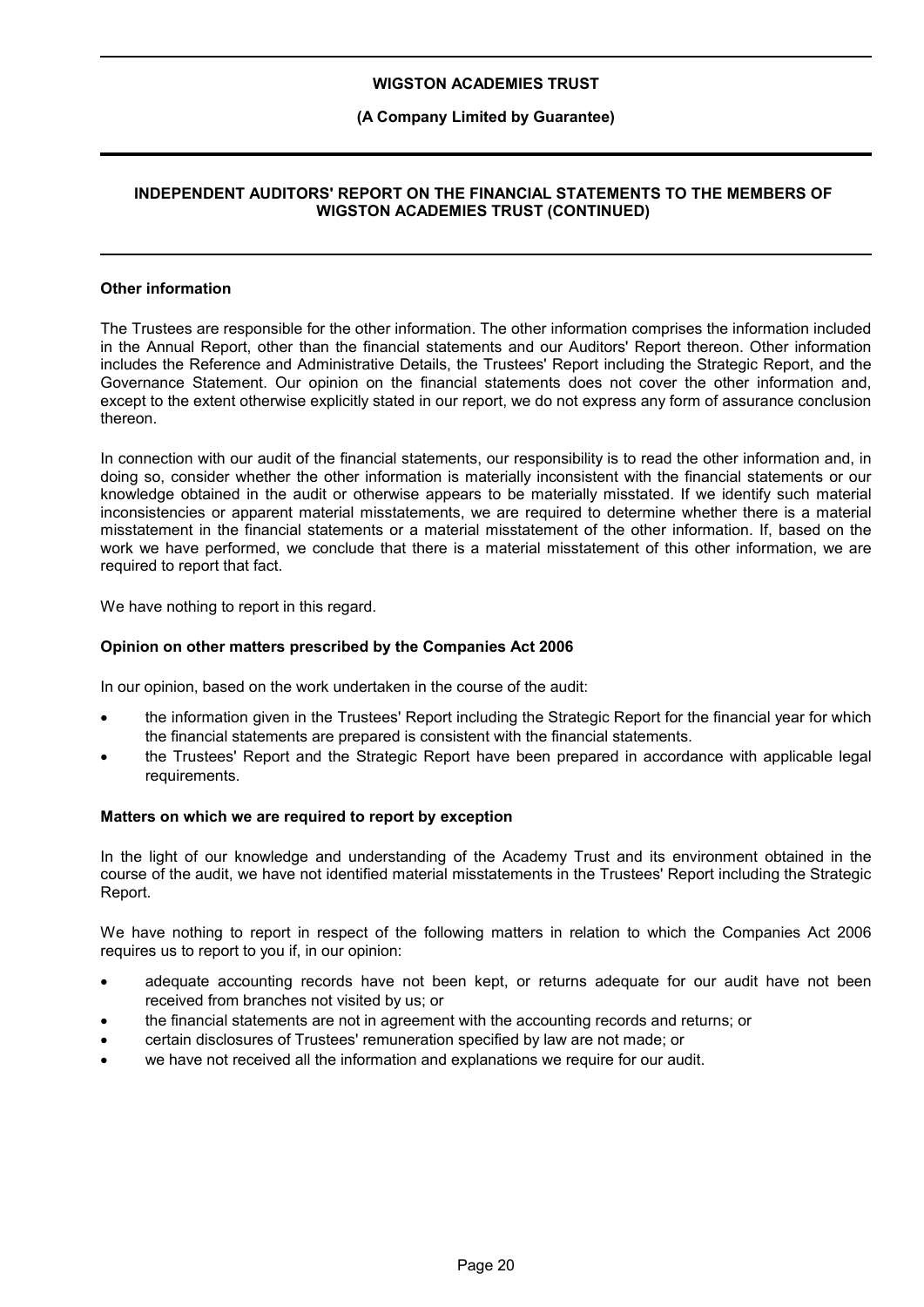## Other information

The Trustees are responsible for the other information. The other information comprises the information included in the Annual Report, other than the financial statements and our Auditors' Report thereon. Other information includes the Reference and Administrative Details, the Trustees' Report including the Strategic Report, and the Governance Statement. Our opinion on the financial statements does not cover the other information and, except to the extent otherwise explicitly stated in our report, we do not express any form of assurance conclusion thereon.

In connection with our audit of the financial statements, our responsibility is to read the other information and, in doing so, consider whether the other information is materially inconsistent with the financial statements or our knowledge obtained in the audit or otherwise appears to be materially misstated. If we identify such material inconsistencies or apparent material misstatements, we are required to determine whether there is a material misstatement in the financial statements or a material misstatement of the other information. If, based on the work we have performed, we conclude that there is a material misstatement of this other information, we are required to report that fact.

We have nothing to report in this regard.

## Opinion on other matters prescribed by the Companies Act 2006

In our opinion, based on the work undertaken in the course of the audit:

- the information given in the Trustees' Report including the Strategic Report for the financial year for which the financial statements are prepared is consistent with the financial statements.
- the Trustees' Report and the Strategic Report have been prepared in accordance with applicable legal requirements.

## Matters on which we are required to report by exception

In the light of our knowledge and understanding of the Academy Trust and its environment obtained in the course of the audit, we have not identified material misstatements in the Trustees' Report including the Strategic Report.

We have nothing to report in respect of the following matters in relation to which the Companies Act 2006 requires us to report to you if, in our opinion:

- adequate accounting records have not been kept, or returns adequate for our audit have not been received from branches not visited by us; or
- the financial statements are not in agreement with the accounting records and returns; or
- certain disclosures of Trustees' remuneration specified by law are not made; or
- we have not received all the information and explanations we require for our audit.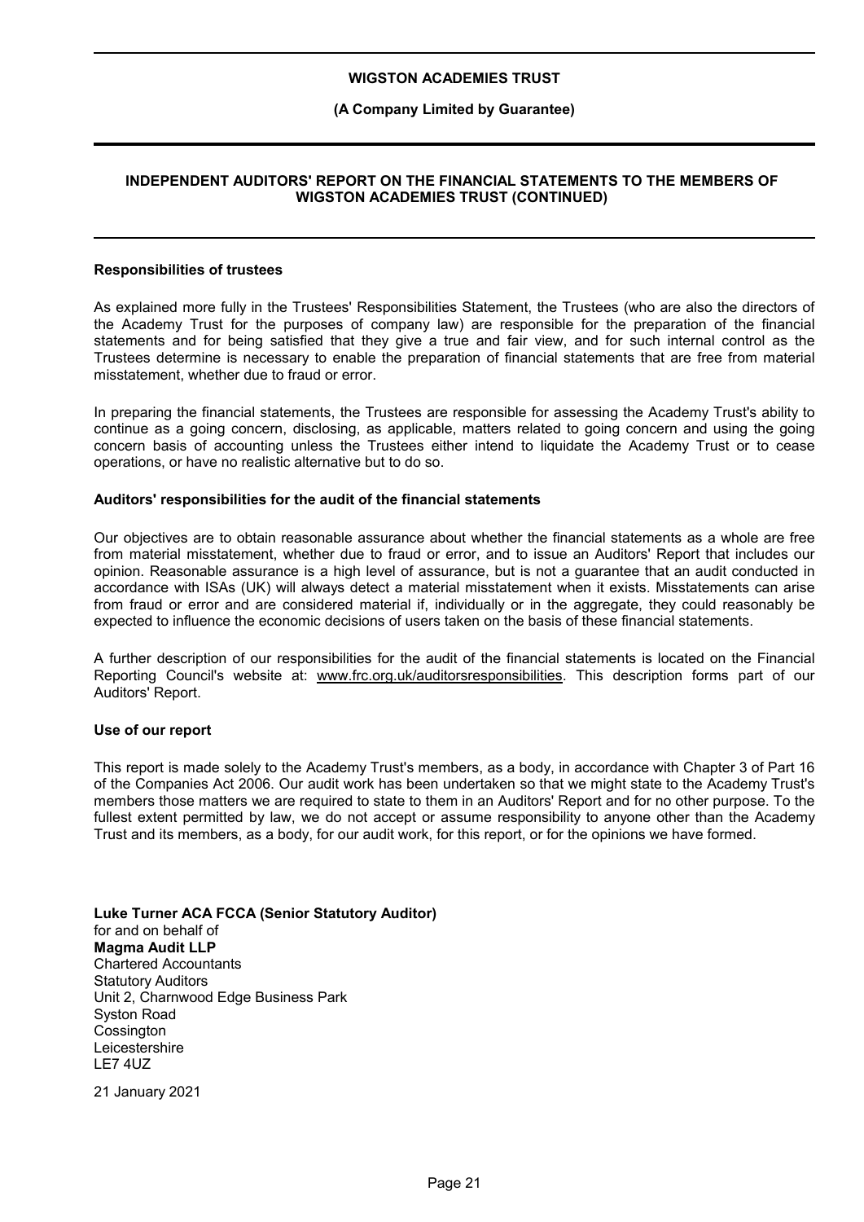## INDEPENDENT AUDITORS' REPORT ON THE FINANCIAL STATEMENTS TO THE MEMBERS OF WIGSTON ACADEMIES TRUST (CONTINUED)

### Responsibilities of trustees

As explained more fully in the Trustees' Responsibilities Statement, the Trustees (who are also the directors of the Academy Trust for the purposes of company law) are responsible for the preparation of the financial statements and for being satisfied that they give a true and fair view, and for such internal control as the Trustees determine is necessary to enable the preparation of financial statements that are free from material misstatement, whether due to fraud or error.

In preparing the financial statements, the Trustees are responsible for assessing the Academy Trust's ability to continue as a going concern, disclosing, as applicable, matters related to going concern and using the going concern basis of accounting unless the Trustees either intend to liquidate the Academy Trust or to cease operations, or have no realistic alternative but to do so.

### Auditors' responsibilities for the audit of the financial statements

Our objectives are to obtain reasonable assurance about whether the financial statements as a whole are free from material misstatement, whether due to fraud or error, and to issue an Auditors' Report that includes our opinion. Reasonable assurance is a high level of assurance, but is not a guarantee that an audit conducted in accordance with ISAs (UK) will always detect a material misstatement when it exists. Misstatements can arise from fraud or error and are considered material if, individually or in the aggregate, they could reasonably be expected to influence the economic decisions of users taken on the basis of these financial statements.

A further description of our responsibilities for the audit of the financial statements is located on the Financial Reporting Council's website at: www.frc.org.uk/auditorsresponsibilities. This description forms part of our Auditors' Report.

### Use of our report

This report is made solely to the Academy Trust's members, as a body, in accordance with Chapter 3 of Part 16 of the Companies Act 2006. Our audit work has been undertaken so that we might state to the Academy Trust's members those matters we are required to state to them in an Auditors' Report and for no other purpose. To the fullest extent permitted by law, we do not accept or assume responsibility to anyone other than the Academy Trust and its members, as a body, for our audit work, for this report, or for the opinions we have formed.

**Luke Turner ACA FCCA (Senior Statutory Auditor)**
for and on behalf of
**Magma Audit LLP**
Chartered Accountants
Statutory Auditors
Unit 2, Charnwood Edge Business Park
Syston Road
Cossington
Leicestershire
LE7 4UZ

21 January 2021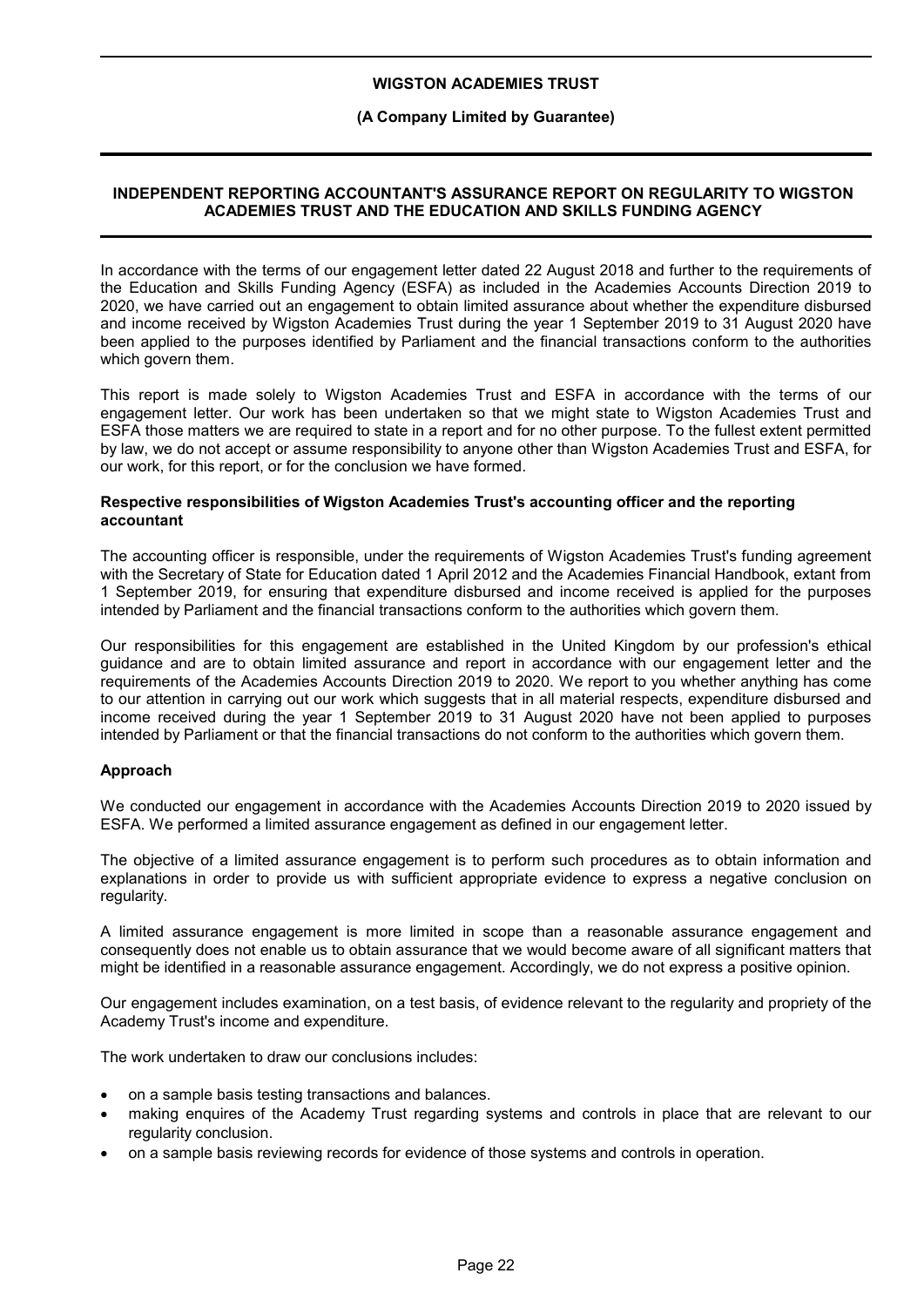# INDEPENDENT REPORTING ACCOUNTANT'S ASSURANCE REPORT ON REGULARITY TO WIGSTON ACADEMIES TRUST AND THE EDUCATION AND SKILLS FUNDING AGENCY

In accordance with the terms of our engagement letter dated 22 August 2018 and further to the requirements of the Education and Skills Funding Agency (ESFA) as included in the Academies Accounts Direction 2019 to 2020, we have carried out an engagement to obtain limited assurance about whether the expenditure disbursed and income received by Wigston Academies Trust during the year 1 September 2019 to 31 August 2020 have been applied to the purposes identified by Parliament and the financial transactions conform to the authorities which govern them.

This report is made solely to Wigston Academies Trust and ESFA in accordance with the terms of our engagement letter. Our work has been undertaken so that we might state to Wigston Academies Trust and ESFA those matters we are required to state in a report and for no other purpose. To the fullest extent permitted by law, we do not accept or assume responsibility to anyone other than Wigston Academies Trust and ESFA, for our work, for this report, or for the conclusion we have formed.

## Respective responsibilities of Wigston Academies Trust's accounting officer and the reporting accountant

The accounting officer is responsible, under the requirements of Wigston Academies Trust's funding agreement with the Secretary of State for Education dated 1 April 2012 and the Academies Financial Handbook, extant from 1 September 2019, for ensuring that expenditure disbursed and income received is applied for the purposes intended by Parliament and the financial transactions conform to the authorities which govern them.

Our responsibilities for this engagement are established in the United Kingdom by our profession's ethical guidance and are to obtain limited assurance and report in accordance with our engagement letter and the requirements of the Academies Accounts Direction 2019 to 2020. We report to you whether anything has come to our attention in carrying out our work which suggests that in all material respects, expenditure disbursed and income received during the year 1 September 2019 to 31 August 2020 have not been applied to purposes intended by Parliament or that the financial transactions do not conform to the authorities which govern them.

## Approach

We conducted our engagement in accordance with the Academies Accounts Direction 2019 to 2020 issued by ESFA. We performed a limited assurance engagement as defined in our engagement letter.

The objective of a limited assurance engagement is to perform such procedures as to obtain information and explanations in order to provide us with sufficient appropriate evidence to express a negative conclusion on regularity.

A limited assurance engagement is more limited in scope than a reasonable assurance engagement and consequently does not enable us to obtain assurance that we would become aware of all significant matters that might be identified in a reasonable assurance engagement. Accordingly, we do not express a positive opinion.

Our engagement includes examination, on a test basis, of evidence relevant to the regularity and propriety of the Academy Trust's income and expenditure.

The work undertaken to draw our conclusions includes:

- on a sample basis testing transactions and balances.
- making enquires of the Academy Trust regarding systems and controls in place that are relevant to our regularity conclusion.
- on a sample basis reviewing records for evidence of those systems and controls in operation.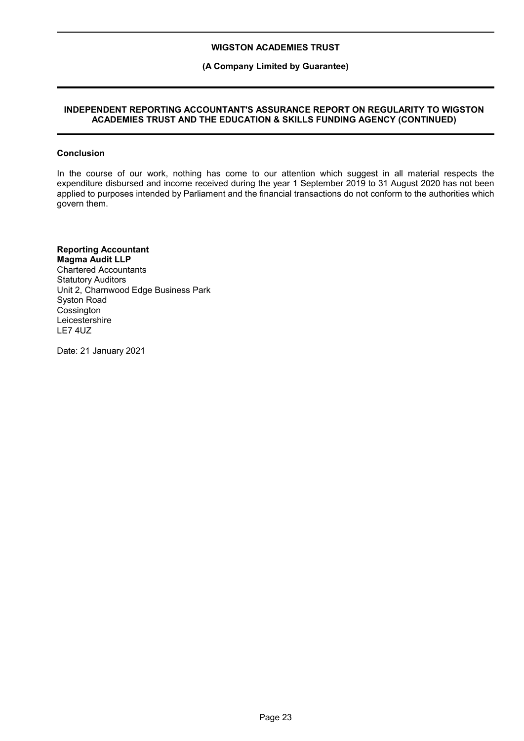**WIGSTON ACADEMIES TRUST**

**(A Company Limited by Guarantee)**

**INDEPENDENT REPORTING ACCOUNTANT'S ASSURANCE REPORT ON REGULARITY TO WIGSTON ACADEMIES TRUST AND THE EDUCATION & SKILLS FUNDING AGENCY (CONTINUED)**

**Conclusion**

In the course of our work, nothing has come to our attention which suggest in all material respects the expenditure disbursed and income received during the year 1 September 2019 to 31 August 2020 has not been applied to purposes intended by Parliament and the financial transactions do not conform to the authorities which govern them.

**Reporting Accountant**
**Magma Audit LLP**
Chartered Accountants
Statutory Auditors
Unit 2, Charnwood Edge Business Park
Syston Road
Cossington
Leicestershire
LE7 4UZ

Date: 21 January 2021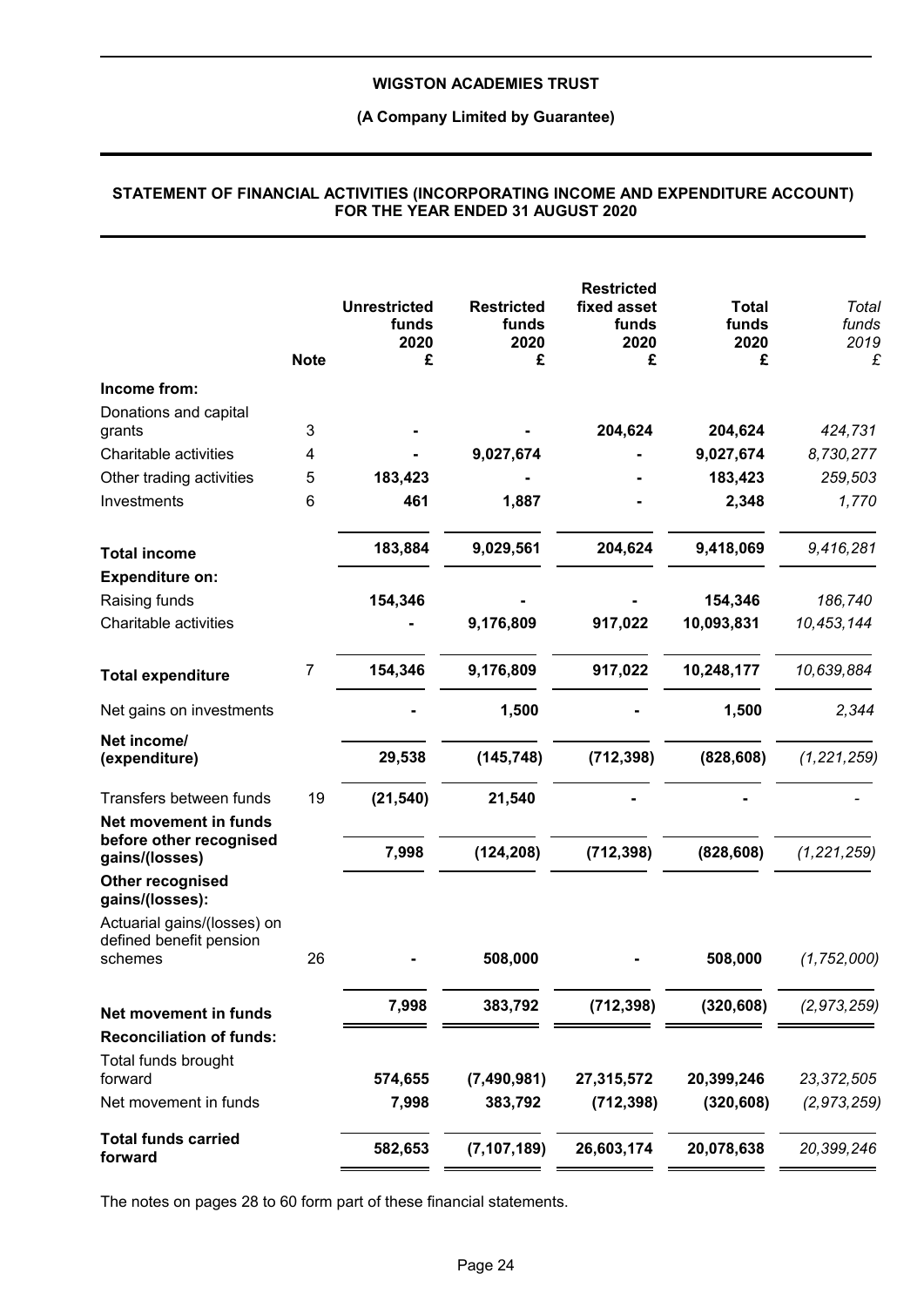**WIGSTON ACADEMIES TRUST**

**(A Company Limited by Guarantee)**

**STATEMENT OF FINANCIAL ACTIVITIES (INCORPORATING INCOME AND EXPENDITURE ACCOUNT) FOR THE YEAR ENDED 31 AUGUST 2020**

| | Note | Unrestricted funds 2020 £ | Restricted funds 2020 £ | Restricted fixed asset funds 2020 £ | Total funds 2020 £ | *Total funds 2019 £* |
|---|---|---|---|---|---|---|
| **Income from:** | | | | | | |
| Donations and capital grants | 3 | - | - | 204,624 | 204,624 | *424,731* |
| Charitable activities | 4 | - | 9,027,674 | - | 9,027,674 | *8,730,277* |
| Other trading activities | 5 | 183,423 | - | - | 183,423 | *259,503* |
| Investments | 6 | 461 | 1,887 | - | 2,348 | *1,770* |
| **Total income** | | 183,884 | 9,029,561 | 204,624 | 9,418,069 | *9,416,281* |
| **Expenditure on:** | | | | | | |
| Raising funds | | 154,346 | - | - | 154,346 | *186,740* |
| Charitable activities | | - | 9,176,809 | 917,022 | 10,093,831 | *10,453,144* |
| **Total expenditure** | 7 | 154,346 | 9,176,809 | 917,022 | 10,248,177 | *10,639,884* |
| Net gains on investments | | - | 1,500 | - | 1,500 | *2,344* |
| **Net income/ (expenditure)** | | 29,538 | (145,748) | (712,398) | (828,608) | *(1,221,259)* |
| Transfers between funds | 19 | (21,540) | 21,540 | - | - | *-* |
| **Net movement in funds before other recognised gains/(losses)** | | 7,998 | (124,208) | (712,398) | (828,608) | *(1,221,259)* |
| **Other recognised gains/(losses):** | | | | | | |
| Actuarial gains/(losses) on defined benefit pension schemes | 26 | - | 508,000 | - | 508,000 | *(1,752,000)* |
| **Net movement in funds** | | 7,998 | 383,792 | (712,398) | (320,608) | *(2,973,259)* |
| **Reconciliation of funds:** | | | | | | |
| Total funds brought forward | | 574,655 | (7,490,981) | 27,315,572 | 20,399,246 | *23,372,505* |
| Net movement in funds | | 7,998 | 383,792 | (712,398) | (320,608) | *(2,973,259)* |
| **Total funds carried forward** | | 582,653 | (7,107,189) | 26,603,174 | 20,078,638 | *20,399,246* |

The notes on pages 28 to 60 form part of these financial statements.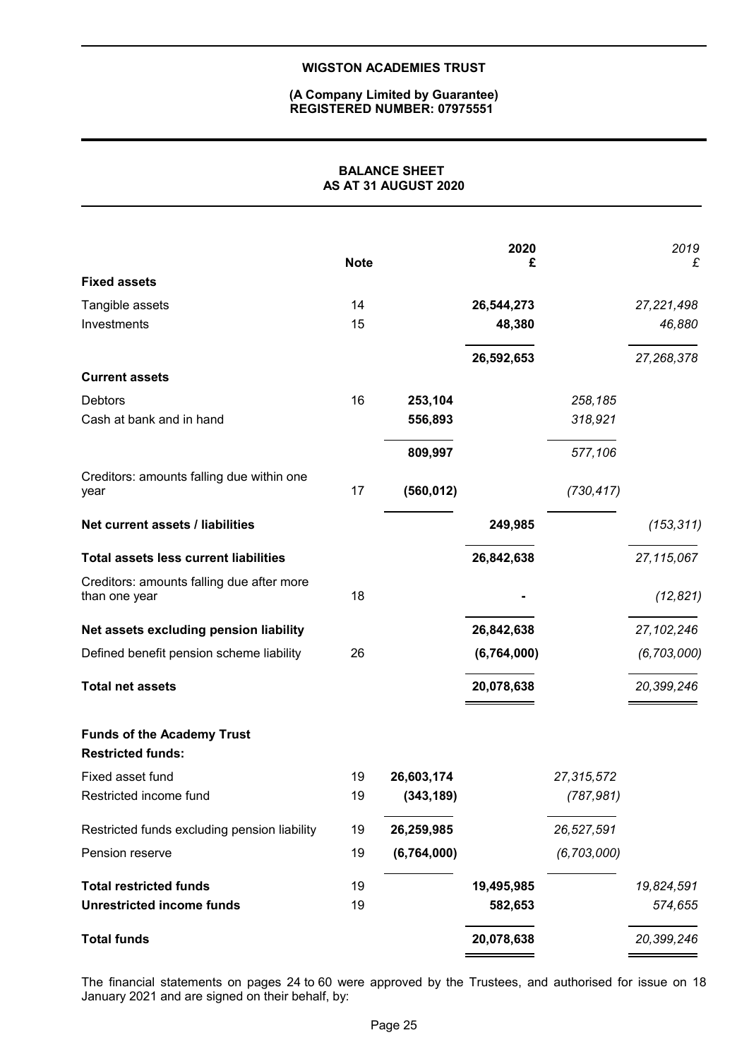**WIGSTON ACADEMIES TRUST**

**(A Company Limited by Guarantee)**
**REGISTERED NUMBER: 07975551**

## BALANCE SHEET
## AS AT 31 AUGUST 2020

| | Note | | 2020<br>£ | | *2019*<br>*£* |
|---|---|---|---|---|---|
| **Fixed assets** | | | | | |
| Tangible assets | 14 | | 26,544,273 | | *27,221,498* |
| Investments | 15 | | 48,380 | | *46,880* |
| | | | 26,592,653 | | *27,268,378* |
| **Current assets** | | | | | |
| Debtors | 16 | 253,104 | | *258,185* | |
| Cash at bank and in hand | | 556,893 | | *318,921* | |
| | | 809,997 | | *577,106* | |
| Creditors: amounts falling due within one year | 17 | (560,012) | | *(730,417)* | |
| **Net current assets / liabilities** | | | 249,985 | | *(153,311)* |
| **Total assets less current liabilities** | | | 26,842,638 | | *27,115,067* |
| Creditors: amounts falling due after more than one year | 18 | | - | | *(12,821)* |
| **Net assets excluding pension liability** | | | 26,842,638 | | *27,102,246* |
| Defined benefit pension scheme liability | 26 | | (6,764,000) | | *(6,703,000)* |
| **Total net assets** | | | 20,078,638 | | *20,399,246* |
| | | | | | |
| **Funds of the Academy Trust** | | | | | |
| **Restricted funds:** | | | | | |
| Fixed asset fund | 19 | 26,603,174 | | *27,315,572* | |
| Restricted income fund | 19 | (343,189) | | *(787,981)* | |
| Restricted funds excluding pension liability | 19 | 26,259,985 | | *26,527,591* | |
| Pension reserve | 19 | (6,764,000) | | *(6,703,000)* | |
| **Total restricted funds** | 19 | | 19,495,985 | | *19,824,591* |
| **Unrestricted income funds** | 19 | | 582,653 | | *574,655* |
| **Total funds** | | | 20,078,638 | | *20,399,246* |

The financial statements on pages 24 to 60 were approved by the Trustees, and authorised for issue on 18 January 2021 and are signed on their behalf, by: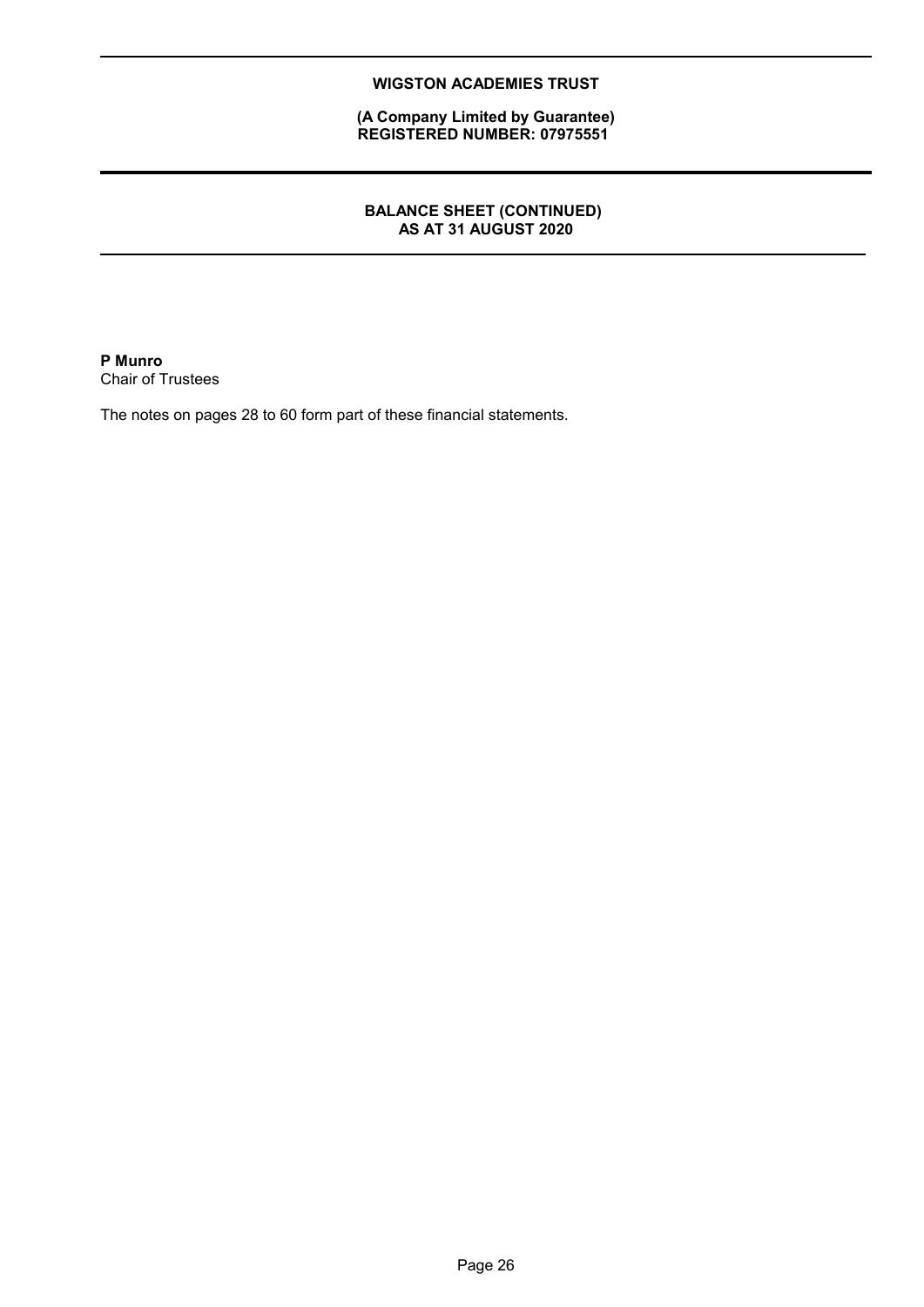**P Munro**
Chair of Trustees

The notes on pages 28 to 60 form part of these financial statements.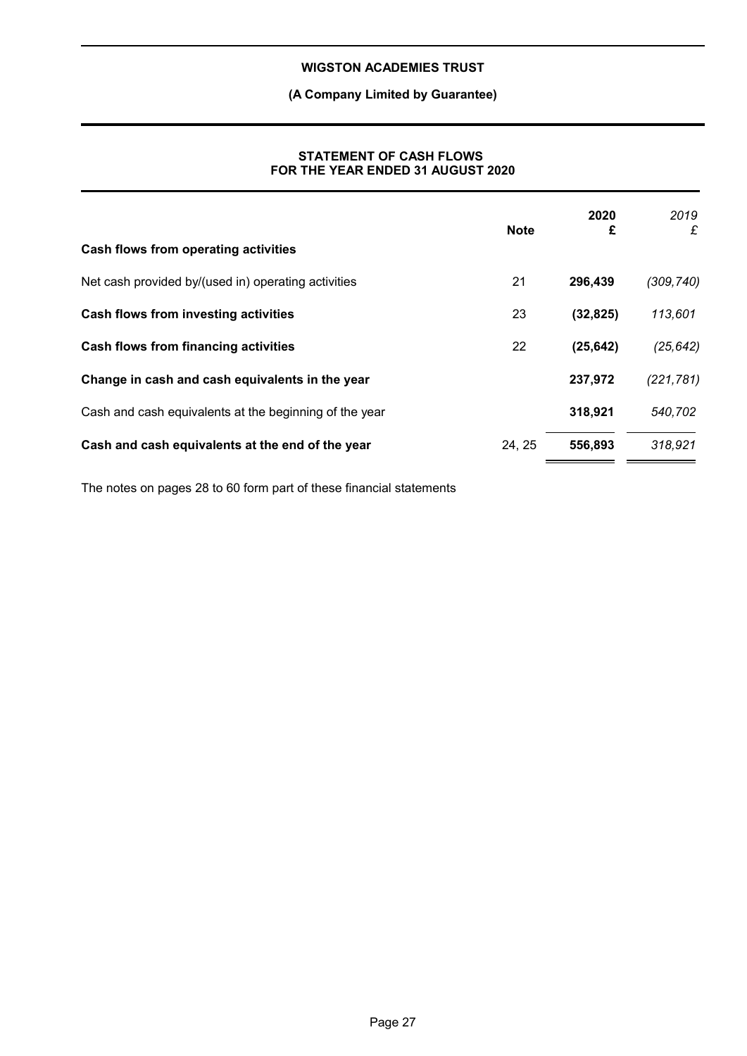**WIGSTON ACADEMIES TRUST**

**(A Company Limited by Guarantee)**

**STATEMENT OF CASH FLOWS FOR THE YEAR ENDED 31 AUGUST 2020**

| | Note | 2020 £ | *2019 £* |
|---|---|---|---|
| **Cash flows from operating activities** | | | |
| Net cash provided by/(used in) operating activities | 21 | **296,439** | *(309,740)* |
| **Cash flows from investing activities** | 23 | **(32,825)** | *113,601* |
| **Cash flows from financing activities** | 22 | **(25,642)** | *(25,642)* |
| **Change in cash and cash equivalents in the year** | | **237,972** | *(221,781)* |
| Cash and cash equivalents at the beginning of the year | | **318,921** | *540,702* |
| **Cash and cash equivalents at the end of the year** | 24, 25 | **556,893** | *318,921* |

The notes on pages 28 to 60 form part of these financial statements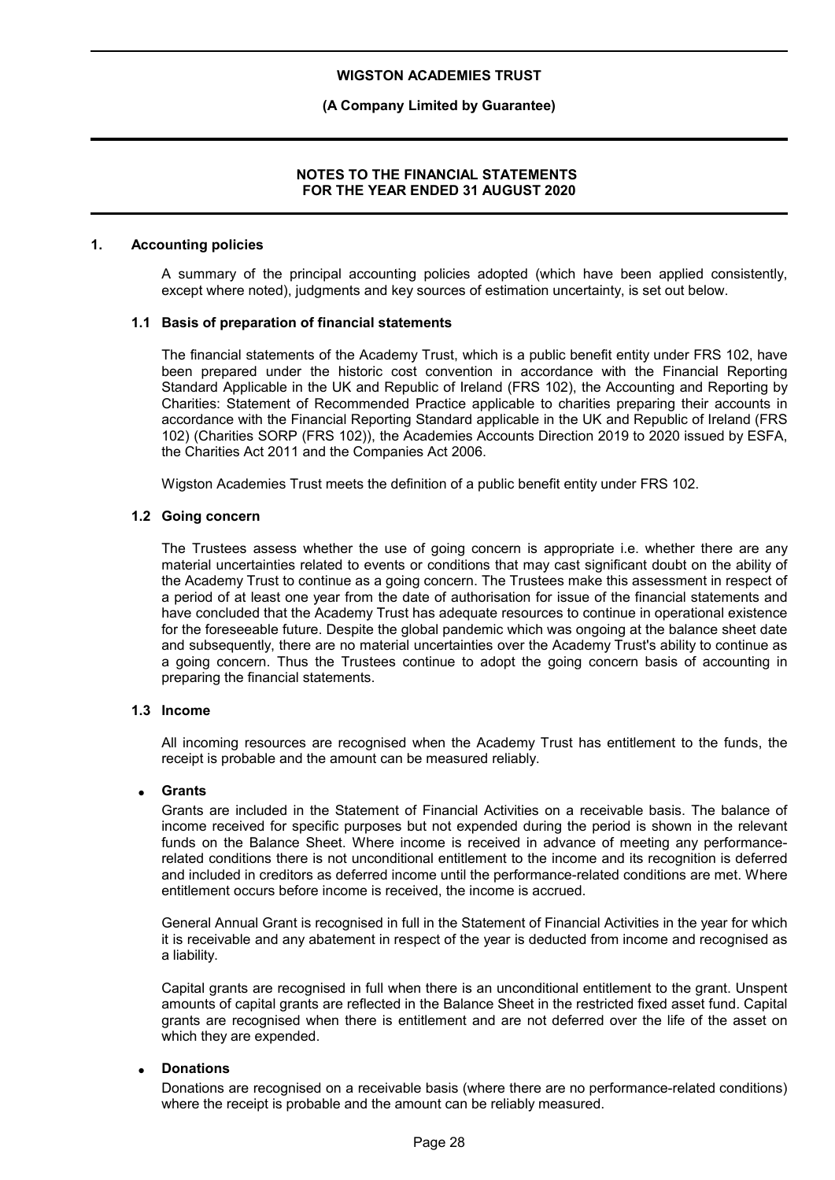# NOTES TO THE FINANCIAL STATEMENTS FOR THE YEAR ENDED 31 AUGUST 2020

## 1. Accounting policies

A summary of the principal accounting policies adopted (which have been applied consistently, except where noted), judgments and key sources of estimation uncertainty, is set out below.

### 1.1 Basis of preparation of financial statements

The financial statements of the Academy Trust, which is a public benefit entity under FRS 102, have been prepared under the historic cost convention in accordance with the Financial Reporting Standard Applicable in the UK and Republic of Ireland (FRS 102), the Accounting and Reporting by Charities: Statement of Recommended Practice applicable to charities preparing their accounts in accordance with the Financial Reporting Standard applicable in the UK and Republic of Ireland (FRS 102) (Charities SORP (FRS 102)), the Academies Accounts Direction 2019 to 2020 issued by ESFA, the Charities Act 2011 and the Companies Act 2006.

Wigston Academies Trust meets the definition of a public benefit entity under FRS 102.

### 1.2 Going concern

The Trustees assess whether the use of going concern is appropriate i.e. whether there are any material uncertainties related to events or conditions that may cast significant doubt on the ability of the Academy Trust to continue as a going concern. The Trustees make this assessment in respect of a period of at least one year from the date of authorisation for issue of the financial statements and have concluded that the Academy Trust has adequate resources to continue in operational existence for the foreseeable future. Despite the global pandemic which was ongoing at the balance sheet date and subsequently, there are no material uncertainties over the Academy Trust's ability to continue as a going concern. Thus the Trustees continue to adopt the going concern basis of accounting in preparing the financial statements.

### 1.3 Income

All incoming resources are recognised when the Academy Trust has entitlement to the funds, the receipt is probable and the amount can be measured reliably.

- **Grants**

  Grants are included in the Statement of Financial Activities on a receivable basis. The balance of income received for specific purposes but not expended during the period is shown in the relevant funds on the Balance Sheet. Where income is received in advance of meeting any performance-related conditions there is not unconditional entitlement to the income and its recognition is deferred and included in creditors as deferred income until the performance-related conditions are met. Where entitlement occurs before income is received, the income is accrued.

  General Annual Grant is recognised in full in the Statement of Financial Activities in the year for which it is receivable and any abatement in respect of the year is deducted from income and recognised as a liability.

  Capital grants are recognised in full when there is an unconditional entitlement to the grant. Unspent amounts of capital grants are reflected in the Balance Sheet in the restricted fixed asset fund. Capital grants are recognised when there is entitlement and are not deferred over the life of the asset on which they are expended.

- **Donations**

  Donations are recognised on a receivable basis (where there are no performance-related conditions) where the receipt is probable and the amount can be reliably measured.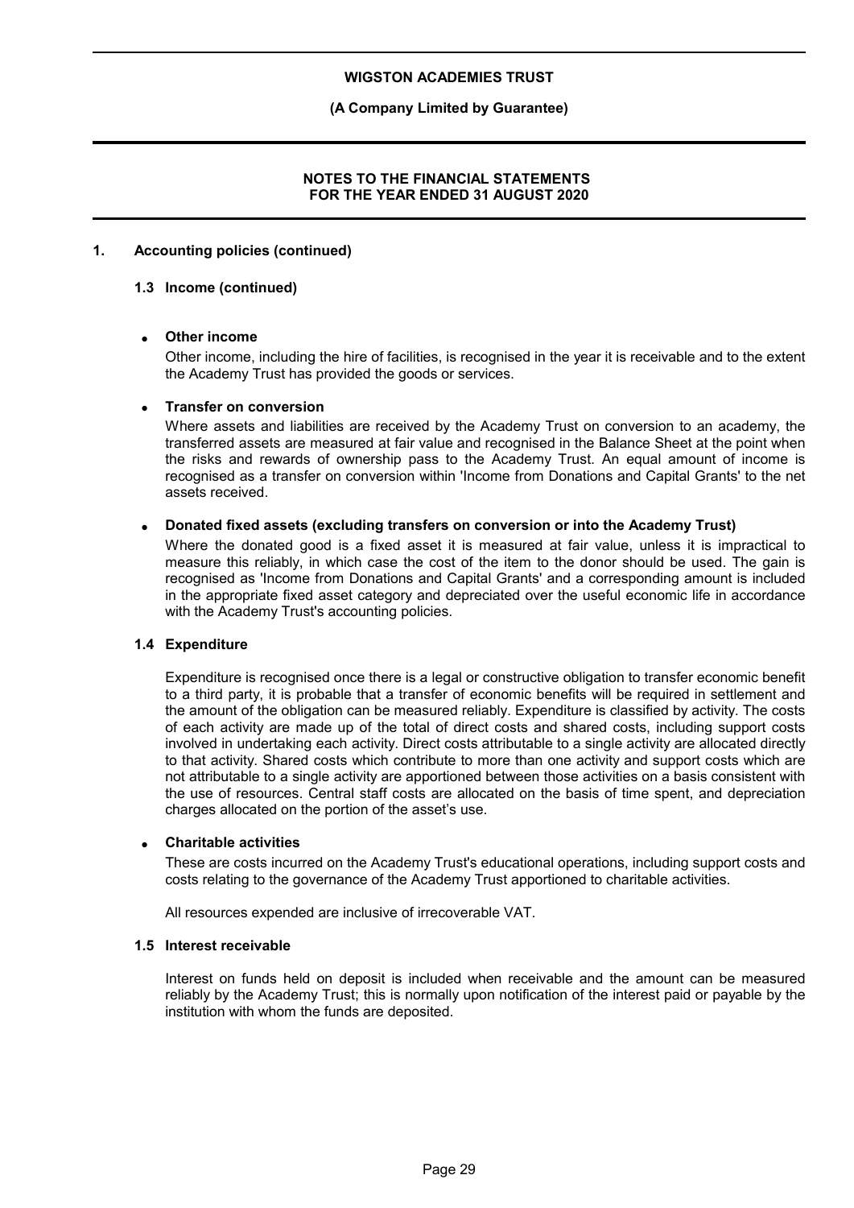## 1. Accounting policies (continued)

### 1.3 Income (continued)

- **Other income**

  Other income, including the hire of facilities, is recognised in the year it is receivable and to the extent the Academy Trust has provided the goods or services.

- **Transfer on conversion**

  Where assets and liabilities are received by the Academy Trust on conversion to an academy, the transferred assets are measured at fair value and recognised in the Balance Sheet at the point when the risks and rewards of ownership pass to the Academy Trust. An equal amount of income is recognised as a transfer on conversion within 'Income from Donations and Capital Grants' to the net assets received.

- **Donated fixed assets (excluding transfers on conversion or into the Academy Trust)**

  Where the donated good is a fixed asset it is measured at fair value, unless it is impractical to measure this reliably, in which case the cost of the item to the donor should be used. The gain is recognised as 'Income from Donations and Capital Grants' and a corresponding amount is included in the appropriate fixed asset category and depreciated over the useful economic life in accordance with the Academy Trust's accounting policies.

### 1.4 Expenditure

Expenditure is recognised once there is a legal or constructive obligation to transfer economic benefit to a third party, it is probable that a transfer of economic benefits will be required in settlement and the amount of the obligation can be measured reliably. Expenditure is classified by activity. The costs of each activity are made up of the total of direct costs and shared costs, including support costs involved in undertaking each activity. Direct costs attributable to a single activity are allocated directly to that activity. Shared costs which contribute to more than one activity and support costs which are not attributable to a single activity are apportioned between those activities on a basis consistent with the use of resources. Central staff costs are allocated on the basis of time spent, and depreciation charges allocated on the portion of the asset's use.

- **Charitable activities**

  These are costs incurred on the Academy Trust's educational operations, including support costs and costs relating to the governance of the Academy Trust apportioned to charitable activities.

  All resources expended are inclusive of irrecoverable VAT.

### 1.5 Interest receivable

Interest on funds held on deposit is included when receivable and the amount can be measured reliably by the Academy Trust; this is normally upon notification of the interest paid or payable by the institution with whom the funds are deposited.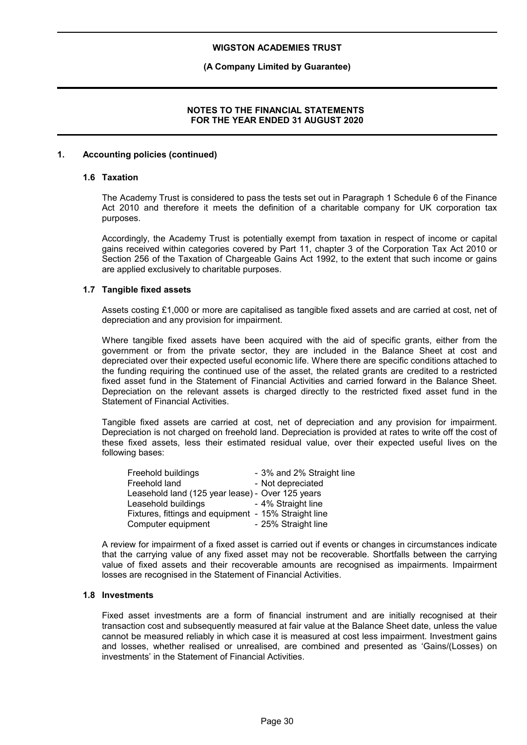## 1. Accounting policies (continued)

### 1.6 Taxation

The Academy Trust is considered to pass the tests set out in Paragraph 1 Schedule 6 of the Finance Act 2010 and therefore it meets the definition of a charitable company for UK corporation tax purposes.

Accordingly, the Academy Trust is potentially exempt from taxation in respect of income or capital gains received within categories covered by Part 11, chapter 3 of the Corporation Tax Act 2010 or Section 256 of the Taxation of Chargeable Gains Act 1992, to the extent that such income or gains are applied exclusively to charitable purposes.

### 1.7 Tangible fixed assets

Assets costing £1,000 or more are capitalised as tangible fixed assets and are carried at cost, net of depreciation and any provision for impairment.

Where tangible fixed assets have been acquired with the aid of specific grants, either from the government or from the private sector, they are included in the Balance Sheet at cost and depreciated over their expected useful economic life. Where there are specific conditions attached to the funding requiring the continued use of the asset, the related grants are credited to a restricted fixed asset fund in the Statement of Financial Activities and carried forward in the Balance Sheet. Depreciation on the relevant assets is charged directly to the restricted fixed asset fund in the Statement of Financial Activities.

Tangible fixed assets are carried at cost, net of depreciation and any provision for impairment. Depreciation is not charged on freehold land. Depreciation is provided at rates to write off the cost of these fixed assets, less their estimated residual value, over their expected useful lives on the following bases:

| | |
|---|---|
| Freehold buildings | - 3% and 2% Straight line |
| Freehold land | - Not depreciated |
| Leasehold land (125 year lease) | - Over 125 years |
| Leasehold buildings | - 4% Straight line |
| Fixtures, fittings and equipment | - 15% Straight line |
| Computer equipment | - 25% Straight line |

A review for impairment of a fixed asset is carried out if events or changes in circumstances indicate that the carrying value of any fixed asset may not be recoverable. Shortfalls between the carrying value of fixed assets and their recoverable amounts are recognised as impairments. Impairment losses are recognised in the Statement of Financial Activities.

### 1.8 Investments

Fixed asset investments are a form of financial instrument and are initially recognised at their transaction cost and subsequently measured at fair value at the Balance Sheet date, unless the value cannot be measured reliably in which case it is measured at cost less impairment. Investment gains and losses, whether realised or unrealised, are combined and presented as 'Gains/(Losses) on investments' in the Statement of Financial Activities.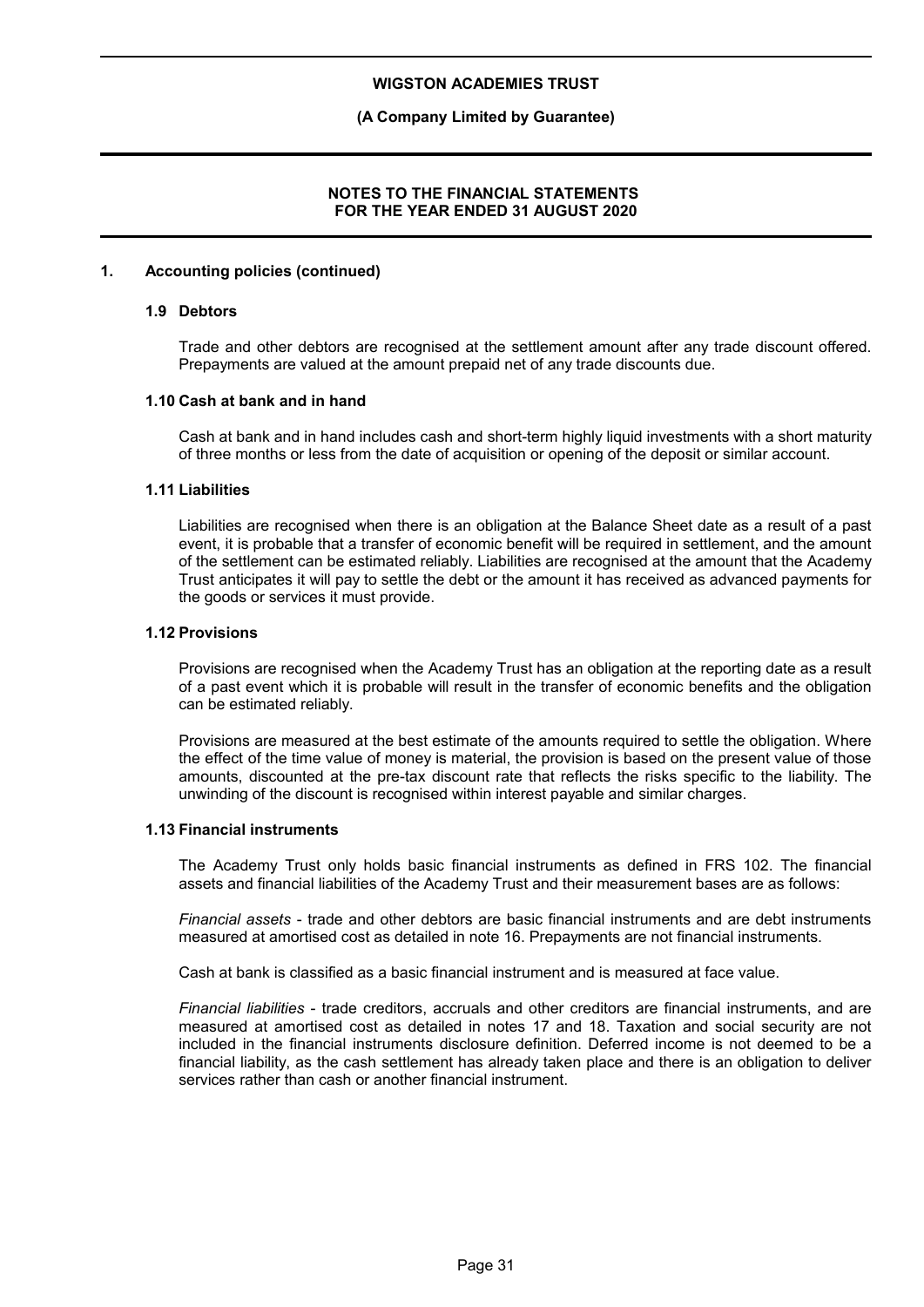## 1. Accounting policies (continued)

### 1.9 Debtors

Trade and other debtors are recognised at the settlement amount after any trade discount offered. Prepayments are valued at the amount prepaid net of any trade discounts due.

### 1.10 Cash at bank and in hand

Cash at bank and in hand includes cash and short-term highly liquid investments with a short maturity of three months or less from the date of acquisition or opening of the deposit or similar account.

### 1.11 Liabilities

Liabilities are recognised when there is an obligation at the Balance Sheet date as a result of a past event, it is probable that a transfer of economic benefit will be required in settlement, and the amount of the settlement can be estimated reliably. Liabilities are recognised at the amount that the Academy Trust anticipates it will pay to settle the debt or the amount it has received as advanced payments for the goods or services it must provide.

### 1.12 Provisions

Provisions are recognised when the Academy Trust has an obligation at the reporting date as a result of a past event which it is probable will result in the transfer of economic benefits and the obligation can be estimated reliably.

Provisions are measured at the best estimate of the amounts required to settle the obligation. Where the effect of the time value of money is material, the provision is based on the present value of those amounts, discounted at the pre-tax discount rate that reflects the risks specific to the liability. The unwinding of the discount is recognised within interest payable and similar charges.

### 1.13 Financial instruments

The Academy Trust only holds basic financial instruments as defined in FRS 102. The financial assets and financial liabilities of the Academy Trust and their measurement bases are as follows:

*Financial assets* - trade and other debtors are basic financial instruments and are debt instruments measured at amortised cost as detailed in note 16. Prepayments are not financial instruments.

Cash at bank is classified as a basic financial instrument and is measured at face value.

*Financial liabilities* - trade creditors, accruals and other creditors are financial instruments, and are measured at amortised cost as detailed in notes 17 and 18. Taxation and social security are not included in the financial instruments disclosure definition. Deferred income is not deemed to be a financial liability, as the cash settlement has already taken place and there is an obligation to deliver services rather than cash or another financial instrument.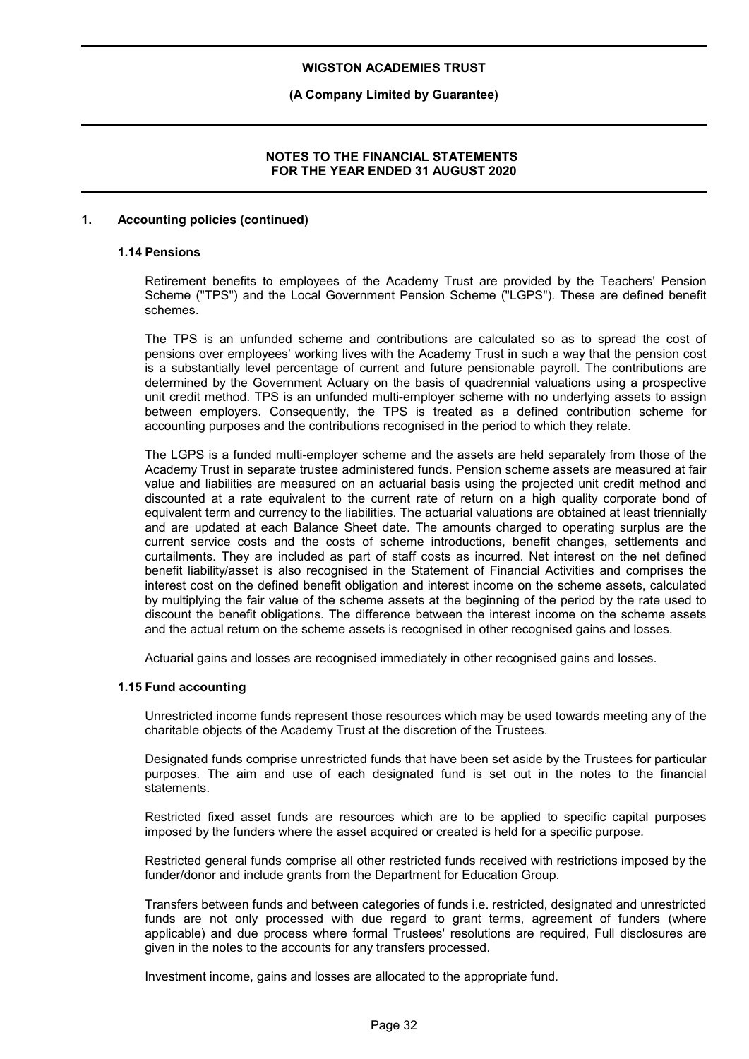## 1. Accounting policies (continued)

### 1.14 Pensions

Retirement benefits to employees of the Academy Trust are provided by the Teachers' Pension Scheme ("TPS") and the Local Government Pension Scheme ("LGPS"). These are defined benefit schemes.

The TPS is an unfunded scheme and contributions are calculated so as to spread the cost of pensions over employees' working lives with the Academy Trust in such a way that the pension cost is a substantially level percentage of current and future pensionable payroll. The contributions are determined by the Government Actuary on the basis of quadrennial valuations using a prospective unit credit method. TPS is an unfunded multi-employer scheme with no underlying assets to assign between employers. Consequently, the TPS is treated as a defined contribution scheme for accounting purposes and the contributions recognised in the period to which they relate.

The LGPS is a funded multi-employer scheme and the assets are held separately from those of the Academy Trust in separate trustee administered funds. Pension scheme assets are measured at fair value and liabilities are measured on an actuarial basis using the projected unit credit method and discounted at a rate equivalent to the current rate of return on a high quality corporate bond of equivalent term and currency to the liabilities. The actuarial valuations are obtained at least triennially and are updated at each Balance Sheet date. The amounts charged to operating surplus are the current service costs and the costs of scheme introductions, benefit changes, settlements and curtailments. They are included as part of staff costs as incurred. Net interest on the net defined benefit liability/asset is also recognised in the Statement of Financial Activities and comprises the interest cost on the defined benefit obligation and interest income on the scheme assets, calculated by multiplying the fair value of the scheme assets at the beginning of the period by the rate used to discount the benefit obligations. The difference between the interest income on the scheme assets and the actual return on the scheme assets is recognised in other recognised gains and losses.

Actuarial gains and losses are recognised immediately in other recognised gains and losses.

### 1.15 Fund accounting

Unrestricted income funds represent those resources which may be used towards meeting any of the charitable objects of the Academy Trust at the discretion of the Trustees.

Designated funds comprise unrestricted funds that have been set aside by the Trustees for particular purposes. The aim and use of each designated fund is set out in the notes to the financial statements.

Restricted fixed asset funds are resources which are to be applied to specific capital purposes imposed by the funders where the asset acquired or created is held for a specific purpose.

Restricted general funds comprise all other restricted funds received with restrictions imposed by the funder/donor and include grants from the Department for Education Group.

Transfers between funds and between categories of funds i.e. restricted, designated and unrestricted funds are not only processed with due regard to grant terms, agreement of funders (where applicable) and due process where formal Trustees' resolutions are required, Full disclosures are given in the notes to the accounts for any transfers processed.

Investment income, gains and losses are allocated to the appropriate fund.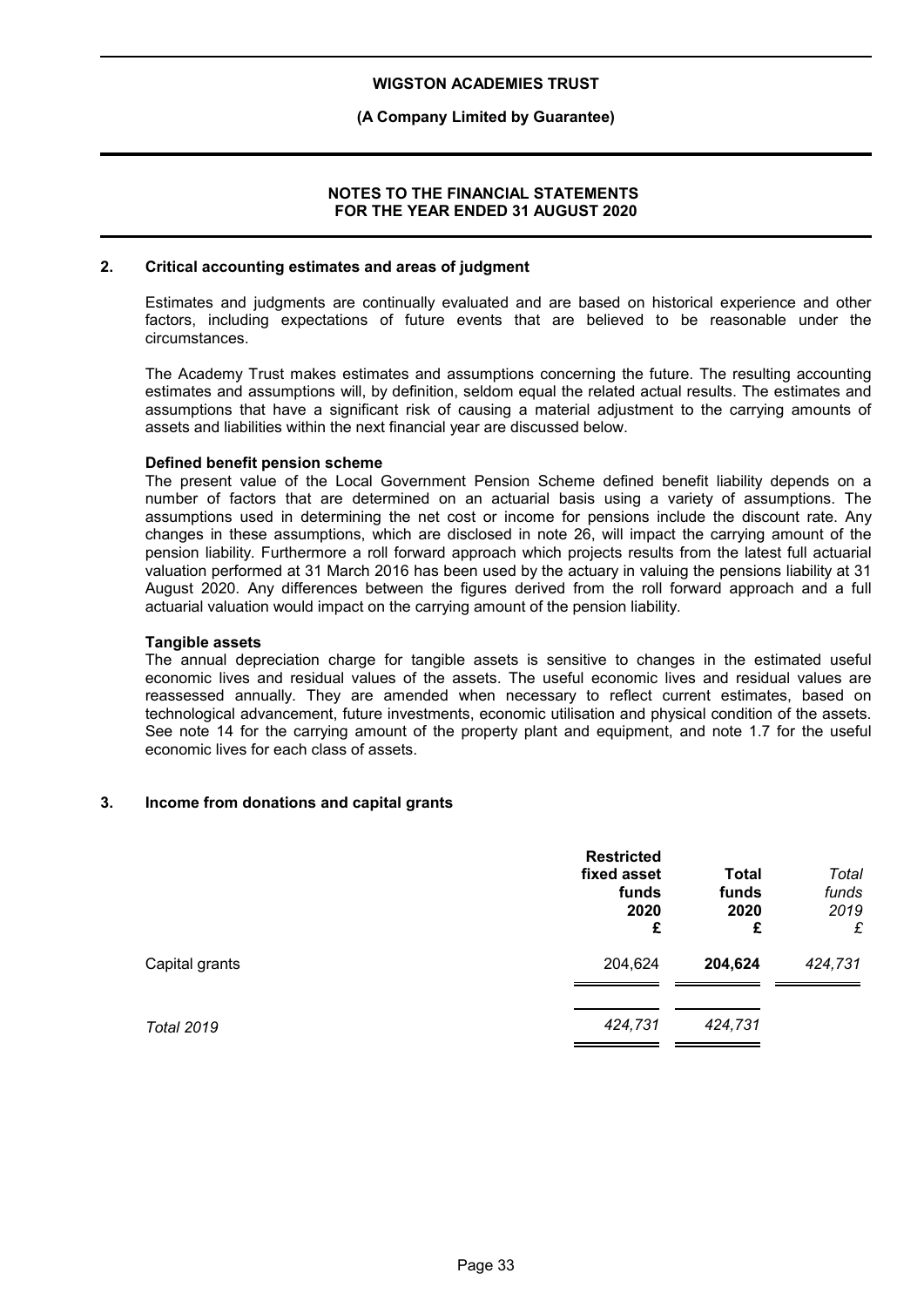## 2. Critical accounting estimates and areas of judgment

Estimates and judgments are continually evaluated and are based on historical experience and other factors, including expectations of future events that are believed to be reasonable under the circumstances.

The Academy Trust makes estimates and assumptions concerning the future. The resulting accounting estimates and assumptions will, by definition, seldom equal the related actual results. The estimates and assumptions that have a significant risk of causing a material adjustment to the carrying amounts of assets and liabilities within the next financial year are discussed below.

**Defined benefit pension scheme**

The present value of the Local Government Pension Scheme defined benefit liability depends on a number of factors that are determined on an actuarial basis using a variety of assumptions. The assumptions used in determining the net cost or income for pensions include the discount rate. Any changes in these assumptions, which are disclosed in note 26, will impact the carrying amount of the pension liability. Furthermore a roll forward approach which projects results from the latest full actuarial valuation performed at 31 March 2016 has been used by the actuary in valuing the pensions liability at 31 August 2020. Any differences between the figures derived from the roll forward approach and a full actuarial valuation would impact on the carrying amount of the pension liability.

**Tangible assets**

The annual depreciation charge for tangible assets is sensitive to changes in the estimated useful economic lives and residual values of the assets. The useful economic lives and residual values are reassessed annually. They are amended when necessary to reflect current estimates, based on technological advancement, future investments, economic utilisation and physical condition of the assets. See note 14 for the carrying amount of the property plant and equipment, and note 1.7 for the useful economic lives for each class of assets.

## 3. Income from donations and capital grants

| | **Restricted fixed asset funds 2020 £** | **Total funds 2020 £** | *Total funds 2019 £* |
|---|---|---|---|
| Capital grants | 204,624 | **204,624** | *424,731* |
| *Total 2019* | *424,731* | *424,731* | |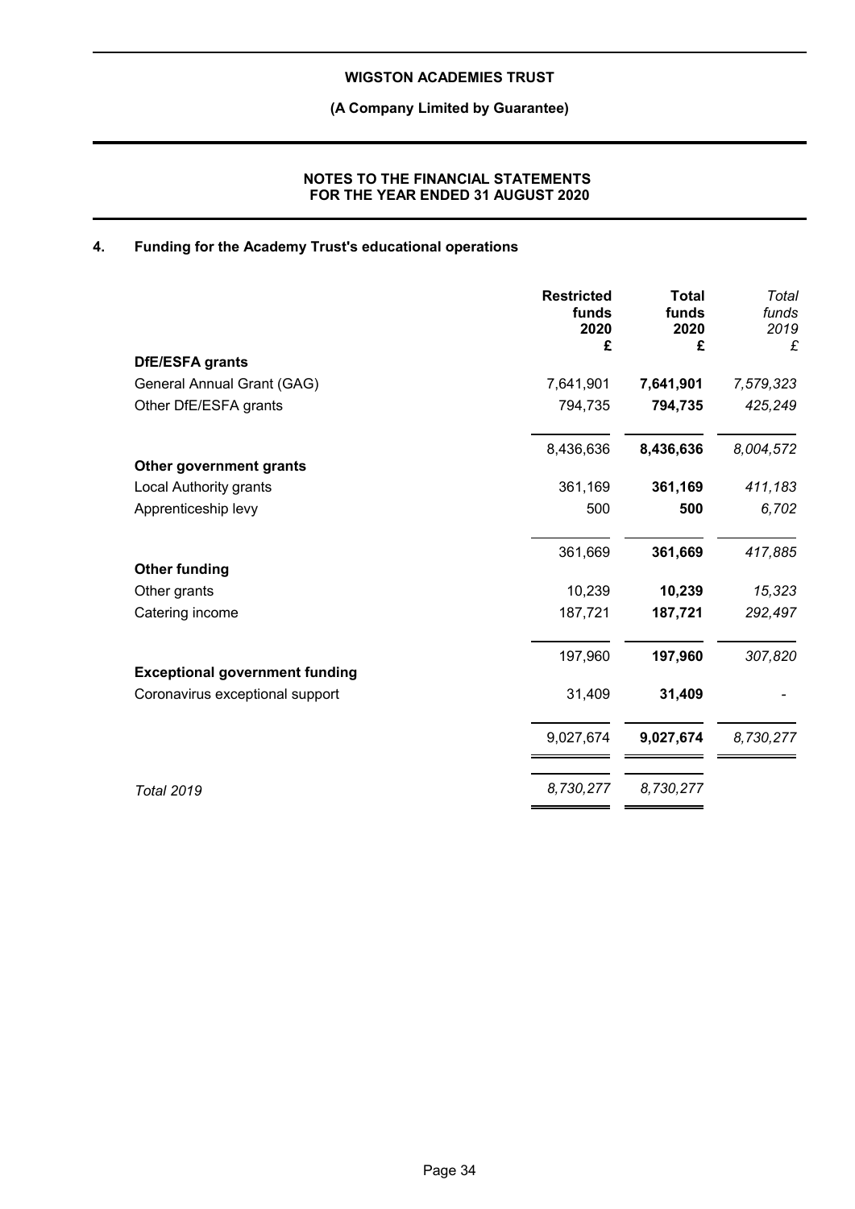## 4. Funding for the Academy Trust's educational operations

| | Restricted funds 2020 £ | Total funds 2020 £ | *Total funds 2019 £* |
|---|---|---|---|
| **DfE/ESFA grants** | | | |
| General Annual Grant (GAG) | 7,641,901 | **7,641,901** | *7,579,323* |
| Other DfE/ESFA grants | 794,735 | **794,735** | *425,249* |
| | 8,436,636 | **8,436,636** | *8,004,572* |
| **Other government grants** | | | |
| Local Authority grants | 361,169 | **361,169** | *411,183* |
| Apprenticeship levy | 500 | **500** | *6,702* |
| | 361,669 | **361,669** | *417,885* |
| **Other funding** | | | |
| Other grants | 10,239 | **10,239** | *15,323* |
| Catering income | 187,721 | **187,721** | *292,497* |
| | 197,960 | **197,960** | *307,820* |
| **Exceptional government funding** | | | |
| Coronavirus exceptional support | 31,409 | **31,409** | - |
| | 9,027,674 | **9,027,674** | *8,730,277* |
| *Total 2019* | *8,730,277* | *8,730,277* | |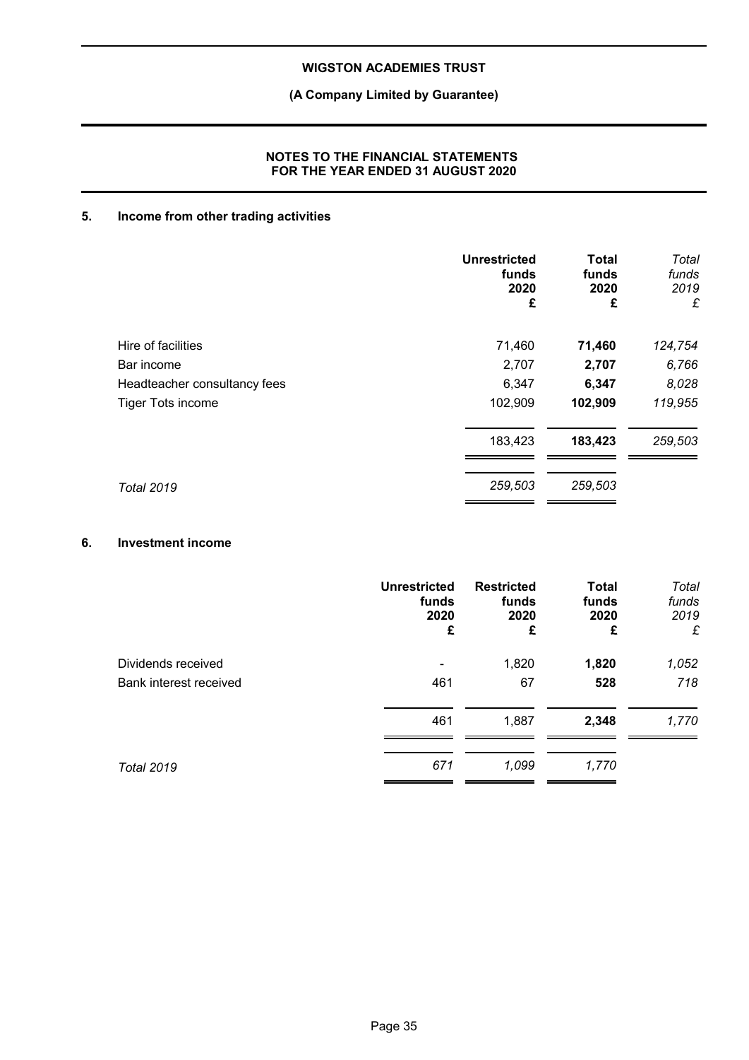**WIGSTON ACADEMIES TRUST**

**(A Company Limited by Guarantee)**

**NOTES TO THE FINANCIAL STATEMENTS FOR THE YEAR ENDED 31 AUGUST 2020**

## 5. Income from other trading activities

| | Unrestricted funds 2020 £ | Total funds 2020 £ | *Total funds 2019 £* |
|---|---|---|---|
| Hire of facilities | 71,460 | **71,460** | *124,754* |
| Bar income | 2,707 | **2,707** | *6,766* |
| Headteacher consultancy fees | 6,347 | **6,347** | *8,028* |
| Tiger Tots income | 102,909 | **102,909** | *119,955* |
| | 183,423 | **183,423** | *259,503* |
| *Total 2019* | *259,503* | *259,503* | |

## 6. Investment income

| | Unrestricted funds 2020 £ | Restricted funds 2020 £ | Total funds 2020 £ | *Total funds 2019 £* |
|---|---|---|---|---|
| Dividends received | - | 1,820 | **1,820** | *1,052* |
| Bank interest received | 461 | 67 | **528** | *718* |
| | 461 | 1,887 | **2,348** | *1,770* |
| *Total 2019* | *671* | *1,099* | *1,770* | |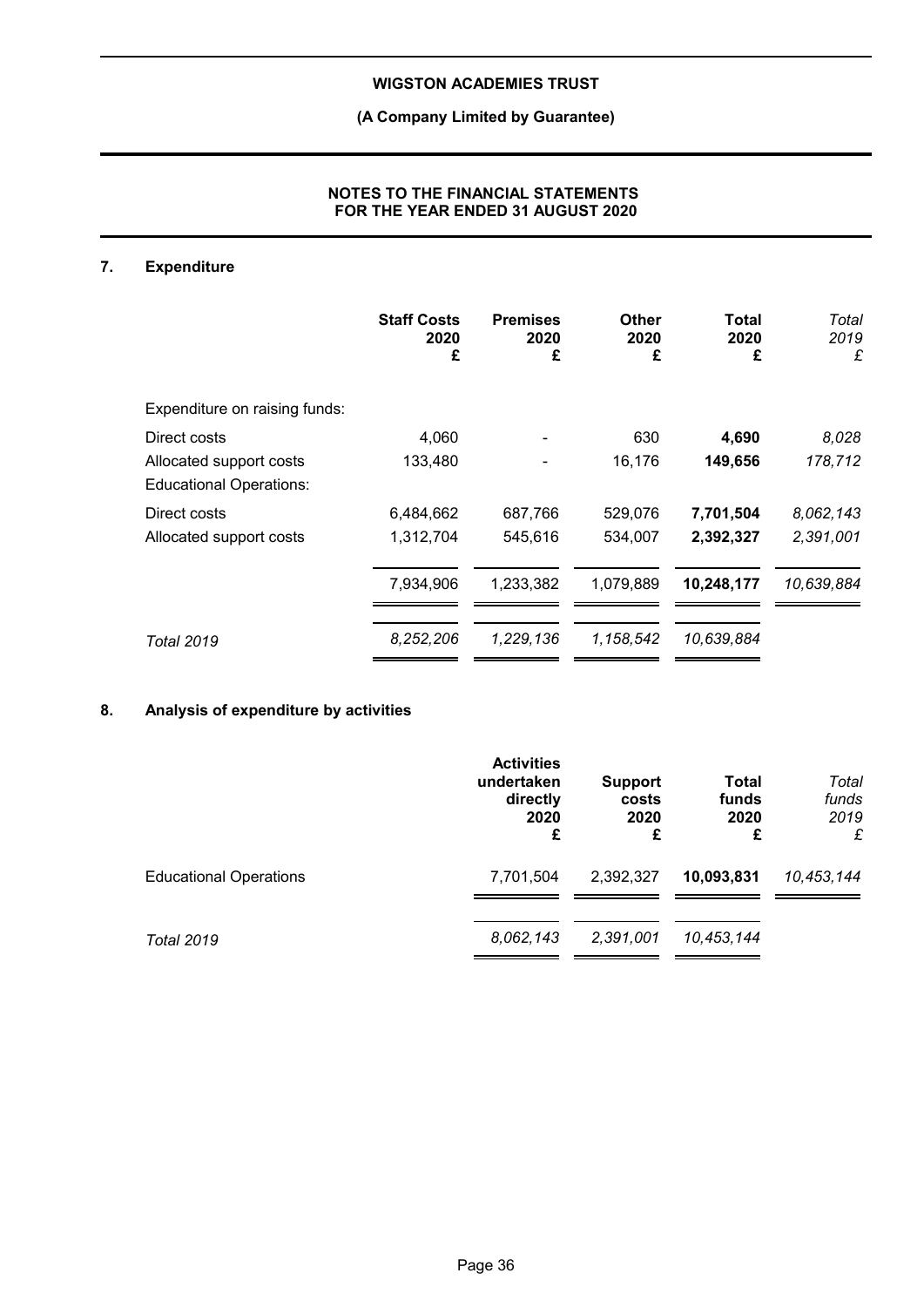## 7. Expenditure

| | Staff Costs 2020 £ | Premises 2020 £ | Other 2020 £ | Total 2020 £ | *Total 2019 £* |
|---|---|---|---|---|---|
| Expenditure on raising funds: | | | | | |
| Direct costs | 4,060 | - | 630 | **4,690** | *8,028* |
| Allocated support costs | 133,480 | - | 16,176 | **149,656** | *178,712* |
| Educational Operations: | | | | | |
| Direct costs | 6,484,662 | 687,766 | 529,076 | **7,701,504** | *8,062,143* |
| Allocated support costs | 1,312,704 | 545,616 | 534,007 | **2,392,327** | *2,391,001* |
| | 7,934,906 | 1,233,382 | 1,079,889 | **10,248,177** | *10,639,884* |
| *Total 2019* | *8,252,206* | *1,229,136* | *1,158,542* | *10,639,884* | |

## 8. Analysis of expenditure by activities

| | Activities undertaken directly 2020 £ | Support costs 2020 £ | Total funds 2020 £ | *Total funds 2019 £* |
|---|---|---|---|---|
| Educational Operations | 7,701,504 | 2,392,327 | **10,093,831** | *10,453,144* |
| *Total 2019* | *8,062,143* | *2,391,001* | *10,453,144* | |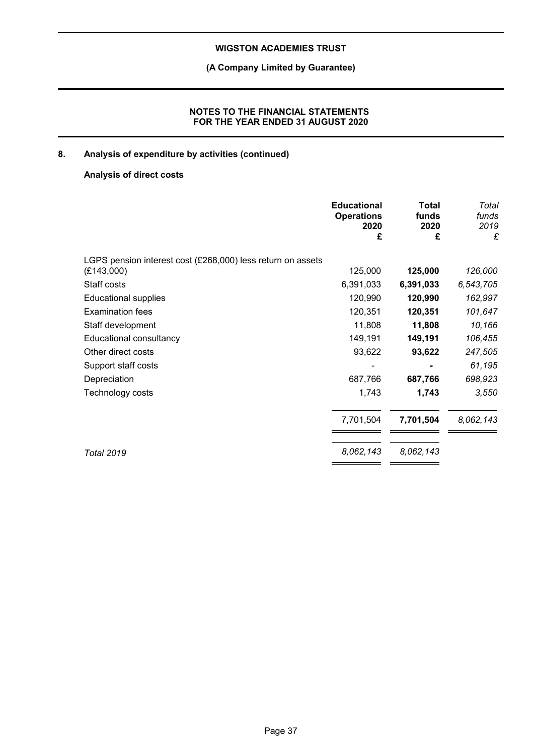## 8. Analysis of expenditure by activities (continued)

### Analysis of direct costs

| | Educational Operations 2020 £ | Total funds 2020 £ | *Total funds 2019 £* |
|---|---|---|---|
| LGPS pension interest cost (£268,000) less return on assets (£143,000) | 125,000 | **125,000** | *126,000* |
| Staff costs | 6,391,033 | **6,391,033** | *6,543,705* |
| Educational supplies | 120,990 | **120,990** | *162,997* |
| Examination fees | 120,351 | **120,351** | *101,647* |
| Staff development | 11,808 | **11,808** | *10,166* |
| Educational consultancy | 149,191 | **149,191** | *106,455* |
| Other direct costs | 93,622 | **93,622** | *247,505* |
| Support staff costs | - | **-** | *61,195* |
| Depreciation | 687,766 | **687,766** | *698,923* |
| Technology costs | 1,743 | **1,743** | *3,550* |
| | 7,701,504 | **7,701,504** | *8,062,143* |
| *Total 2019* | *8,062,143* | *8,062,143* | |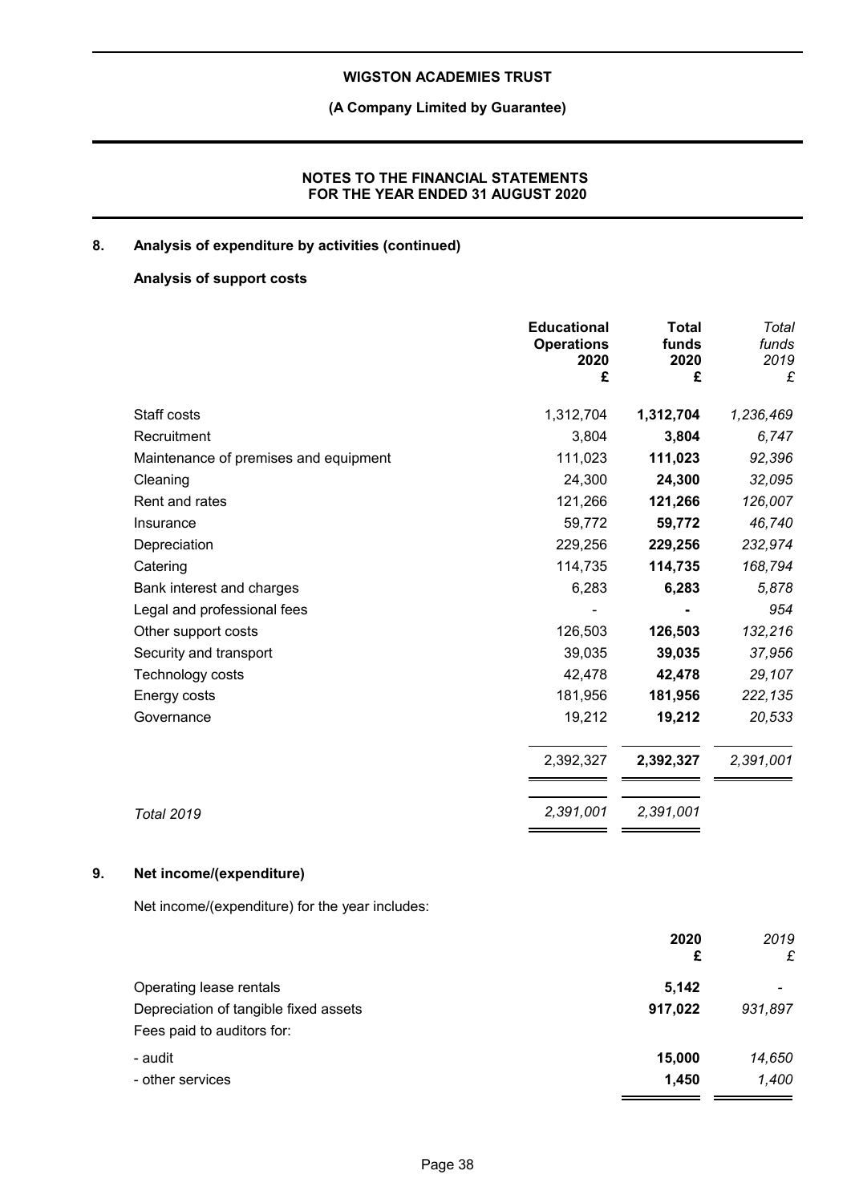## 8. Analysis of expenditure by activities (continued)

### Analysis of support costs

| | Educational Operations 2020 £ | Total funds 2020 £ | *Total funds 2019 £* |
|---|---|---|---|
| Staff costs | 1,312,704 | **1,312,704** | *1,236,469* |
| Recruitment | 3,804 | **3,804** | *6,747* |
| Maintenance of premises and equipment | 111,023 | **111,023** | *92,396* |
| Cleaning | 24,300 | **24,300** | *32,095* |
| Rent and rates | 121,266 | **121,266** | *126,007* |
| Insurance | 59,772 | **59,772** | *46,740* |
| Depreciation | 229,256 | **229,256** | *232,974* |
| Catering | 114,735 | **114,735** | *168,794* |
| Bank interest and charges | 6,283 | **6,283** | *5,878* |
| Legal and professional fees | - | **-** | *954* |
| Other support costs | 126,503 | **126,503** | *132,216* |
| Security and transport | 39,035 | **39,035** | *37,956* |
| Technology costs | 42,478 | **42,478** | *29,107* |
| Energy costs | 181,956 | **181,956** | *222,135* |
| Governance | 19,212 | **19,212** | *20,533* |
| | 2,392,327 | **2,392,327** | *2,391,001* |
| *Total 2019* | *2,391,001* | *2,391,001* | |

## 9. Net income/(expenditure)

Net income/(expenditure) for the year includes:

| | 2020 £ | *2019 £* |
|---|---|---|
| Operating lease rentals | **5,142** | *-* |
| Depreciation of tangible fixed assets | **917,022** | *931,897* |
| Fees paid to auditors for: | | |
| - audit | **15,000** | *14,650* |
| - other services | **1,450** | *1,400* |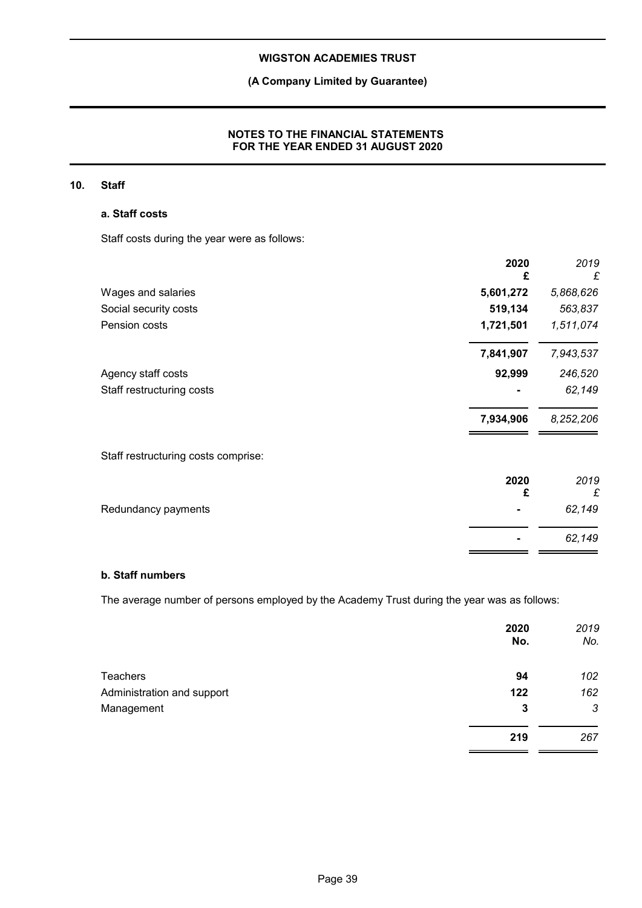## 10. Staff

### a. Staff costs

Staff costs during the year were as follows:

| | 2020<br>£ | *2019*<br>*£* |
|---|---|---|
| Wages and salaries | **5,601,272** | *5,868,626* |
| Social security costs | **519,134** | *563,837* |
| Pension costs | **1,721,501** | *1,511,074* |
| | **7,841,907** | *7,943,537* |
| Agency staff costs | **92,999** | *246,520* |
| Staff restructuring costs | **-** | *62,149* |
| | **7,934,906** | *8,252,206* |

Staff restructuring costs comprise:

| | 2020<br>£ | *2019*<br>*£* |
|---|---|---|
| Redundancy payments | **-** | *62,149* |
| | **-** | *62,149* |

### b. Staff numbers

The average number of persons employed by the Academy Trust during the year was as follows:

| | 2020<br>No. | *2019*<br>*No.* |
|---|---|---|
| Teachers | **94** | *102* |
| Administration and support | **122** | *162* |
| Management | **3** | *3* |
| | **219** | *267* |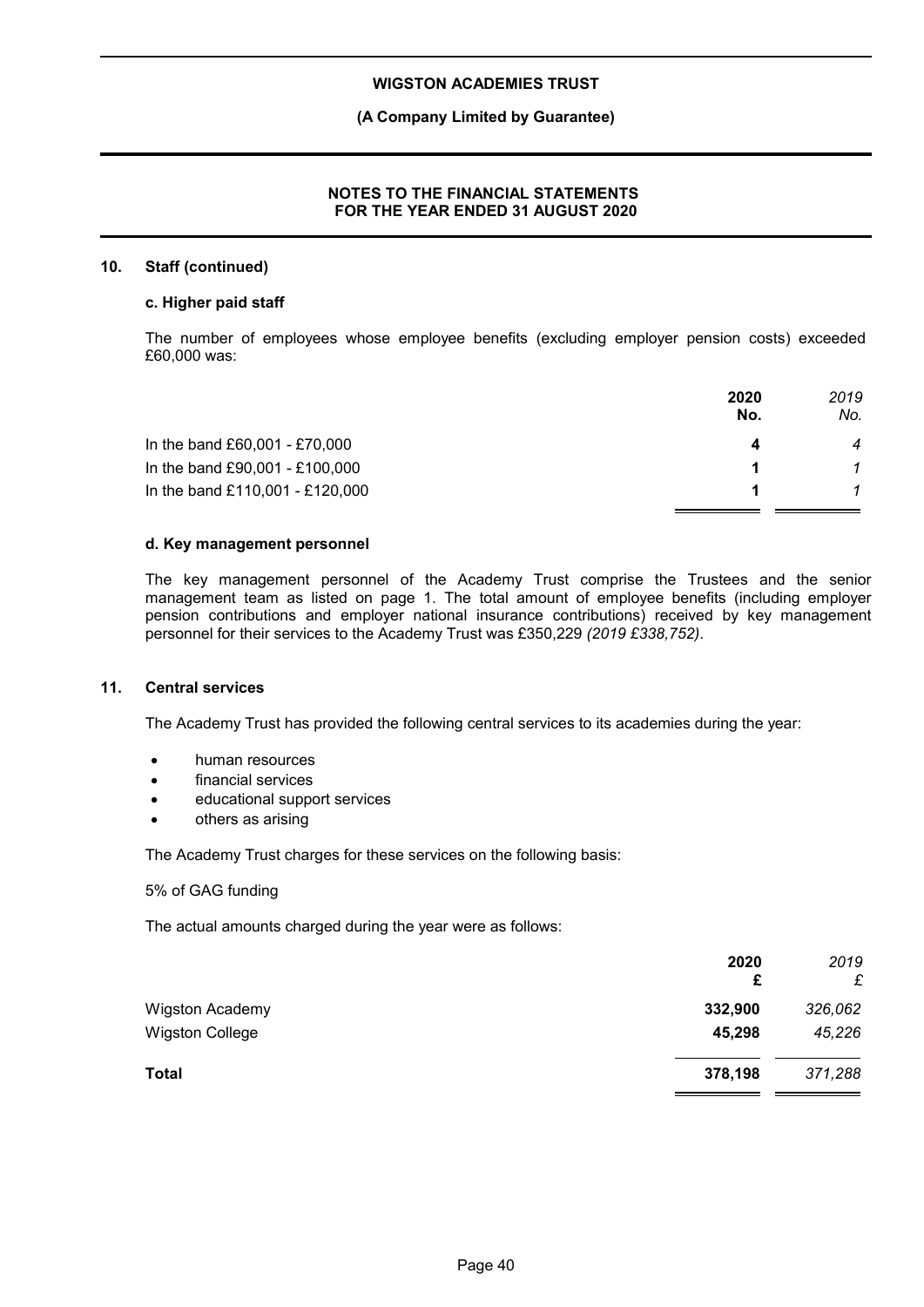## 10. Staff (continued)

### c. Higher paid staff

The number of employees whose employee benefits (excluding employer pension costs) exceeded £60,000 was:

| | **2020 No.** | *2019 No.* |
|---|---|---|
| In the band £60,001 - £70,000 | **4** | *4* |
| In the band £90,001 - £100,000 | **1** | *1* |
| In the band £110,001 - £120,000 | **1** | *1* |

### d. Key management personnel

The key management personnel of the Academy Trust comprise the Trustees and the senior management team as listed on page 1. The total amount of employee benefits (including employer pension contributions and employer national insurance contributions) received by key management personnel for their services to the Academy Trust was £350,229 *(2019 £338,752)*.

## 11. Central services

The Academy Trust has provided the following central services to its academies during the year:

- human resources
- financial services
- educational support services
- others as arising

The Academy Trust charges for these services on the following basis:

5% of GAG funding

The actual amounts charged during the year were as follows:

| | **2020 £** | *2019 £* |
|---|---|---|
| Wigston Academy | **332,900** | *326,062* |
| Wigston College | **45,298** | *45,226* |
| **Total** | **378,198** | *371,288* |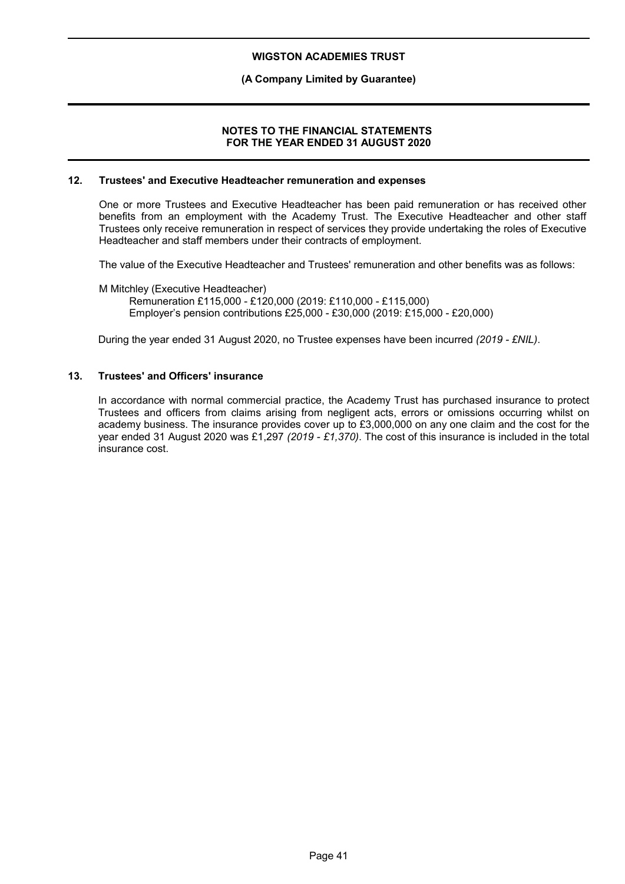**WIGSTON ACADEMIES TRUST**

**(A Company Limited by Guarantee)**

**NOTES TO THE FINANCIAL STATEMENTS FOR THE YEAR ENDED 31 AUGUST 2020**

## 12. Trustees' and Executive Headteacher remuneration and expenses

One or more Trustees and Executive Headteacher has been paid remuneration or has received other benefits from an employment with the Academy Trust. The Executive Headteacher and other staff Trustees only receive remuneration in respect of services they provide undertaking the roles of Executive Headteacher and staff members under their contracts of employment.

The value of the Executive Headteacher and Trustees' remuneration and other benefits was as follows:

M Mitchley (Executive Headteacher)
Remuneration £115,000 - £120,000 (2019: £110,000 - £115,000)
Employer's pension contributions £25,000 - £30,000 (2019: £15,000 - £20,000)

During the year ended 31 August 2020, no Trustee expenses have been incurred *(2019 - £NIL)*.

## 13. Trustees' and Officers' insurance

In accordance with normal commercial practice, the Academy Trust has purchased insurance to protect Trustees and officers from claims arising from negligent acts, errors or omissions occurring whilst on academy business. The insurance provides cover up to £3,000,000 on any one claim and the cost for the year ended 31 August 2020 was £1,297 *(2019 - £1,370)*. The cost of this insurance is included in the total insurance cost.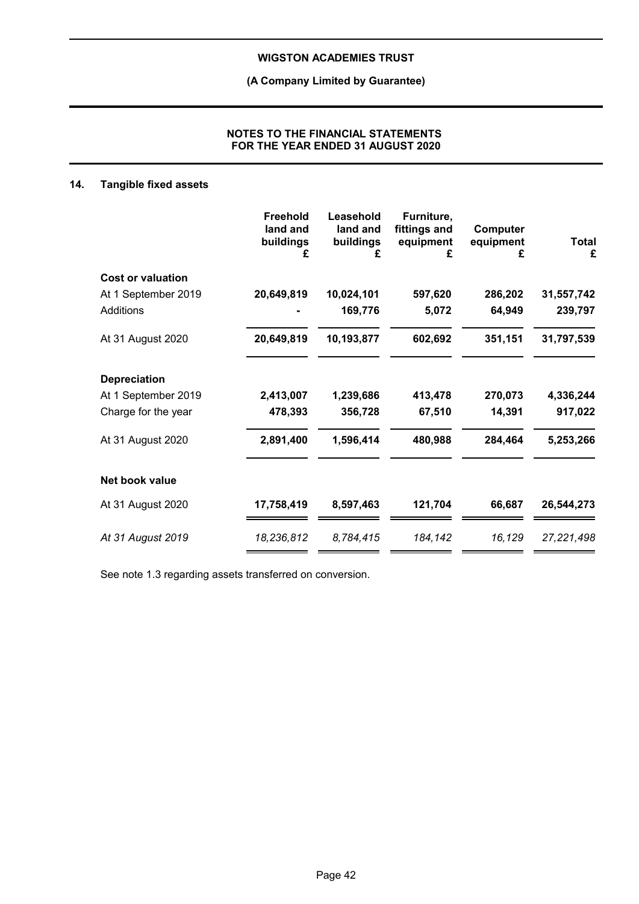## 14. Tangible fixed assets

| | Freehold land and buildings £ | Leasehold land and buildings £ | Furniture, fittings and equipment £ | Computer equipment £ | Total £ |
|---|---|---|---|---|---|
| **Cost or valuation** | | | | | |
| At 1 September 2019 | 20,649,819 | 10,024,101 | 597,620 | 286,202 | 31,557,742 |
| Additions | - | 169,776 | 5,072 | 64,949 | 239,797 |
| At 31 August 2020 | 20,649,819 | 10,193,877 | 602,692 | 351,151 | 31,797,539 |
| **Depreciation** | | | | | |
| At 1 September 2019 | 2,413,007 | 1,239,686 | 413,478 | 270,073 | 4,336,244 |
| Charge for the year | 478,393 | 356,728 | 67,510 | 14,391 | 917,022 |
| At 31 August 2020 | 2,891,400 | 1,596,414 | 480,988 | 284,464 | 5,253,266 |
| **Net book value** | | | | | |
| At 31 August 2020 | 17,758,419 | 8,597,463 | 121,704 | 66,687 | 26,544,273 |
| *At 31 August 2019* | *18,236,812* | *8,784,415* | *184,142* | *16,129* | *27,221,498* |

See note 1.3 regarding assets transferred on conversion.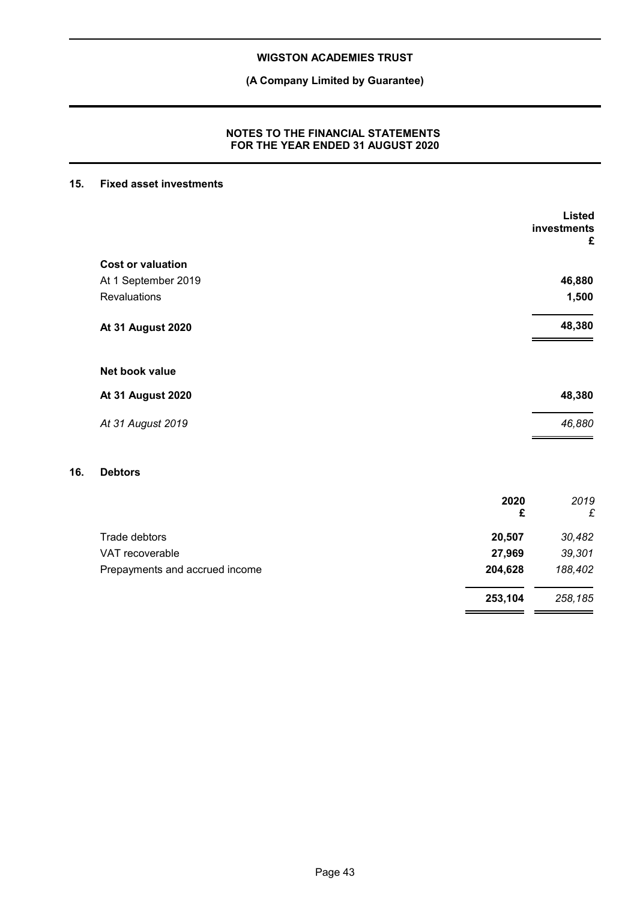## 15. Fixed asset investments

| | Listed investments £ |
|---|---|
| **Cost or valuation** | |
| At 1 September 2019 | **46,880** |
| Revaluations | **1,500** |
| **At 31 August 2020** | **48,380** |
| | |
| **Net book value** | |
| **At 31 August 2020** | **48,380** |
| *At 31 August 2019* | *46,880* |

## 16. Debtors

| | 2020 £ | *2019 £* |
|---|---|---|
| Trade debtors | **20,507** | *30,482* |
| VAT recoverable | **27,969** | *39,301* |
| Prepayments and accrued income | **204,628** | *188,402* |
| | **253,104** | *258,185* |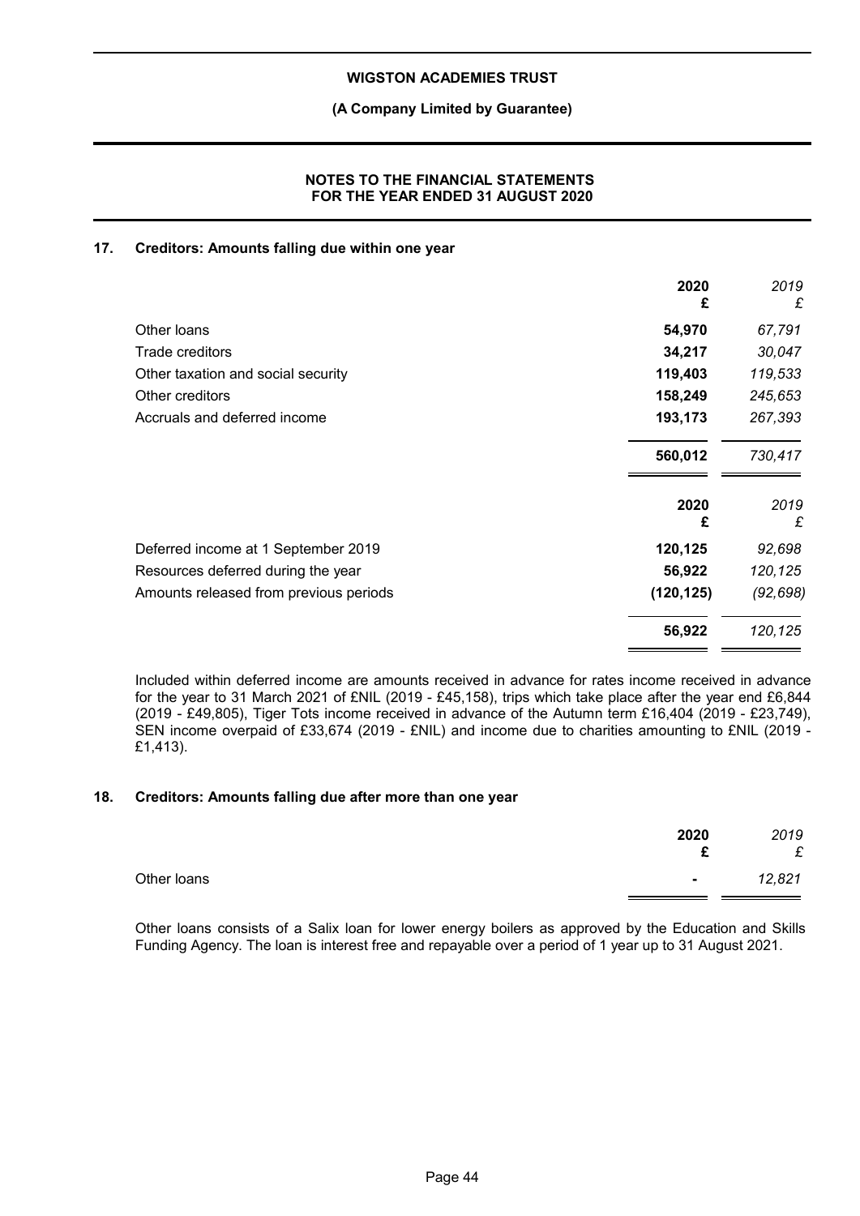## 17. Creditors: Amounts falling due within one year

| | 2020<br>£ | 2019<br>£ |
|---|---|---|
| Other loans | **54,970** | *67,791* |
| Trade creditors | **34,217** | *30,047* |
| Other taxation and social security | **119,403** | *119,533* |
| Other creditors | **158,249** | *245,653* |
| Accruals and deferred income | **193,173** | *267,393* |
| | **560,012** | *730,417* |

| | 2020<br>£ | 2019<br>£ |
|---|---|---|
| Deferred income at 1 September 2019 | **120,125** | *92,698* |
| Resources deferred during the year | **56,922** | *120,125* |
| Amounts released from previous periods | **(120,125)** | *(92,698)* |
| | **56,922** | *120,125* |

Included within deferred income are amounts received in advance for rates income received in advance for the year to 31 March 2021 of £NIL (2019 - £45,158), trips which take place after the year end £6,844 (2019 - £49,805), Tiger Tots income received in advance of the Autumn term £16,404 (2019 - £23,749), SEN income overpaid of £33,674 (2019 - £NIL) and income due to charities amounting to £NIL (2019 - £1,413).

## 18. Creditors: Amounts falling due after more than one year

| | 2020<br>£ | 2019<br>£ |
|---|---|---|
| Other loans | **-** | *12,821* |

Other loans consists of a Salix loan for lower energy boilers as approved by the Education and Skills Funding Agency. The loan is interest free and repayable over a period of 1 year up to 31 August 2021.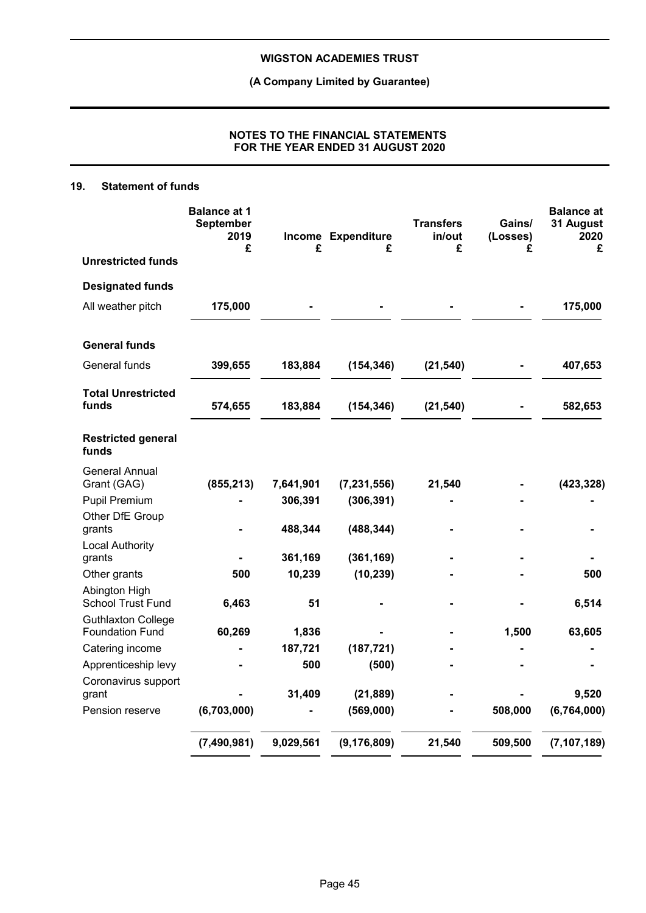# WIGSTON ACADEMIES TRUST

**(A Company Limited by Guarantee)**

**NOTES TO THE FINANCIAL STATEMENTS FOR THE YEAR ENDED 31 AUGUST 2020**

## 19. Statement of funds

| | Balance at 1 September 2019 £ | Income £ | Expenditure £ | Transfers in/out £ | Gains/ (Losses) £ | Balance at 31 August 2020 £ |
|---|---|---|---|---|---|---|
| **Unrestricted funds** | | | | | | |
| **Designated funds** | | | | | | |
| All weather pitch | **175,000** | **-** | **-** | **-** | **-** | **175,000** |
| **General funds** | | | | | | |
| General funds | **399,655** | **183,884** | **(154,346)** | **(21,540)** | **-** | **407,653** |
| **Total Unrestricted funds** | **574,655** | **183,884** | **(154,346)** | **(21,540)** | **-** | **582,653** |
| **Restricted general funds** | | | | | | |
| General Annual Grant (GAG) | **(855,213)** | **7,641,901** | **(7,231,556)** | **21,540** | **-** | **(423,328)** |
| Pupil Premium | **-** | **306,391** | **(306,391)** | **-** | **-** | **-** |
| Other DfE Group grants | **-** | **488,344** | **(488,344)** | **-** | **-** | **-** |
| Local Authority grants | **-** | **361,169** | **(361,169)** | **-** | **-** | **-** |
| Other grants | **500** | **10,239** | **(10,239)** | **-** | **-** | **500** |
| Abington High School Trust Fund | **6,463** | **51** | **-** | **-** | **-** | **6,514** |
| Guthlaxton College Foundation Fund | **60,269** | **1,836** | **-** | **-** | **1,500** | **63,605** |
| Catering income | **-** | **187,721** | **(187,721)** | **-** | **-** | **-** |
| Apprenticeship levy | **-** | **500** | **(500)** | **-** | **-** | **-** |
| Coronavirus support grant | **-** | **31,409** | **(21,889)** | **-** | **-** | **9,520** |
| Pension reserve | **(6,703,000)** | **-** | **(569,000)** | **-** | **508,000** | **(6,764,000)** |
| | **(7,490,981)** | **9,029,561** | **(9,176,809)** | **21,540** | **509,500** | **(7,107,189)** |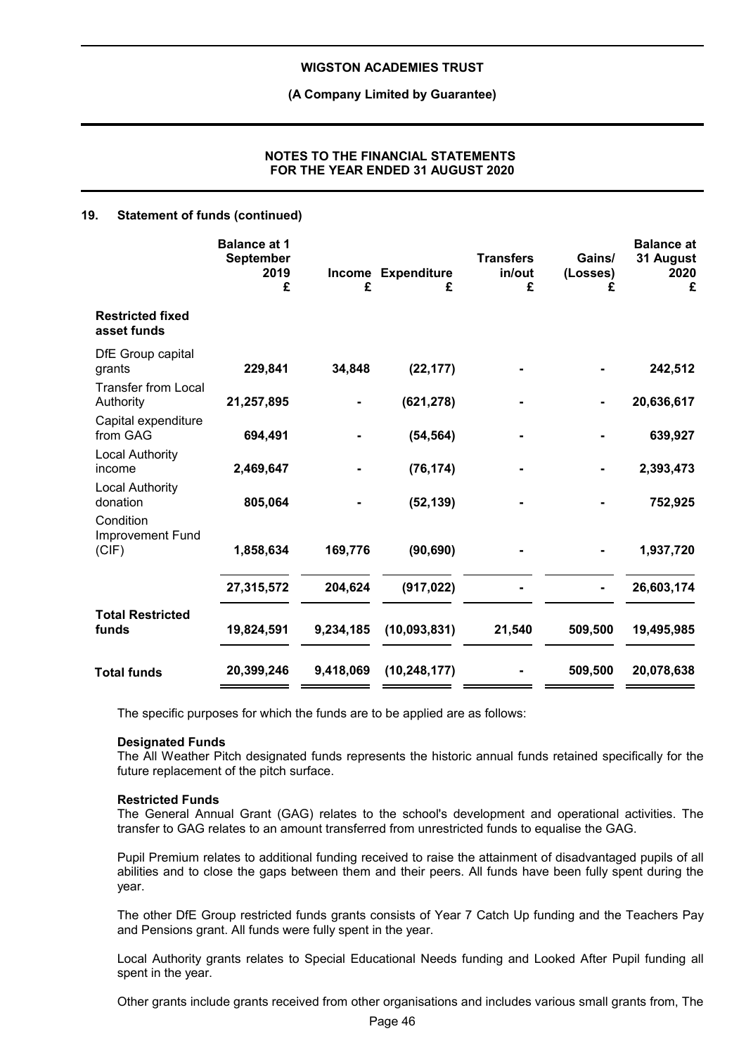## 19. Statement of funds (continued)

| | Balance at 1 September 2019 £ | Income £ | Expenditure £ | Transfers in/out £ | Gains/ (Losses) £ | Balance at 31 August 2020 £ |
|---|---|---|---|---|---|---|
| **Restricted fixed asset funds** | | | | | | |
| DfE Group capital grants | **229,841** | **34,848** | **(22,177)** | **-** | **-** | **242,512** |
| Transfer from Local Authority | **21,257,895** | **-** | **(621,278)** | **-** | **-** | **20,636,617** |
| Capital expenditure from GAG | **694,491** | **-** | **(54,564)** | **-** | **-** | **639,927** |
| Local Authority income | **2,469,647** | **-** | **(76,174)** | **-** | **-** | **2,393,473** |
| Local Authority donation | **805,064** | **-** | **(52,139)** | **-** | **-** | **752,925** |
| Condition Improvement Fund (CIF) | **1,858,634** | **169,776** | **(90,690)** | **-** | **-** | **1,937,720** |
| | **27,315,572** | **204,624** | **(917,022)** | **-** | **-** | **26,603,174** |
| **Total Restricted funds** | **19,824,591** | **9,234,185** | **(10,093,831)** | **21,540** | **509,500** | **19,495,985** |
| **Total funds** | **20,399,246** | **9,418,069** | **(10,248,177)** | **-** | **509,500** | **20,078,638** |

The specific purposes for which the funds are to be applied are as follows:

**Designated Funds**

The All Weather Pitch designated funds represents the historic annual funds retained specifically for the future replacement of the pitch surface.

**Restricted Funds**

The General Annual Grant (GAG) relates to the school's development and operational activities. The transfer to GAG relates to an amount transferred from unrestricted funds to equalise the GAG.

Pupil Premium relates to additional funding received to raise the attainment of disadvantaged pupils of all abilities and to close the gaps between them and their peers. All funds have been fully spent during the year.

The other DfE Group restricted funds grants consists of Year 7 Catch Up funding and the Teachers Pay and Pensions grant. All funds were fully spent in the year.

Local Authority grants relates to Special Educational Needs funding and Looked After Pupil funding all spent in the year.

Other grants include grants received from other organisations and includes various small grants from, The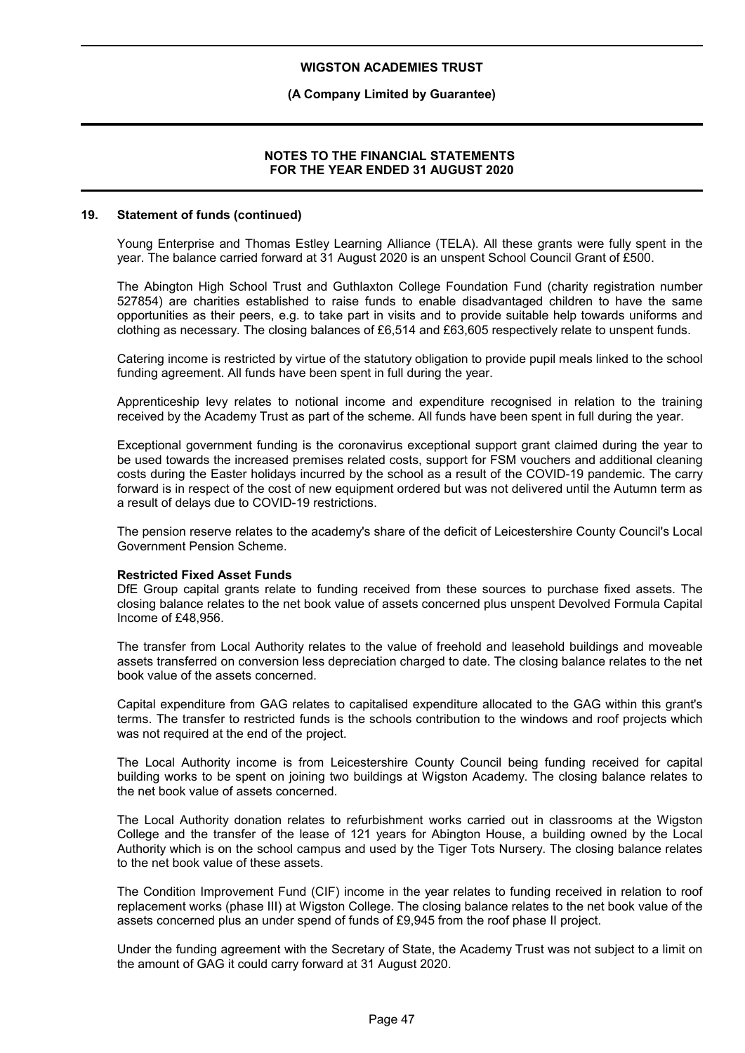## 19. Statement of funds (continued)

Young Enterprise and Thomas Estley Learning Alliance (TELA). All these grants were fully spent in the year. The balance carried forward at 31 August 2020 is an unspent School Council Grant of £500.

The Abington High School Trust and Guthlaxton College Foundation Fund (charity registration number 527854) are charities established to raise funds to enable disadvantaged children to have the same opportunities as their peers, e.g. to take part in visits and to provide suitable help towards uniforms and clothing as necessary. The closing balances of £6,514 and £63,605 respectively relate to unspent funds.

Catering income is restricted by virtue of the statutory obligation to provide pupil meals linked to the school funding agreement. All funds have been spent in full during the year.

Apprenticeship levy relates to notional income and expenditure recognised in relation to the training received by the Academy Trust as part of the scheme. All funds have been spent in full during the year.

Exceptional government funding is the coronavirus exceptional support grant claimed during the year to be used towards the increased premises related costs, support for FSM vouchers and additional cleaning costs during the Easter holidays incurred by the school as a result of the COVID-19 pandemic. The carry forward is in respect of the cost of new equipment ordered but was not delivered until the Autumn term as a result of delays due to COVID-19 restrictions.

The pension reserve relates to the academy's share of the deficit of Leicestershire County Council's Local Government Pension Scheme.

**Restricted Fixed Asset Funds**

DfE Group capital grants relate to funding received from these sources to purchase fixed assets. The closing balance relates to the net book value of assets concerned plus unspent Devolved Formula Capital Income of £48,956.

The transfer from Local Authority relates to the value of freehold and leasehold buildings and moveable assets transferred on conversion less depreciation charged to date. The closing balance relates to the net book value of the assets concerned.

Capital expenditure from GAG relates to capitalised expenditure allocated to the GAG within this grant's terms. The transfer to restricted funds is the schools contribution to the windows and roof projects which was not required at the end of the project.

The Local Authority income is from Leicestershire County Council being funding received for capital building works to be spent on joining two buildings at Wigston Academy. The closing balance relates to the net book value of assets concerned.

The Local Authority donation relates to refurbishment works carried out in classrooms at the Wigston College and the transfer of the lease of 121 years for Abington House, a building owned by the Local Authority which is on the school campus and used by the Tiger Tots Nursery. The closing balance relates to the net book value of these assets.

The Condition Improvement Fund (CIF) income in the year relates to funding received in relation to roof replacement works (phase III) at Wigston College. The closing balance relates to the net book value of the assets concerned plus an under spend of funds of £9,945 from the roof phase II project.

Under the funding agreement with the Secretary of State, the Academy Trust was not subject to a limit on the amount of GAG it could carry forward at 31 August 2020.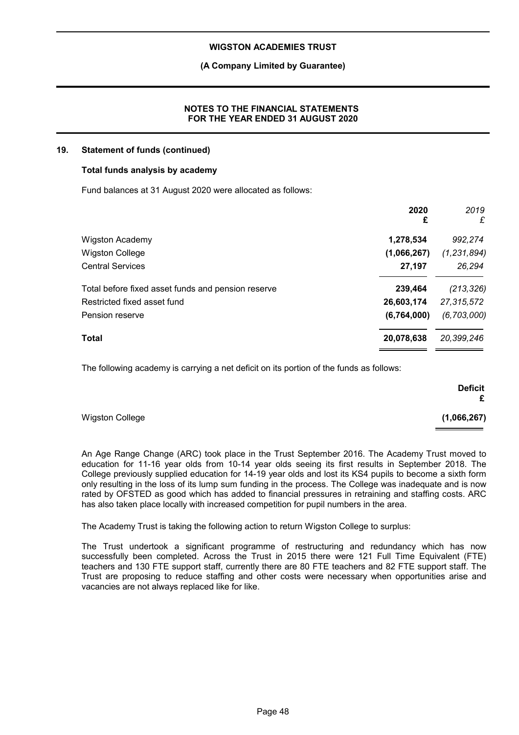## 19. Statement of funds (continued)

### Total funds analysis by academy

Fund balances at 31 August 2020 were allocated as follows:

| | 2020 £ | *2019 £* |
|---|---|---|
| Wigston Academy | **1,278,534** | *992,274* |
| Wigston College | **(1,066,267)** | *(1,231,894)* |
| Central Services | **27,197** | *26,294* |
| Total before fixed asset funds and pension reserve | **239,464** | *(213,326)* |
| Restricted fixed asset fund | **26,603,174** | *27,315,572* |
| Pension reserve | **(6,764,000)** | *(6,703,000)* |
| **Total** | **20,078,638** | *20,399,246* |

The following academy is carrying a net deficit on its portion of the funds as follows:

| | Deficit £ |
|---|---|
| Wigston College | **(1,066,267)** |

An Age Range Change (ARC) took place in the Trust September 2016. The Academy Trust moved to education for 11-16 year olds from 10-14 year olds seeing its first results in September 2018. The College previously supplied education for 14-19 year olds and lost its KS4 pupils to become a sixth form only resulting in the loss of its lump sum funding in the process. The College was inadequate and is now rated by OFSTED as good which has added to financial pressures in retraining and staffing costs. ARC has also taken place locally with increased competition for pupil numbers in the area.

The Academy Trust is taking the following action to return Wigston College to surplus:

The Trust undertook a significant programme of restructuring and redundancy which has now successfully been completed. Across the Trust in 2015 there were 121 Full Time Equivalent (FTE) teachers and 130 FTE support staff, currently there are 80 FTE teachers and 82 FTE support staff. The Trust are proposing to reduce staffing and other costs were necessary when opportunities arise and vacancies are not always replaced like for like.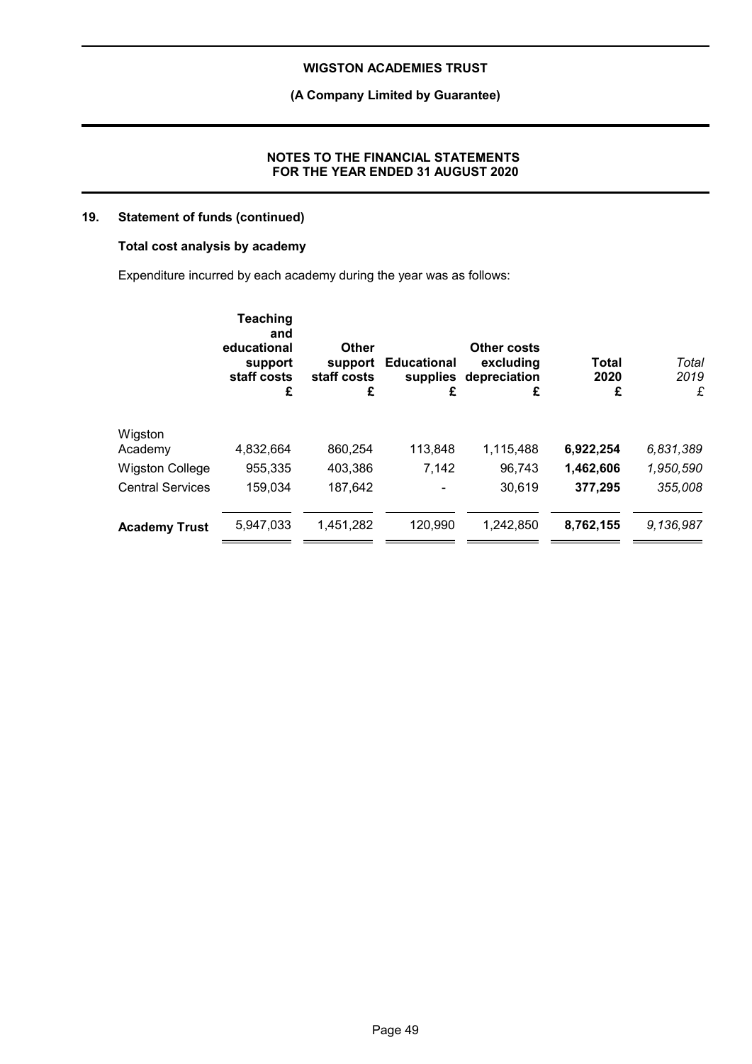## 19. Statement of funds (continued)

### Total cost analysis by academy

Expenditure incurred by each academy during the year was as follows:

| | Teaching and educational support staff costs £ | Other support staff costs £ | Educational supplies £ | Other costs excluding depreciation £ | **Total 2020 £** | *Total 2019 £* |
|---|---|---|---|---|---|---|
| Wigston Academy | 4,832,664 | 860,254 | 113,848 | 1,115,488 | **6,922,254** | *6,831,389* |
| Wigston College | 955,335 | 403,386 | 7,142 | 96,743 | **1,462,606** | *1,950,590* |
| Central Services | 159,034 | 187,642 | - | 30,619 | **377,295** | *355,008* |
| **Academy Trust** | 5,947,033 | 1,451,282 | 120,990 | 1,242,850 | **8,762,155** | *9,136,987* |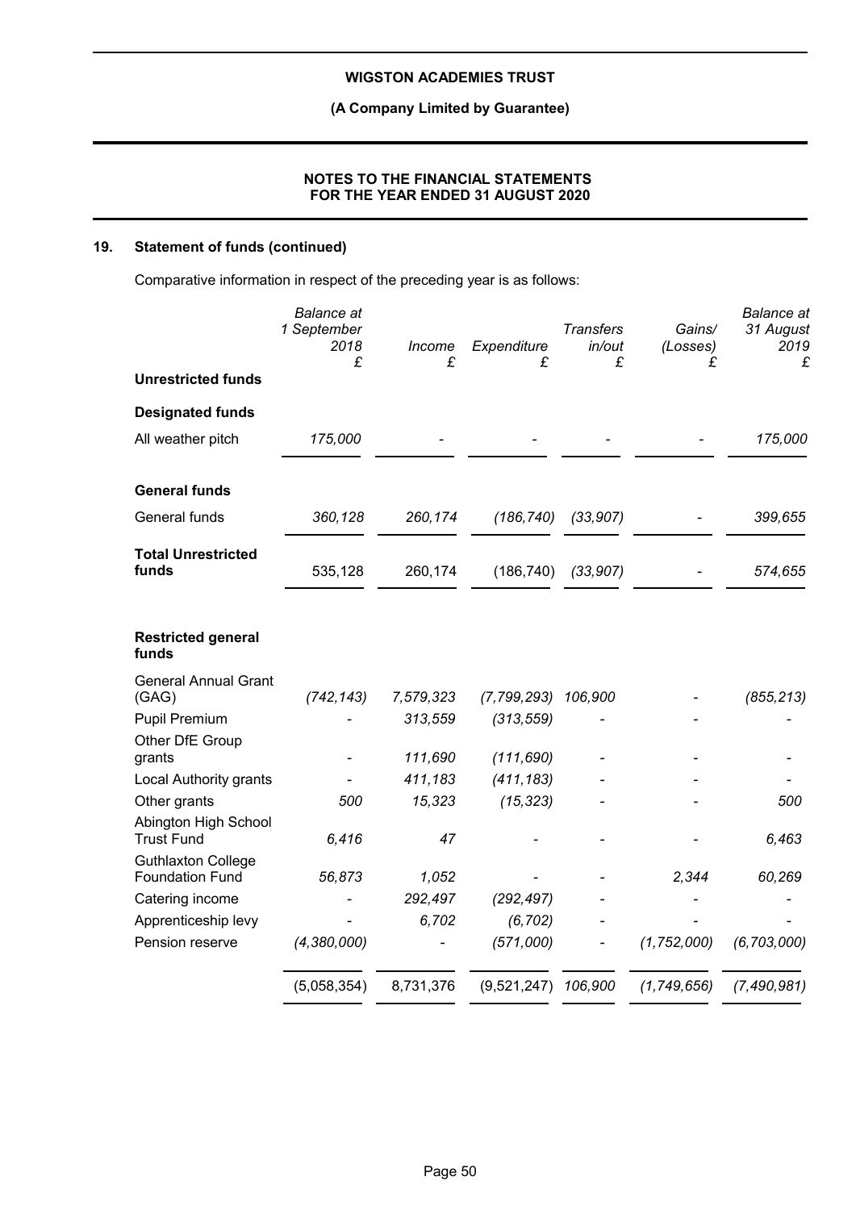## 19. Statement of funds (continued)

Comparative information in respect of the preceding year is as follows:

| | Balance at 1 September 2018 £ | Income £ | Expenditure £ | Transfers in/out £ | Gains/ (Losses) £ | Balance at 31 August 2019 £ |
|---|---|---|---|---|---|---|
| **Unrestricted funds** | | | | | | |
| **Designated funds** | | | | | | |
| All weather pitch | *175,000* | - | - | - | - | *175,000* |
| **General funds** | | | | | | |
| General funds | *360,128* | *260,174* | *(186,740)* | *(33,907)* | - | *399,655* |
| **Total Unrestricted funds** | 535,128 | 260,174 | (186,740) | *(33,907)* | - | *574,655* |
| **Restricted general funds** | | | | | | |
| General Annual Grant (GAG) | *(742,143)* | *7,579,323* | *(7,799,293)* | *106,900* | - | *(855,213)* |
| Pupil Premium | - | *313,559* | *(313,559)* | - | - | - |
| Other DfE Group grants | - | *111,690* | *(111,690)* | - | - | - |
| Local Authority grants | - | *411,183* | *(411,183)* | - | - | - |
| Other grants | *500* | *15,323* | *(15,323)* | - | - | *500* |
| Abington High School Trust Fund | *6,416* | *47* | - | - | - | *6,463* |
| Guthlaxton College Foundation Fund | *56,873* | *1,052* | - | - | *2,344* | *60,269* |
| Catering income | - | *292,497* | *(292,497)* | - | - | - |
| Apprenticeship levy | - | *6,702* | *(6,702)* | - | - | - |
| Pension reserve | *(4,380,000)* | - | *(571,000)* | - | *(1,752,000)* | *(6,703,000)* |
| | (5,058,354) | 8,731,376 | (9,521,247) | *106,900* | *(1,749,656)* | *(7,490,981)* |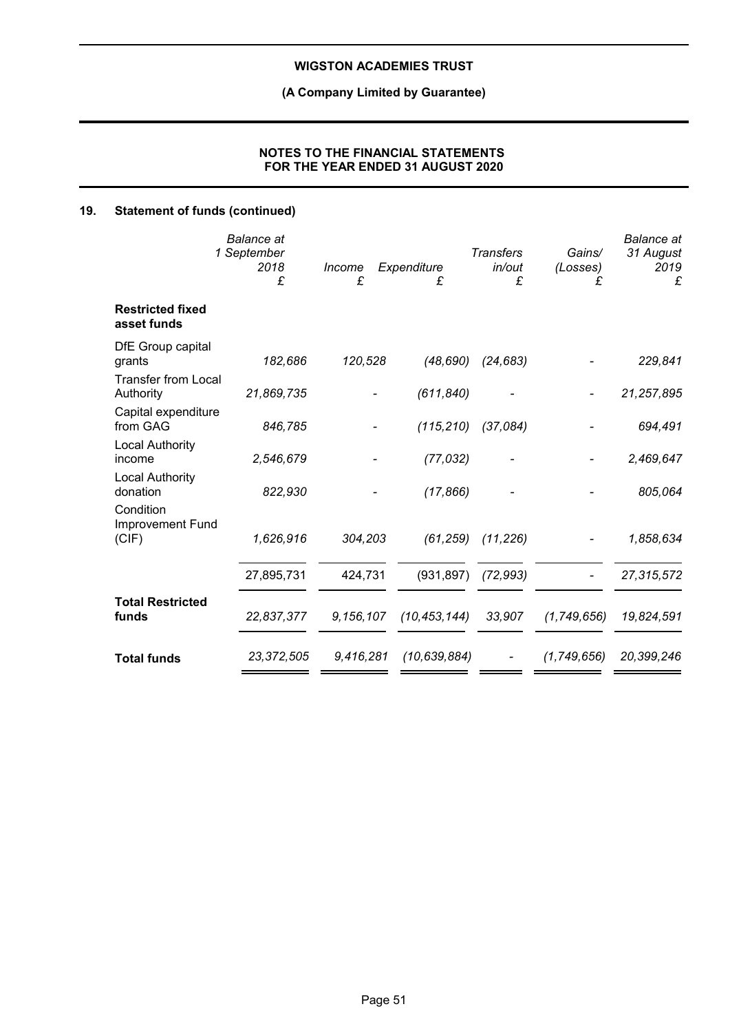## 19. Statement of funds (continued)

| | *Balance at 1 September 2018* £ | *Income* £ | *Expenditure* £ | *Transfers in/out* £ | *Gains/ (Losses)* £ | *Balance at 31 August 2019* £ |
|---|---|---|---|---|---|---|
| **Restricted fixed asset funds** | | | | | | |
| DfE Group capital grants | *182,686* | *120,528* | *(48,690)* | *(24,683)* | *-* | *229,841* |
| Transfer from Local Authority | *21,869,735* | *-* | *(611,840)* | *-* | *-* | *21,257,895* |
| Capital expenditure from GAG | *846,785* | *-* | *(115,210)* | *(37,084)* | *-* | *694,491* |
| Local Authority income | *2,546,679* | *-* | *(77,032)* | *-* | *-* | *2,469,647* |
| Local Authority donation | *822,930* | *-* | *(17,866)* | *-* | *-* | *805,064* |
| Condition Improvement Fund (CIF) | *1,626,916* | *304,203* | *(61,259)* | *(11,226)* | *-* | *1,858,634* |
| | 27,895,731 | 424,731 | (931,897) | *(72,993)* | *-* | *27,315,572* |
| **Total Restricted funds** | *22,837,377* | *9,156,107* | *(10,453,144)* | *33,907* | *(1,749,656)* | *19,824,591* |
| **Total funds** | *23,372,505* | *9,416,281* | *(10,639,884)* | *-* | *(1,749,656)* | *20,399,246* |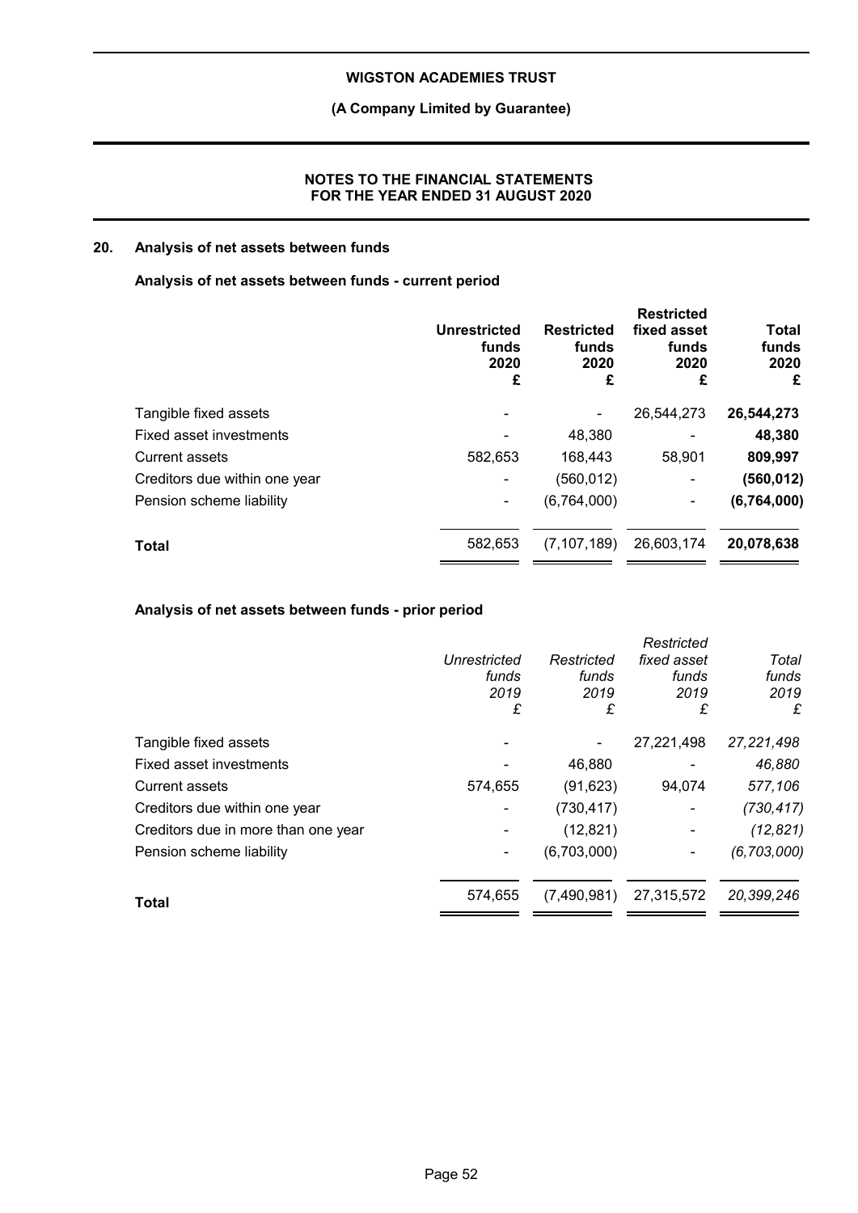## 20. Analysis of net assets between funds

### Analysis of net assets between funds - current period

| | Unrestricted funds 2020 £ | Restricted funds 2020 £ | Restricted fixed asset funds 2020 £ | Total funds 2020 £ |
|---|---|---|---|---|
| Tangible fixed assets | - | - | 26,544,273 | **26,544,273** |
| Fixed asset investments | - | 48,380 | - | **48,380** |
| Current assets | 582,653 | 168,443 | 58,901 | **809,997** |
| Creditors due within one year | - | (560,012) | - | **(560,012)** |
| Pension scheme liability | - | (6,764,000) | - | **(6,764,000)** |
| **Total** | 582,653 | (7,107,189) | 26,603,174 | **20,078,638** |

### Analysis of net assets between funds - prior period

| | *Unrestricted funds 2019 £* | *Restricted funds 2019 £* | *Restricted fixed asset funds 2019 £* | *Total funds 2019 £* |
|---|---|---|---|---|
| Tangible fixed assets | - | - | 27,221,498 | *27,221,498* |
| Fixed asset investments | - | 46,880 | - | *46,880* |
| Current assets | 574,655 | (91,623) | 94,074 | *577,106* |
| Creditors due within one year | - | (730,417) | - | *(730,417)* |
| Creditors due in more than one year | - | (12,821) | - | *(12,821)* |
| Pension scheme liability | - | (6,703,000) | - | *(6,703,000)* |
| **Total** | 574,655 | (7,490,981) | 27,315,572 | *20,399,246* |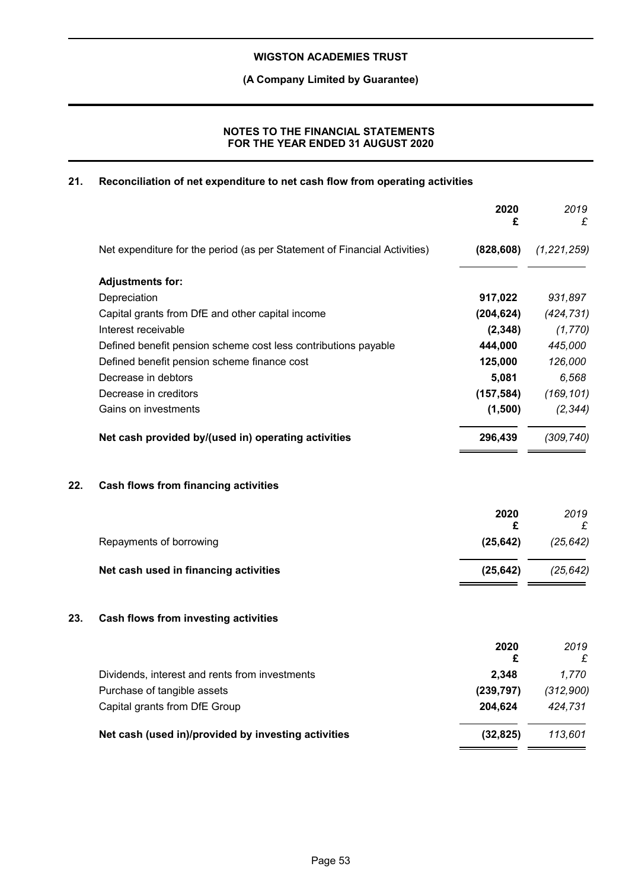# NOTES TO THE FINANCIAL STATEMENTS FOR THE YEAR ENDED 31 AUGUST 2020

## 21. Reconciliation of net expenditure to net cash flow from operating activities

| | 2020 £ | *2019 £* |
|---|---|---|
| Net expenditure for the period (as per Statement of Financial Activities) | **(828,608)** | *(1,221,259)* |
| **Adjustments for:** | | |
| Depreciation | **917,022** | *931,897* |
| Capital grants from DfE and other capital income | **(204,624)** | *(424,731)* |
| Interest receivable | **(2,348)** | *(1,770)* |
| Defined benefit pension scheme cost less contributions payable | **444,000** | *445,000* |
| Defined benefit pension scheme finance cost | **125,000** | *126,000* |
| Decrease in debtors | **5,081** | *6,568* |
| Decrease in creditors | **(157,584)** | *(169,101)* |
| Gains on investments | **(1,500)** | *(2,344)* |
| **Net cash provided by/(used in) operating activities** | **296,439** | *(309,740)* |

## 22. Cash flows from financing activities

| | 2020 £ | *2019 £* |
|---|---|---|
| Repayments of borrowing | **(25,642)** | *(25,642)* |
| **Net cash used in financing activities** | **(25,642)** | *(25,642)* |

## 23. Cash flows from investing activities

| | 2020 £ | *2019 £* |
|---|---|---|
| Dividends, interest and rents from investments | **2,348** | *1,770* |
| Purchase of tangible assets | **(239,797)** | *(312,900)* |
| Capital grants from DfE Group | **204,624** | *424,731* |
| **Net cash (used in)/provided by investing activities** | **(32,825)** | *113,601* |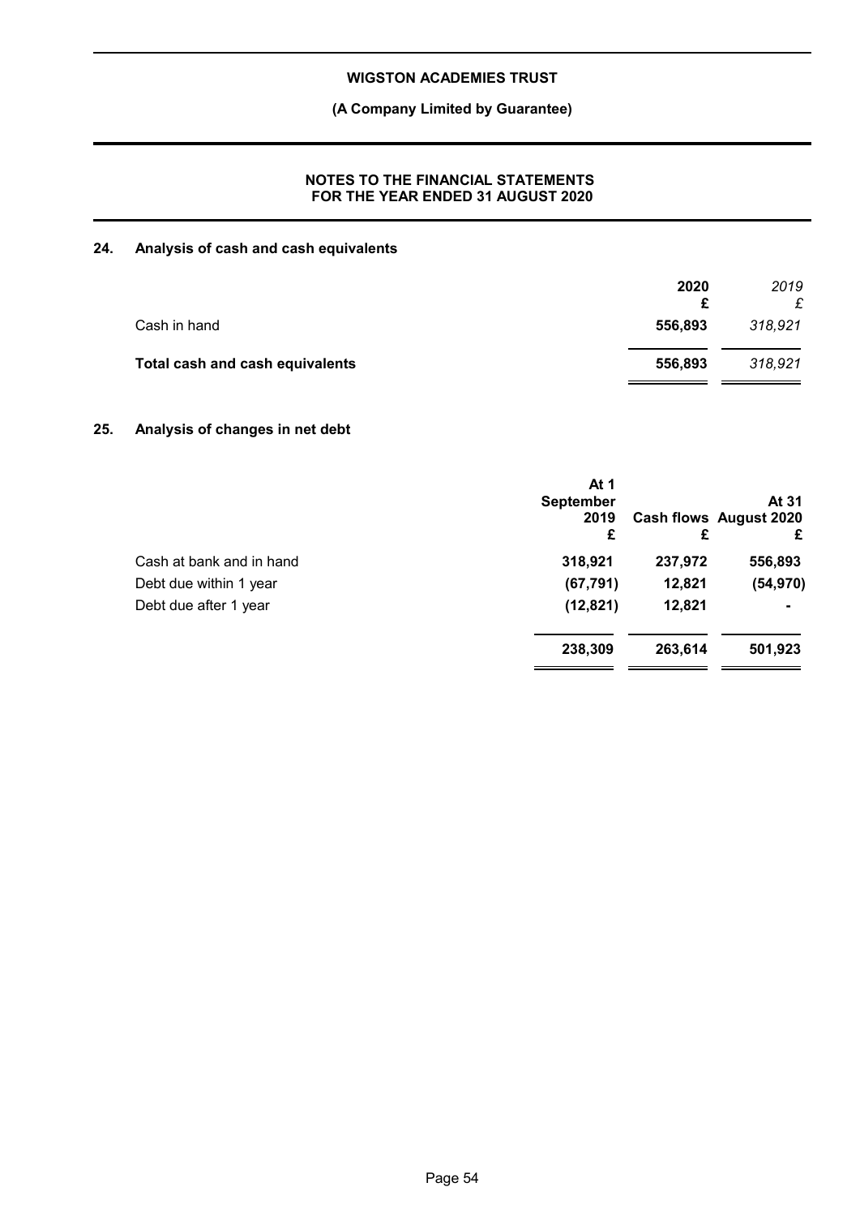## 24. Analysis of cash and cash equivalents

| | 2020 £ | *2019 £* |
|---|---|---|
| Cash in hand | **556,893** | *318,921* |
| **Total cash and cash equivalents** | **556,893** | *318,921* |

## 25. Analysis of changes in net debt

| | At 1 September 2019 £ | Cash flows £ | At 31 August 2020 £ |
|---|---|---|---|
| Cash at bank and in hand | **318,921** | **237,972** | **556,893** |
| Debt due within 1 year | **(67,791)** | **12,821** | **(54,970)** |
| Debt due after 1 year | **(12,821)** | **12,821** | **-** |
| | **238,309** | **263,614** | **501,923** |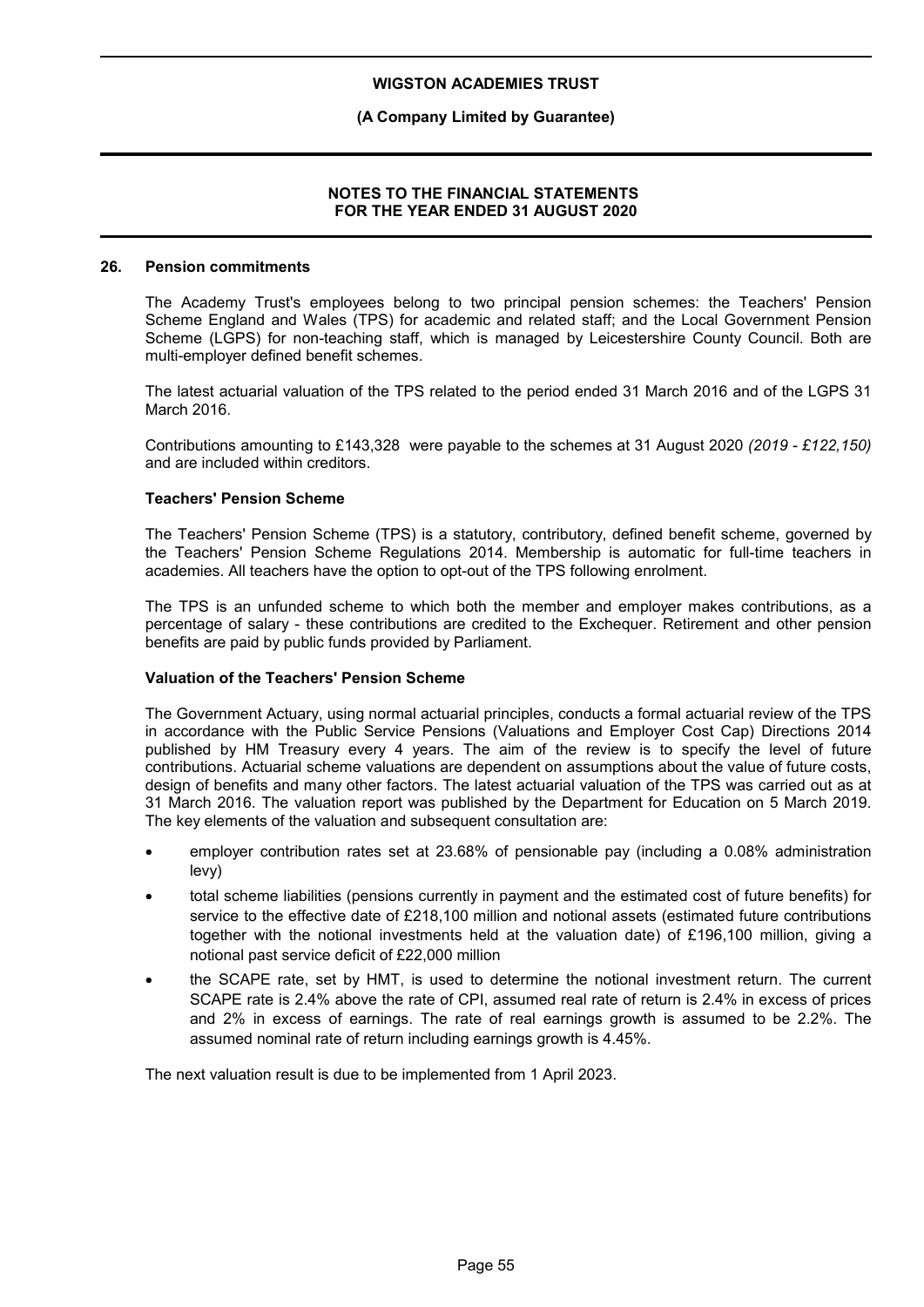## 26. Pension commitments

The Academy Trust's employees belong to two principal pension schemes: the Teachers' Pension Scheme England and Wales (TPS) for academic and related staff; and the Local Government Pension Scheme (LGPS) for non-teaching staff, which is managed by Leicestershire County Council. Both are multi-employer defined benefit schemes.

The latest actuarial valuation of the TPS related to the period ended 31 March 2016 and of the LGPS 31 March 2016.

Contributions amounting to £143,328 were payable to the schemes at 31 August 2020 *(2019 - £122,150)* and are included within creditors.

### Teachers' Pension Scheme

The Teachers' Pension Scheme (TPS) is a statutory, contributory, defined benefit scheme, governed by the Teachers' Pension Scheme Regulations 2014. Membership is automatic for full-time teachers in academies. All teachers have the option to opt-out of the TPS following enrolment.

The TPS is an unfunded scheme to which both the member and employer makes contributions, as a percentage of salary - these contributions are credited to the Exchequer. Retirement and other pension benefits are paid by public funds provided by Parliament.

### Valuation of the Teachers' Pension Scheme

The Government Actuary, using normal actuarial principles, conducts a formal actuarial review of the TPS in accordance with the Public Service Pensions (Valuations and Employer Cost Cap) Directions 2014 published by HM Treasury every 4 years. The aim of the review is to specify the level of future contributions. Actuarial scheme valuations are dependent on assumptions about the value of future costs, design of benefits and many other factors. The latest actuarial valuation of the TPS was carried out as at 31 March 2016. The valuation report was published by the Department for Education on 5 March 2019. The key elements of the valuation and subsequent consultation are:

- employer contribution rates set at 23.68% of pensionable pay (including a 0.08% administration levy)
- total scheme liabilities (pensions currently in payment and the estimated cost of future benefits) for service to the effective date of £218,100 million and notional assets (estimated future contributions together with the notional investments held at the valuation date) of £196,100 million, giving a notional past service deficit of £22,000 million
- the SCAPE rate, set by HMT, is used to determine the notional investment return. The current SCAPE rate is 2.4% above the rate of CPI, assumed real rate of return is 2.4% in excess of prices and 2% in excess of earnings. The rate of real earnings growth is assumed to be 2.2%. The assumed nominal rate of return including earnings growth is 4.45%.

The next valuation result is due to be implemented from 1 April 2023.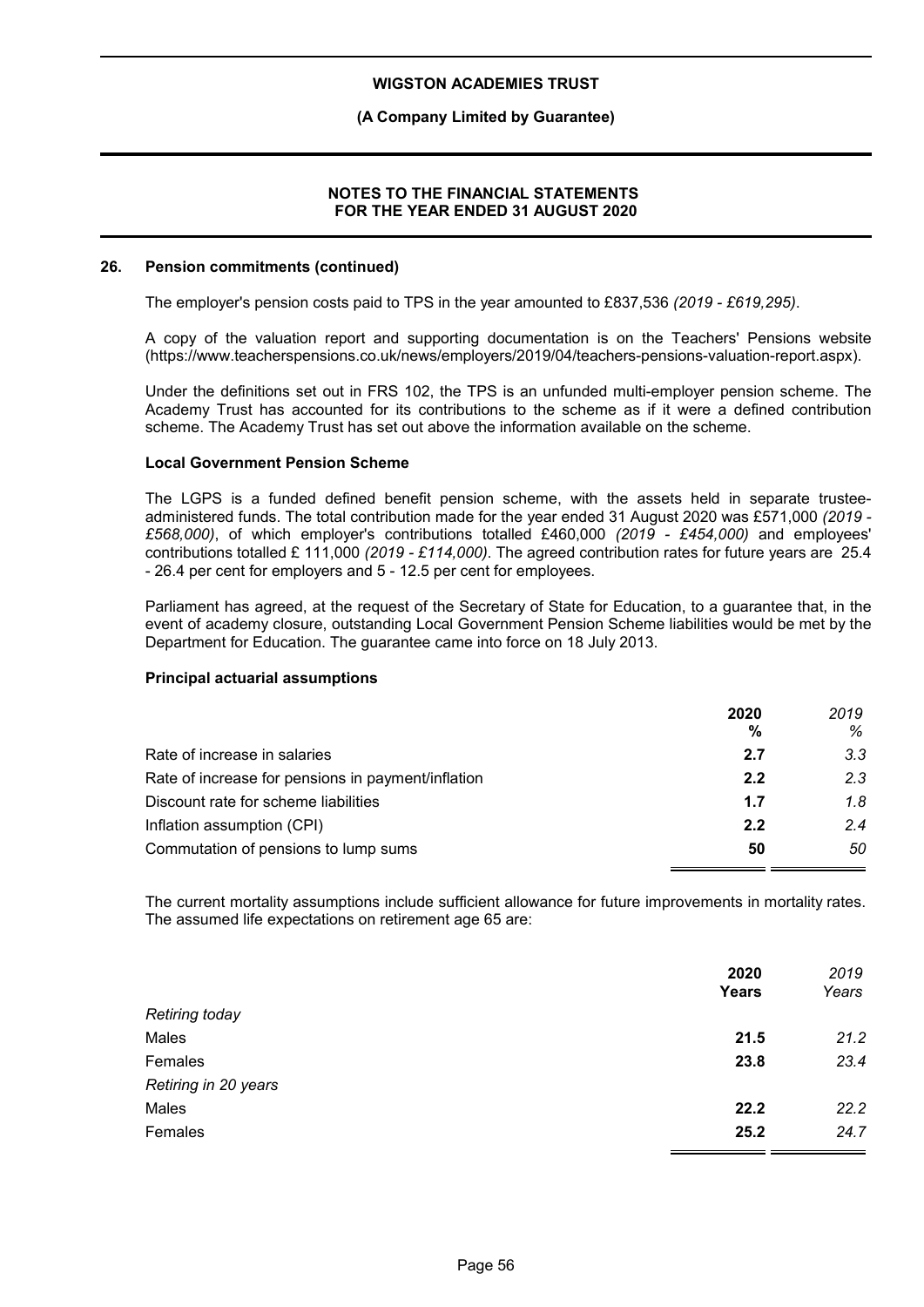### 26. Pension commitments (continued)

The employer's pension costs paid to TPS in the year amounted to £837,536 *(2019 - £619,295)*.

A copy of the valuation report and supporting documentation is on the Teachers' Pensions website (https://www.teacherspensions.co.uk/news/employers/2019/04/teachers-pensions-valuation-report.aspx).

Under the definitions set out in FRS 102, the TPS is an unfunded multi-employer pension scheme. The Academy Trust has accounted for its contributions to the scheme as if it were a defined contribution scheme. The Academy Trust has set out above the information available on the scheme.

**Local Government Pension Scheme**

The LGPS is a funded defined benefit pension scheme, with the assets held in separate trustee-administered funds. The total contribution made for the year ended 31 August 2020 was £571,000 *(2019 - £568,000)*, of which employer's contributions totalled £460,000 *(2019 - £454,000)* and employees' contributions totalled £ 111,000 *(2019 - £114,000)*. The agreed contribution rates for future years are 25.4 - 26.4 per cent for employers and 5 - 12.5 per cent for employees.

Parliament has agreed, at the request of the Secretary of State for Education, to a guarantee that, in the event of academy closure, outstanding Local Government Pension Scheme liabilities would be met by the Department for Education. The guarantee came into force on 18 July 2013.

**Principal actuarial assumptions**

| | **2020** | *2019* |
|---|---|---|
| | **%** | *%* |
| Rate of increase in salaries | **2.7** | *3.3* |
| Rate of increase for pensions in payment/inflation | **2.2** | *2.3* |
| Discount rate for scheme liabilities | **1.7** | *1.8* |
| Inflation assumption (CPI) | **2.2** | *2.4* |
| Commutation of pensions to lump sums | **50** | *50* |

The current mortality assumptions include sufficient allowance for future improvements in mortality rates. The assumed life expectations on retirement age 65 are:

| | **2020** | *2019* |
|---|---|---|
| | **Years** | *Years* |
| *Retiring today* | | |
| Males | **21.5** | *21.2* |
| Females | **23.8** | *23.4* |
| *Retiring in 20 years* | | |
| Males | **22.2** | *22.2* |
| Females | **25.2** | *24.7* |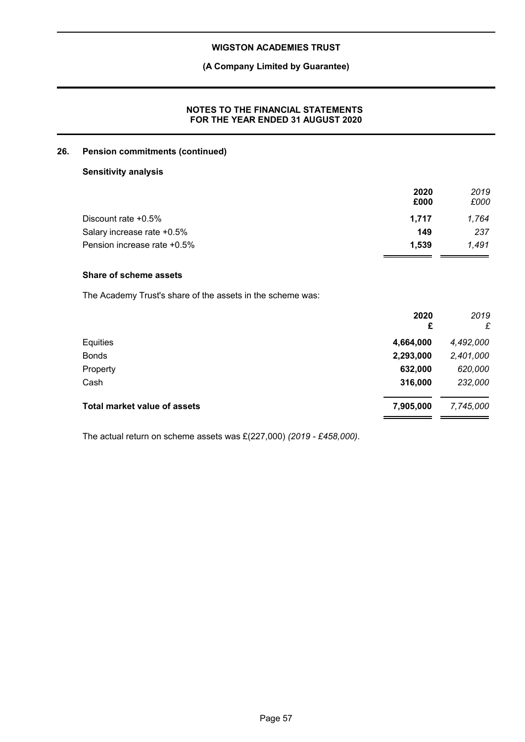## 26. Pension commitments (continued)

### Sensitivity analysis

| | 2020 £000 | *2019 £000* |
|---|---|---|
| Discount rate +0.5% | **1,717** | *1,764* |
| Salary increase rate +0.5% | **149** | *237* |
| Pension increase rate +0.5% | **1,539** | *1,491* |

### Share of scheme assets

The Academy Trust's share of the assets in the scheme was:

| | 2020 £ | *2019 £* |
|---|---|---|
| Equities | **4,664,000** | *4,492,000* |
| Bonds | **2,293,000** | *2,401,000* |
| Property | **632,000** | *620,000* |
| Cash | **316,000** | *232,000* |
| **Total market value of assets** | **7,905,000** | *7,745,000* |

The actual return on scheme assets was £(227,000) *(2019 - £458,000)*.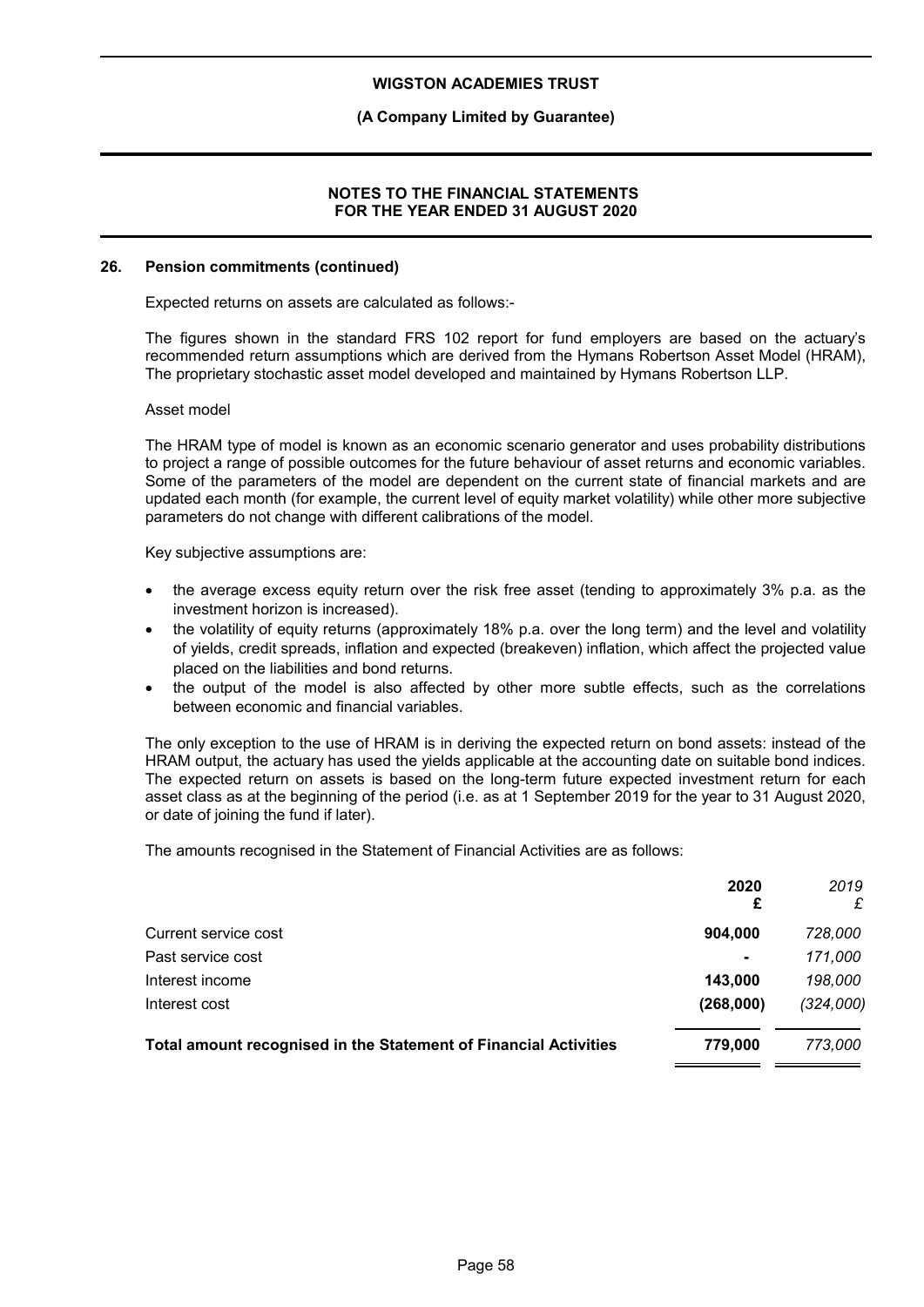### 26. Pension commitments (continued)

Expected returns on assets are calculated as follows:-

The figures shown in the standard FRS 102 report for fund employers are based on the actuary's recommended return assumptions which are derived from the Hymans Robertson Asset Model (HRAM), The proprietary stochastic asset model developed and maintained by Hymans Robertson LLP.

Asset model

The HRAM type of model is known as an economic scenario generator and uses probability distributions to project a range of possible outcomes for the future behaviour of asset returns and economic variables. Some of the parameters of the model are dependent on the current state of financial markets and are updated each month (for example, the current level of equity market volatility) while other more subjective parameters do not change with different calibrations of the model.

Key subjective assumptions are:

- the average excess equity return over the risk free asset (tending to approximately 3% p.a. as the investment horizon is increased).
- the volatility of equity returns (approximately 18% p.a. over the long term) and the level and volatility of yields, credit spreads, inflation and expected (breakeven) inflation, which affect the projected value placed on the liabilities and bond returns.
- the output of the model is also affected by other more subtle effects, such as the correlations between economic and financial variables.

The only exception to the use of HRAM is in deriving the expected return on bond assets: instead of the HRAM output, the actuary has used the yields applicable at the accounting date on suitable bond indices. The expected return on assets is based on the long-term future expected investment return for each asset class as at the beginning of the period (i.e. as at 1 September 2019 for the year to 31 August 2020, or date of joining the fund if later).

The amounts recognised in the Statement of Financial Activities are as follows:

| | 2020 £ | *2019 £* |
|---|---|---|
| Current service cost | **904,000** | *728,000* |
| Past service cost | **-** | *171,000* |
| Interest income | **143,000** | *198,000* |
| Interest cost | **(268,000)** | *(324,000)* |
| **Total amount recognised in the Statement of Financial Activities** | **779,000** | *773,000* |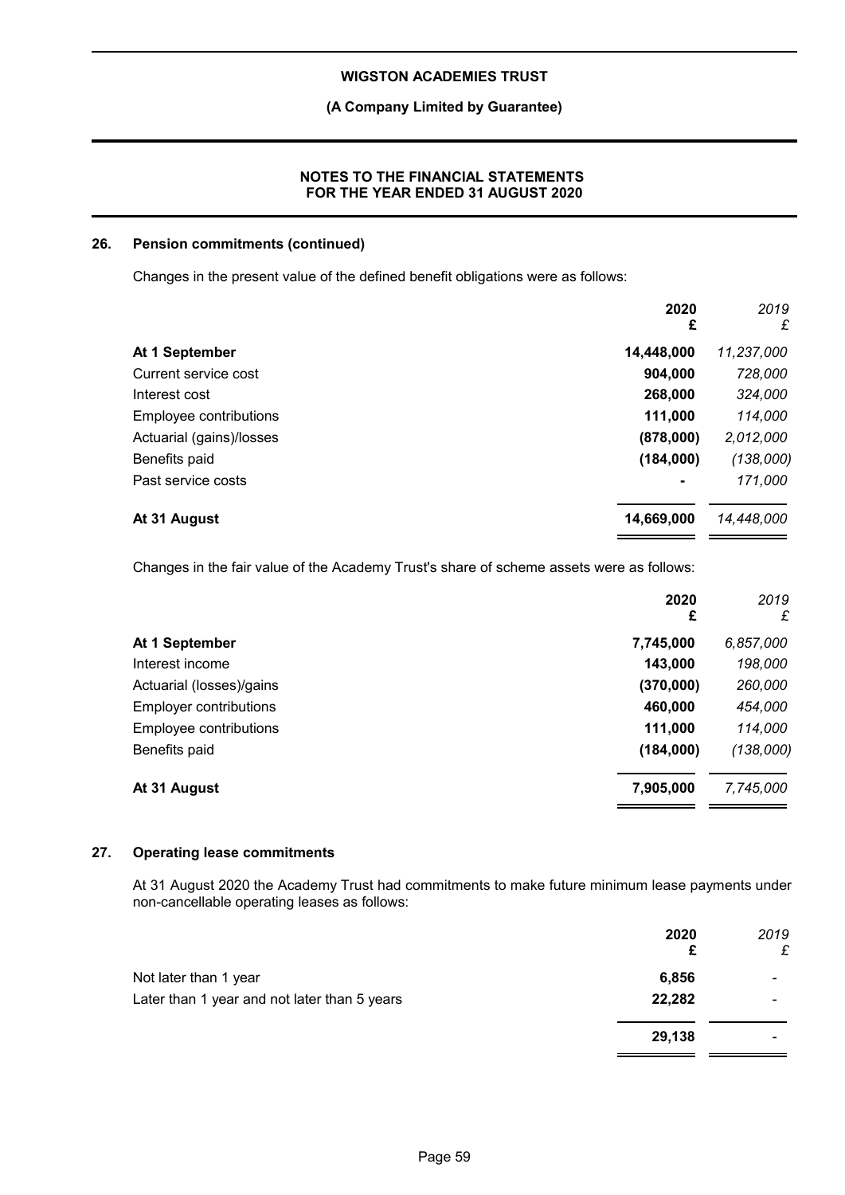## 26. Pension commitments (continued)

Changes in the present value of the defined benefit obligations were as follows:

| | 2020 £ | *2019 £* |
|---|---|---|
| **At 1 September** | **14,448,000** | *11,237,000* |
| Current service cost | **904,000** | *728,000* |
| Interest cost | **268,000** | *324,000* |
| Employee contributions | **111,000** | *114,000* |
| Actuarial (gains)/losses | **(878,000)** | *2,012,000* |
| Benefits paid | **(184,000)** | *(138,000)* |
| Past service costs | **-** | *171,000* |
| **At 31 August** | **14,669,000** | *14,448,000* |

Changes in the fair value of the Academy Trust's share of scheme assets were as follows:

| | 2020 £ | *2019 £* |
|---|---|---|
| **At 1 September** | **7,745,000** | *6,857,000* |
| Interest income | **143,000** | *198,000* |
| Actuarial (losses)/gains | **(370,000)** | *260,000* |
| Employer contributions | **460,000** | *454,000* |
| Employee contributions | **111,000** | *114,000* |
| Benefits paid | **(184,000)** | *(138,000)* |
| **At 31 August** | **7,905,000** | *7,745,000* |

## 27. Operating lease commitments

At 31 August 2020 the Academy Trust had commitments to make future minimum lease payments under non-cancellable operating leases as follows:

| | 2020 £ | *2019 £* |
|---|---|---|
| Not later than 1 year | **6,856** | - |
| Later than 1 year and not later than 5 years | **22,282** | - |
| | **29,138** | - |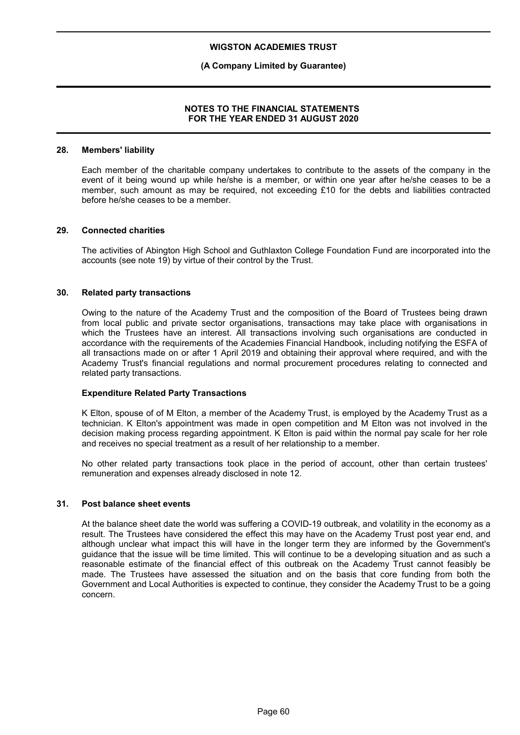## 28. Members' liability

Each member of the charitable company undertakes to contribute to the assets of the company in the event of it being wound up while he/she is a member, or within one year after he/she ceases to be a member, such amount as may be required, not exceeding £10 for the debts and liabilities contracted before he/she ceases to be a member.

## 29. Connected charities

The activities of Abington High School and Guthlaxton College Foundation Fund are incorporated into the accounts (see note 19) by virtue of their control by the Trust.

## 30. Related party transactions

Owing to the nature of the Academy Trust and the composition of the Board of Trustees being drawn from local public and private sector organisations, transactions may take place with organisations in which the Trustees have an interest. All transactions involving such organisations are conducted in accordance with the requirements of the Academies Financial Handbook, including notifying the ESFA of all transactions made on or after 1 April 2019 and obtaining their approval where required, and with the Academy Trust's financial regulations and normal procurement procedures relating to connected and related party transactions.

### Expenditure Related Party Transactions

K Elton, spouse of of M Elton, a member of the Academy Trust, is employed by the Academy Trust as a technician. K Elton's appointment was made in open competition and M Elton was not involved in the decision making process regarding appointment. K Elton is paid within the normal pay scale for her role and receives no special treatment as a result of her relationship to a member.

No other related party transactions took place in the period of account, other than certain trustees' remuneration and expenses already disclosed in note 12.

## 31. Post balance sheet events

At the balance sheet date the world was suffering a COVID-19 outbreak, and volatility in the economy as a result. The Trustees have considered the effect this may have on the Academy Trust post year end, and although unclear what impact this will have in the longer term they are informed by the Government's guidance that the issue will be time limited. This will continue to be a developing situation and as such a reasonable estimate of the financial effect of this outbreak on the Academy Trust cannot feasibly be made. The Trustees have assessed the situation and on the basis that core funding from both the Government and Local Authorities is expected to continue, they consider the Academy Trust to be a going concern.